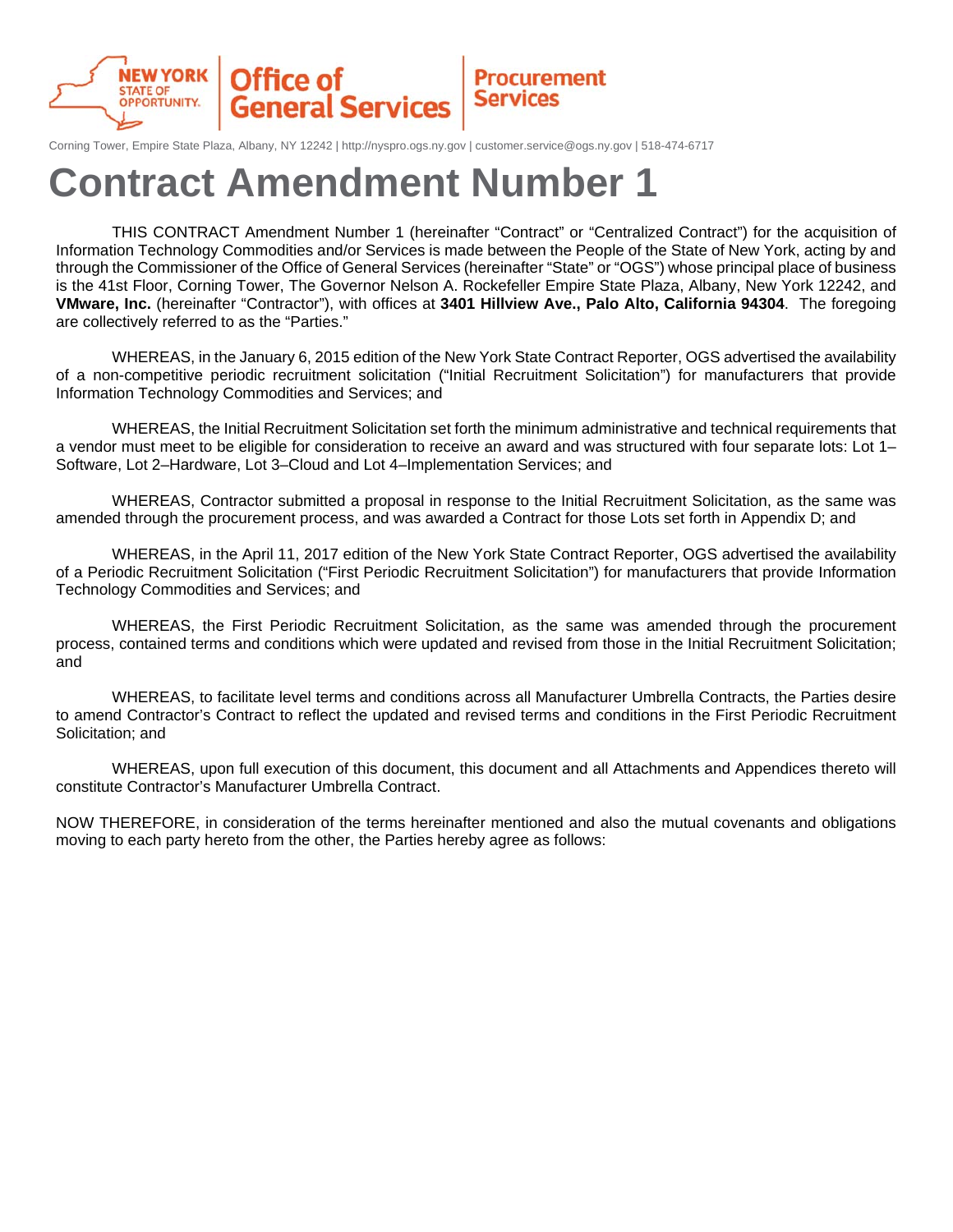NEW YORK STATE OF OPPORTUNITY. | Office of General Services | Procurement Services

Corning Tower, Empire State Plaza, Albany, NY 12242 | http://nyspro.ogs.ny.gov | customer.service@ogs.ny.gov | 518-474-6717

# Contract Amendment Number 1

THIS CONTRACT Amendment Number 1 (hereinafter "Contract" or "Centralized Contract") for the acquisition of Information Technology Commodities and/or Services is made between the People of the State of New York, acting by and through the Commissioner of the Office of General Services (hereinafter "State" or "OGS") whose principal place of business is the 41st Floor, Corning Tower, The Governor Nelson A. Rockefeller Empire State Plaza, Albany, New York 12242, and **VMware, Inc.** (hereinafter "Contractor"), with offices at **3401 Hillview Ave., Palo Alto, California 94304**. The foregoing are collectively referred to as the "Parties."

WHEREAS, in the January 6, 2015 edition of the New York State Contract Reporter, OGS advertised the availability of a non-competitive periodic recruitment solicitation ("Initial Recruitment Solicitation") for manufacturers that provide Information Technology Commodities and Services; and

WHEREAS, the Initial Recruitment Solicitation set forth the minimum administrative and technical requirements that a vendor must meet to be eligible for consideration to receive an award and was structured with four separate lots: Lot 1–Software, Lot 2–Hardware, Lot 3–Cloud and Lot 4–Implementation Services; and

WHEREAS, Contractor submitted a proposal in response to the Initial Recruitment Solicitation, as the same was amended through the procurement process, and was awarded a Contract for those Lots set forth in Appendix D; and

WHEREAS, in the April 11, 2017 edition of the New York State Contract Reporter, OGS advertised the availability of a Periodic Recruitment Solicitation ("First Periodic Recruitment Solicitation") for manufacturers that provide Information Technology Commodities and Services; and

WHEREAS, the First Periodic Recruitment Solicitation, as the same was amended through the procurement process, contained terms and conditions which were updated and revised from those in the Initial Recruitment Solicitation; and

WHEREAS, to facilitate level terms and conditions across all Manufacturer Umbrella Contracts, the Parties desire to amend Contractor's Contract to reflect the updated and revised terms and conditions in the First Periodic Recruitment Solicitation; and

WHEREAS, upon full execution of this document, this document and all Attachments and Appendices thereto will constitute Contractor's Manufacturer Umbrella Contract.

NOW THEREFORE, in consideration of the terms hereinafter mentioned and also the mutual covenants and obligations moving to each party hereto from the other, the Parties hereby agree as follows: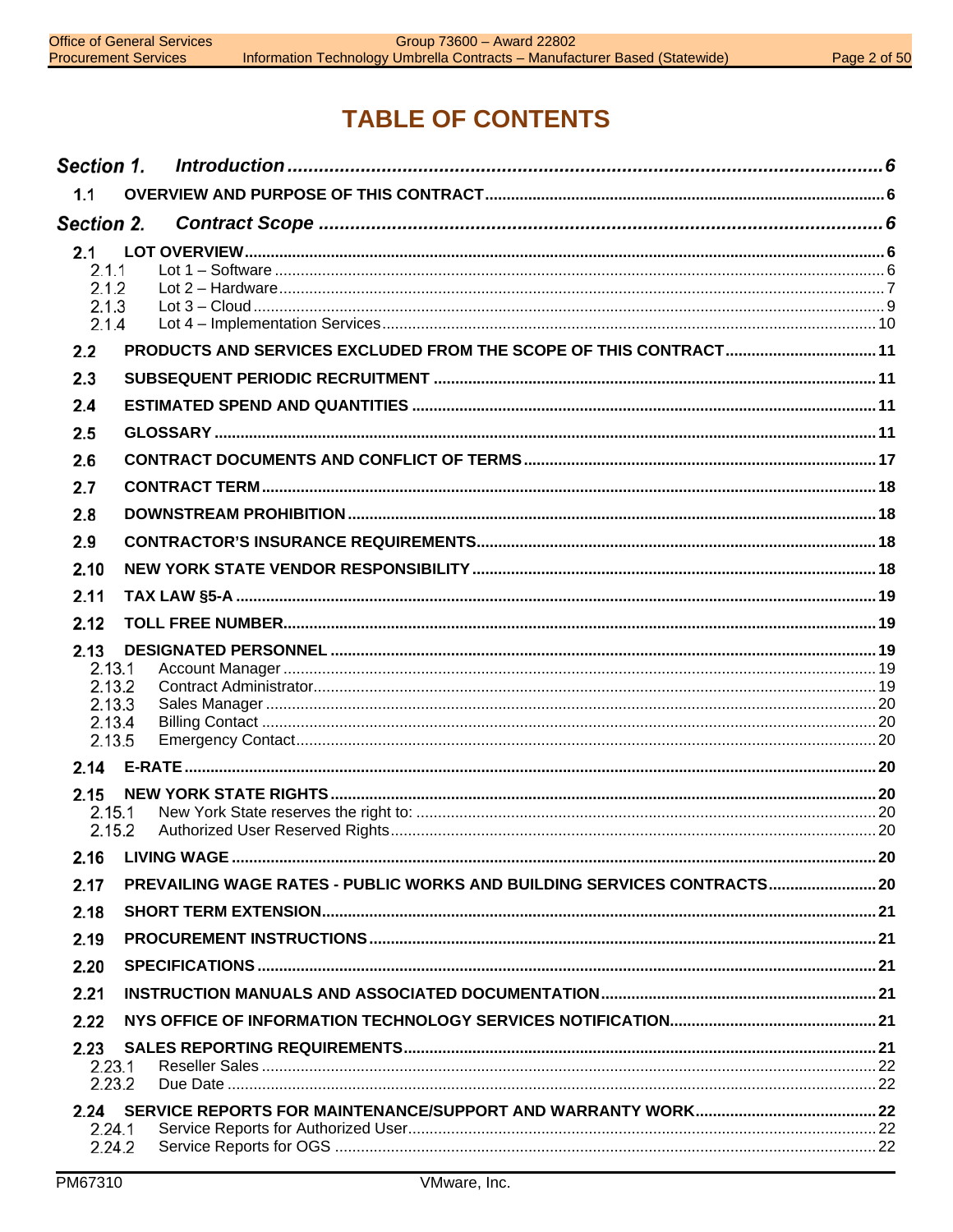# TABLE OF CONTENTS

**Section 1. Introduction** .......... 6

- 1.1 OVERVIEW AND PURPOSE OF THIS CONTRACT .......... 6

**Section 2. Contract Scope** .......... 6

- 2.1 LOT OVERVIEW .......... 6
  - 2.1.1 Lot 1 – Software .......... 6
  - 2.1.2 Lot 2 – Hardware .......... 7
  - 2.1.3 Lot 3 – Cloud .......... 9
  - 2.1.4 Lot 4 – Implementation Services .......... 10
- 2.2 PRODUCTS AND SERVICES EXCLUDED FROM THE SCOPE OF THIS CONTRACT .......... 11
- 2.3 SUBSEQUENT PERIODIC RECRUITMENT .......... 11
- 2.4 ESTIMATED SPEND AND QUANTITIES .......... 11
- 2.5 GLOSSARY .......... 11
- 2.6 CONTRACT DOCUMENTS AND CONFLICT OF TERMS .......... 17
- 2.7 CONTRACT TERM .......... 18
- 2.8 DOWNSTREAM PROHIBITION .......... 18
- 2.9 CONTRACTOR'S INSURANCE REQUIREMENTS .......... 18
- 2.10 NEW YORK STATE VENDOR RESPONSIBILITY .......... 18
- 2.11 TAX LAW §5-A .......... 19
- 2.12 TOLL FREE NUMBER .......... 19
- 2.13 DESIGNATED PERSONNEL .......... 19
  - 2.13.1 Account Manager .......... 19
  - 2.13.2 Contract Administrator .......... 19
  - 2.13.3 Sales Manager .......... 20
  - 2.13.4 Billing Contact .......... 20
  - 2.13.5 Emergency Contact .......... 20
- 2.14 E-RATE .......... 20
- 2.15 NEW YORK STATE RIGHTS .......... 20
  - 2.15.1 New York State reserves the right to: .......... 20
  - 2.15.2 Authorized User Reserved Rights .......... 20
- 2.16 LIVING WAGE .......... 20
- 2.17 PREVAILING WAGE RATES - PUBLIC WORKS AND BUILDING SERVICES CONTRACTS .......... 20
- 2.18 SHORT TERM EXTENSION .......... 21
- 2.19 PROCUREMENT INSTRUCTIONS .......... 21
- 2.20 SPECIFICATIONS .......... 21
- 2.21 INSTRUCTION MANUALS AND ASSOCIATED DOCUMENTATION .......... 21
- 2.22 NYS OFFICE OF INFORMATION TECHNOLOGY SERVICES NOTIFICATION .......... 21
- 2.23 SALES REPORTING REQUIREMENTS .......... 21
  - 2.23.1 Reseller Sales .......... 22
  - 2.23.2 Due Date .......... 22
- 2.24 SERVICE REPORTS FOR MAINTENANCE/SUPPORT AND WARRANTY WORK .......... 22
  - 2.24.1 Service Reports for Authorized User .......... 22
  - 2.24.2 Service Reports for OGS .......... 22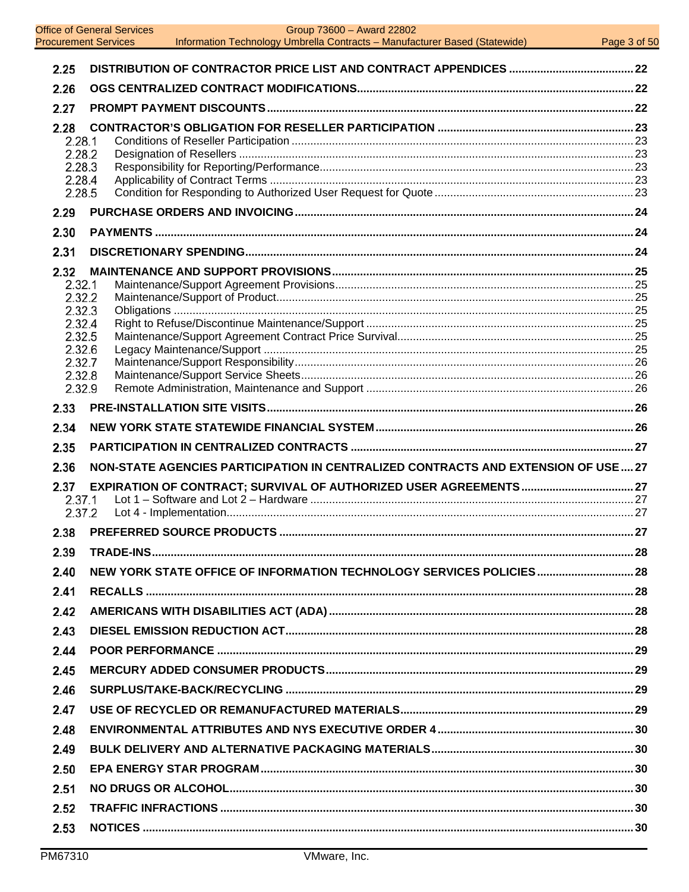| | | |
|---|---|---|
| **2.25** | **DISTRIBUTION OF CONTRACTOR PRICE LIST AND CONTRACT APPENDICES** | **22** |
| **2.26** | **OGS CENTRALIZED CONTRACT MODIFICATIONS** | **22** |
| **2.27** | **PROMPT PAYMENT DISCOUNTS** | **22** |
| **2.28** | **CONTRACTOR'S OBLIGATION FOR RESELLER PARTICIPATION** | **23** |
| 2.28.1 | Conditions of Reseller Participation | 23 |
| 2.28.2 | Designation of Resellers | 23 |
| 2.28.3 | Responsibility for Reporting/Performance | 23 |
| 2.28.4 | Applicability of Contract Terms | 23 |
| 2.28.5 | Condition for Responding to Authorized User Request for Quote | 23 |
| **2.29** | **PURCHASE ORDERS AND INVOICING** | **24** |
| **2.30** | **PAYMENTS** | **24** |
| **2.31** | **DISCRETIONARY SPENDING** | **24** |
| **2.32** | **MAINTENANCE AND SUPPORT PROVISIONS** | **25** |
| 2.32.1 | Maintenance/Support Agreement Provisions | 25 |
| 2.32.2 | Maintenance/Support of Product | 25 |
| 2.32.3 | Obligations | 25 |
| 2.32.4 | Right to Refuse/Discontinue Maintenance/Support | 25 |
| 2.32.5 | Maintenance/Support Agreement Contract Price Survival | 25 |
| 2.32.6 | Legacy Maintenance/Support | 25 |
| 2.32.7 | Maintenance/Support Responsibility | 26 |
| 2.32.8 | Maintenance/Support Service Sheets | 26 |
| 2.32.9 | Remote Administration, Maintenance and Support | 26 |
| **2.33** | **PRE-INSTALLATION SITE VISITS** | **26** |
| **2.34** | **NEW YORK STATE STATEWIDE FINANCIAL SYSTEM** | **26** |
| **2.35** | **PARTICIPATION IN CENTRALIZED CONTRACTS** | **27** |
| **2.36** | **NON-STATE AGENCIES PARTICIPATION IN CENTRALIZED CONTRACTS AND EXTENSION OF USE** | **27** |
| **2.37** | **EXPIRATION OF CONTRACT; SURVIVAL OF AUTHORIZED USER AGREEMENTS** | **27** |
| 2.37.1 | Lot 1 – Software and Lot 2 – Hardware | 27 |
| 2.37.2 | Lot 4 - Implementation | 27 |
| **2.38** | **PREFERRED SOURCE PRODUCTS** | **27** |
| **2.39** | **TRADE-INS** | **28** |
| **2.40** | **NEW YORK STATE OFFICE OF INFORMATION TECHNOLOGY SERVICES POLICIES** | **28** |
| **2.41** | **RECALLS** | **28** |
| **2.42** | **AMERICANS WITH DISABILITIES ACT (ADA)** | **28** |
| **2.43** | **DIESEL EMISSION REDUCTION ACT** | **28** |
| **2.44** | **POOR PERFORMANCE** | **29** |
| **2.45** | **MERCURY ADDED CONSUMER PRODUCTS** | **29** |
| **2.46** | **SURPLUS/TAKE-BACK/RECYCLING** | **29** |
| **2.47** | **USE OF RECYCLED OR REMANUFACTURED MATERIALS** | **29** |
| **2.48** | **ENVIRONMENTAL ATTRIBUTES AND NYS EXECUTIVE ORDER 4** | **30** |
| **2.49** | **BULK DELIVERY AND ALTERNATIVE PACKAGING MATERIALS** | **30** |
| **2.50** | **EPA ENERGY STAR PROGRAM** | **30** |
| **2.51** | **NO DRUGS OR ALCOHOL** | **30** |
| **2.52** | **TRAFFIC INFRACTIONS** | **30** |
| **2.53** | **NOTICES** | **30** |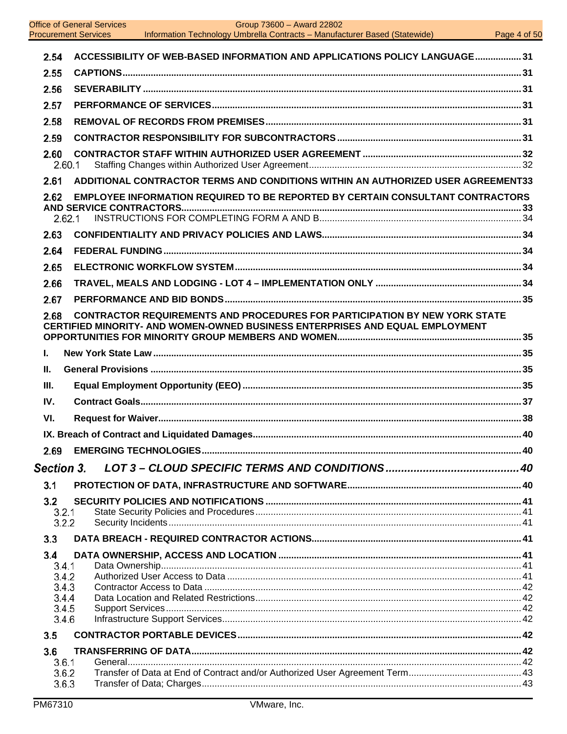**2.54 ACCESSIBILITY OF WEB-BASED INFORMATION AND APPLICATIONS POLICY LANGUAGE .................. 31**

**2.55 CAPTIONS ........................................................................................................................ 31**

**2.56 SEVERABILITY ................................................................................................................... 31**

**2.57 PERFORMANCE OF SERVICES ......................................................................................... 31**

**2.58 REMOVAL OF RECORDS FROM PREMISES ...................................................................... 31**

**2.59 CONTRACTOR RESPONSIBILITY FOR SUBCONTRACTORS ............................................ 31**

**2.60 CONTRACTOR STAFF WITHIN AUTHORIZED USER AGREEMENT .................................. 32**

2.60.1 Staffing Changes within Authorized User Agreement .................................................. 32

**2.61 ADDITIONAL CONTRACTOR TERMS AND CONDITIONS WITHIN AN AUTHORIZED USER AGREEMENT 33**

**2.62 EMPLOYEE INFORMATION REQUIRED TO BE REPORTED BY CERTAIN CONSULTANT CONTRACTORS AND SERVICE CONTRACTORS ......................................................................................... 33**

2.62.1 INSTRUCTIONS FOR COMPLETING FORM A AND B ................................................ 34

**2.63 CONFIDENTIALITY AND PRIVACY POLICIES AND LAWS ................................................. 34**

**2.64 FEDERAL FUNDING ........................................................................................................... 34**

**2.65 ELECTRONIC WORKFLOW SYSTEM ................................................................................ 34**

**2.66 TRAVEL, MEALS AND LODGING - LOT 4 – IMPLEMENTATION ONLY ............................... 34**

**2.67 PERFORMANCE AND BID BONDS .................................................................................... 35**

**2.68 CONTRACTOR REQUIREMENTS AND PROCEDURES FOR PARTICIPATION BY NEW YORK STATE CERTIFIED MINORITY- AND WOMEN-OWNED BUSINESS ENTERPRISES AND EQUAL EMPLOYMENT OPPORTUNITIES FOR MINORITY GROUP MEMBERS AND WOMEN ............................................ 35**

**I. New York State Law .......................................................................................................... 35**

**II. General Provisions ........................................................................................................... 35**

**III. Equal Employment Opportunity (EEO) ............................................................................. 35**

**IV. Contract Goals ................................................................................................................ 37**

**VI. Request for Waiver ......................................................................................................... 38**

**IX. Breach of Contract and Liquidated Damages .................................................................. 40**

**2.69 EMERGING TECHNOLOGIES ............................................................................................ 40**

## *Section 3. LOT 3 – CLOUD SPECIFIC TERMS AND CONDITIONS ........................................... 40*

**3.1 PROTECTION OF DATA, INFRASTRUCTURE AND SOFTWARE ........................................ 40**

**3.2 SECURITY POLICIES AND NOTIFICATIONS ..................................................................... 41**

3.2.1 State Security Policies and Procedures ...................................................................... 41
3.2.2 Security Incidents ........................................................................................................ 41

**3.3 DATA BREACH - REQUIRED CONTRACTOR ACTIONS ..................................................... 41**

**3.4 DATA OWNERSHIP, ACCESS AND LOCATION ................................................................. 41**

3.4.1 Data Ownership ........................................................................................................... 41
3.4.2 Authorized User Access to Data ................................................................................. 41
3.4.3 Contractor Access to Data .......................................................................................... 42
3.4.4 Data Location and Related Restrictions ....................................................................... 42
3.4.5 Support Services ......................................................................................................... 42
3.4.6 Infrastructure Support Services ................................................................................... 42

**3.5 CONTRACTOR PORTABLE DEVICES ................................................................................ 42**

**3.6 TRANSFERRING OF DATA ................................................................................................. 42**

3.6.1 General ....................................................................................................................... 42
3.6.2 Transfer of Data at End of Contract and/or Authorized User Agreement Term ............. 43
3.6.3 Transfer of Data; Charges ........................................................................................... 43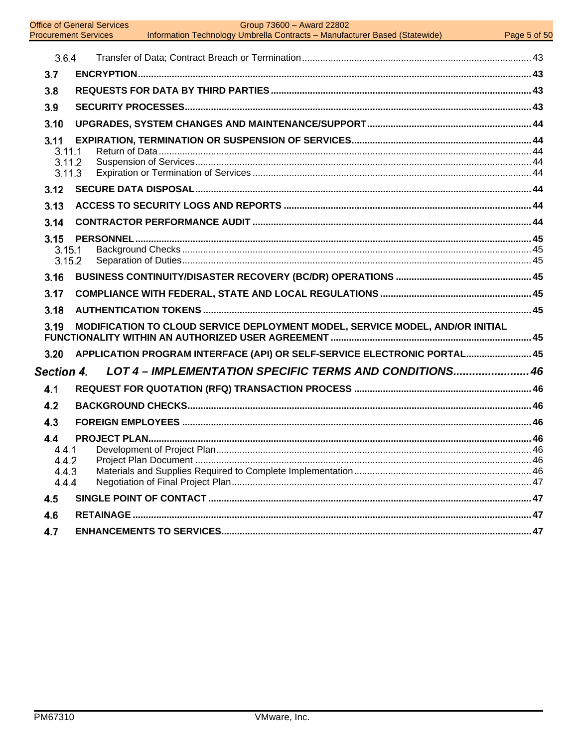3.6.4 Transfer of Data; Contract Breach or Termination ..... 43

**3.7 ENCRYPTION ..... 43**

**3.8 REQUESTS FOR DATA BY THIRD PARTIES ..... 43**

**3.9 SECURITY PROCESSES ..... 43**

**3.10 UPGRADES, SYSTEM CHANGES AND MAINTENANCE/SUPPORT ..... 44**

**3.11 EXPIRATION, TERMINATION OR SUSPENSION OF SERVICES ..... 44**

3.11.1 Return of Data ..... 44
3.11.2 Suspension of Services ..... 44
3.11.3 Expiration or Termination of Services ..... 44

**3.12 SECURE DATA DISPOSAL ..... 44**

**3.13 ACCESS TO SECURITY LOGS AND REPORTS ..... 44**

**3.14 CONTRACTOR PERFORMANCE AUDIT ..... 44**

**3.15 PERSONNEL ..... 45**

3.15.1 Background Checks ..... 45
3.15.2 Separation of Duties ..... 45

**3.16 BUSINESS CONTINUITY/DISASTER RECOVERY (BC/DR) OPERATIONS ..... 45**

**3.17 COMPLIANCE WITH FEDERAL, STATE AND LOCAL REGULATIONS ..... 45**

**3.18 AUTHENTICATION TOKENS ..... 45**

**3.19 MODIFICATION TO CLOUD SERVICE DEPLOYMENT MODEL, SERVICE MODEL, AND/OR INITIAL FUNCTIONALITY WITHIN AN AUTHORIZED USER AGREEMENT ..... 45**

**3.20 APPLICATION PROGRAM INTERFACE (API) OR SELF-SERVICE ELECTRONIC PORTAL ..... 45**

***Section 4. LOT 4 – IMPLEMENTATION SPECIFIC TERMS AND CONDITIONS ..... 46***

**4.1 REQUEST FOR QUOTATION (RFQ) TRANSACTION PROCESS ..... 46**

**4.2 BACKGROUND CHECKS ..... 46**

**4.3 FOREIGN EMPLOYEES ..... 46**

**4.4 PROJECT PLAN ..... 46**

4.4.1 Development of Project Plan ..... 46
4.4.2 Project Plan Document ..... 46
4.4.3 Materials and Supplies Required to Complete Implementation ..... 46
4.4.4 Negotiation of Final Project Plan ..... 47

**4.5 SINGLE POINT OF CONTACT ..... 47**

**4.6 RETAINAGE ..... 47**

**4.7 ENHANCEMENTS TO SERVICES ..... 47**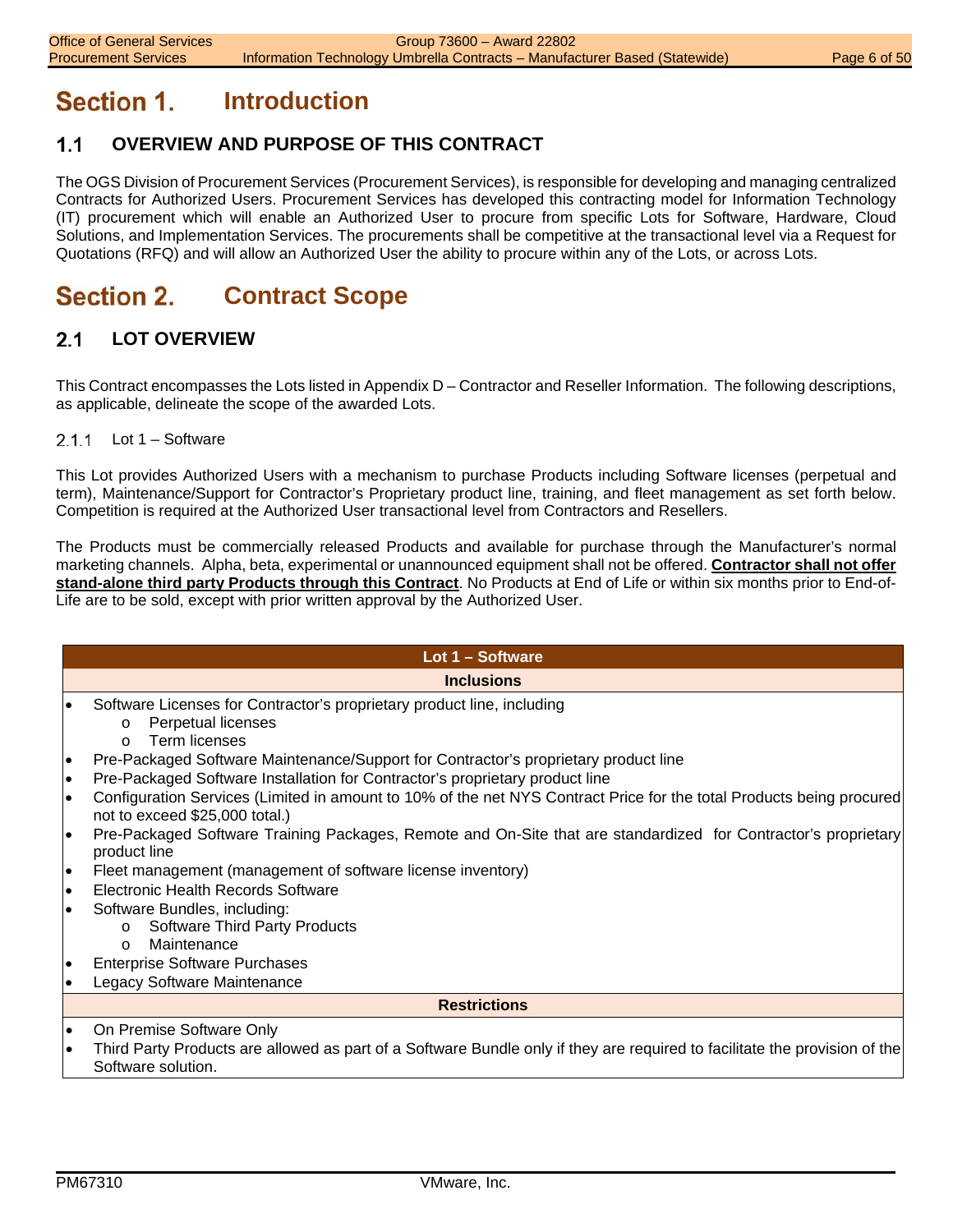# Section 1. Introduction

## 1.1 OVERVIEW AND PURPOSE OF THIS CONTRACT

The OGS Division of Procurement Services (Procurement Services), is responsible for developing and managing centralized Contracts for Authorized Users. Procurement Services has developed this contracting model for Information Technology (IT) procurement which will enable an Authorized User to procure from specific Lots for Software, Hardware, Cloud Solutions, and Implementation Services. The procurements shall be competitive at the transactional level via a Request for Quotations (RFQ) and will allow an Authorized User the ability to procure within any of the Lots, or across Lots.

# Section 2. Contract Scope

## 2.1 LOT OVERVIEW

This Contract encompasses the Lots listed in Appendix D – Contractor and Reseller Information. The following descriptions, as applicable, delineate the scope of the awarded Lots.

### 2.1.1 Lot 1 – Software

This Lot provides Authorized Users with a mechanism to purchase Products including Software licenses (perpetual and term), Maintenance/Support for Contractor's Proprietary product line, training, and fleet management as set forth below. Competition is required at the Authorized User transactional level from Contractors and Resellers.

The Products must be commercially released Products and available for purchase through the Manufacturer's normal marketing channels. Alpha, beta, experimental or unannounced equipment shall not be offered. **Contractor shall not offer stand-alone third party Products through this Contract**. No Products at End of Life or within six months prior to End-of-Life are to be sold, except with prior written approval by the Authorized User.

| Lot 1 – Software |
|---|
| **Inclusions** |
| • Software Licenses for Contractor's proprietary product line, including<br>  o Perpetual licenses<br>  o Term licenses<br>• Pre-Packaged Software Maintenance/Support for Contractor's proprietary product line<br>• Pre-Packaged Software Installation for Contractor's proprietary product line<br>• Configuration Services (Limited in amount to 10% of the net NYS Contract Price for the total Products being procured not to exceed $25,000 total.)<br>• Pre-Packaged Software Training Packages, Remote and On-Site that are standardized for Contractor's proprietary product line<br>• Fleet management (management of software license inventory)<br>• Electronic Health Records Software<br>• Software Bundles, including:<br>  o Software Third Party Products<br>  o Maintenance<br>• Enterprise Software Purchases<br>• Legacy Software Maintenance |
| **Restrictions** |
| • On Premise Software Only<br>• Third Party Products are allowed as part of a Software Bundle only if they are required to facilitate the provision of the Software solution. |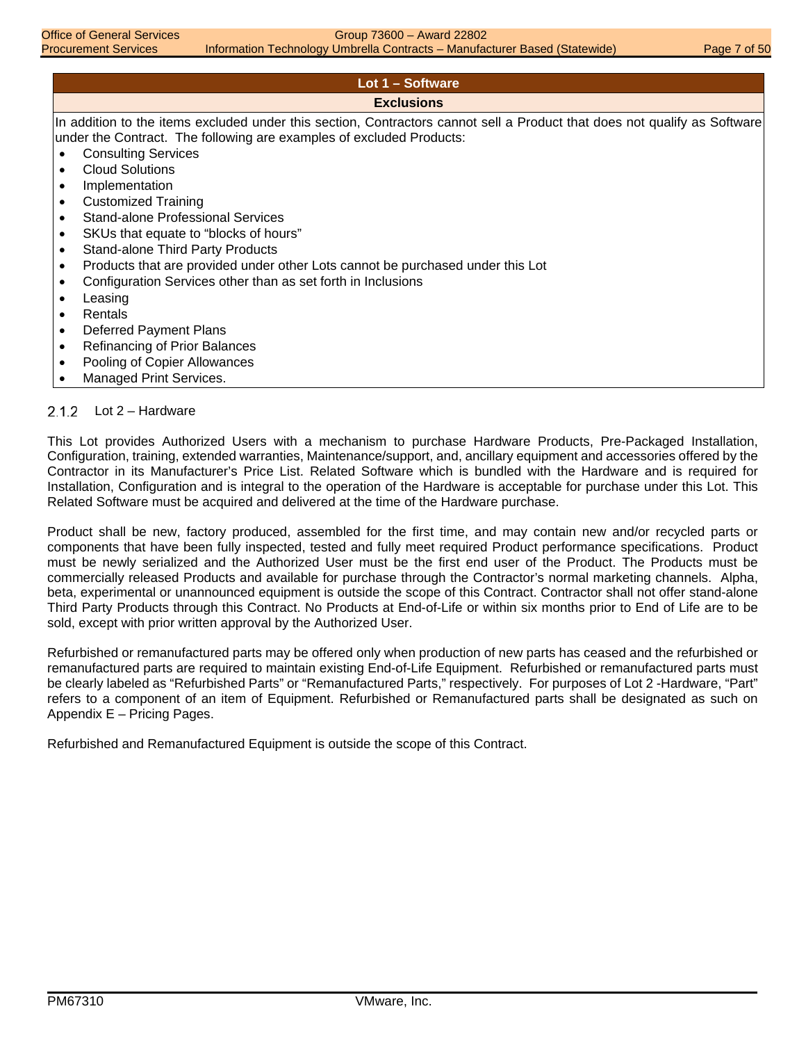| Lot 1 – Software |
| --- |
| **Exclusions** |
| In addition to the items excluded under this section, Contractors cannot sell a Product that does not qualify as Software under the Contract. The following are examples of excluded Products:<br>• Consulting Services<br>• Cloud Solutions<br>• Implementation<br>• Customized Training<br>• Stand-alone Professional Services<br>• SKUs that equate to "blocks of hours"<br>• Stand-alone Third Party Products<br>• Products that are provided under other Lots cannot be purchased under this Lot<br>• Configuration Services other than as set forth in Inclusions<br>• Leasing<br>• Rentals<br>• Deferred Payment Plans<br>• Refinancing of Prior Balances<br>• Pooling of Copier Allowances<br>• Managed Print Services. |

### 2.1.2 Lot 2 – Hardware

This Lot provides Authorized Users with a mechanism to purchase Hardware Products, Pre-Packaged Installation, Configuration, training, extended warranties, Maintenance/support, and, ancillary equipment and accessories offered by the Contractor in its Manufacturer's Price List. Related Software which is bundled with the Hardware and is required for Installation, Configuration and is integral to the operation of the Hardware is acceptable for purchase under this Lot. This Related Software must be acquired and delivered at the time of the Hardware purchase.

Product shall be new, factory produced, assembled for the first time, and may contain new and/or recycled parts or components that have been fully inspected, tested and fully meet required Product performance specifications. Product must be newly serialized and the Authorized User must be the first end user of the Product. The Products must be commercially released Products and available for purchase through the Contractor's normal marketing channels. Alpha, beta, experimental or unannounced equipment is outside the scope of this Contract. Contractor shall not offer stand-alone Third Party Products through this Contract. No Products at End-of-Life or within six months prior to End of Life are to be sold, except with prior written approval by the Authorized User.

Refurbished or remanufactured parts may be offered only when production of new parts has ceased and the refurbished or remanufactured parts are required to maintain existing End-of-Life Equipment. Refurbished or remanufactured parts must be clearly labeled as "Refurbished Parts" or "Remanufactured Parts," respectively. For purposes of Lot 2 -Hardware, "Part" refers to a component of an item of Equipment. Refurbished or Remanufactured parts shall be designated as such on Appendix E – Pricing Pages.

Refurbished and Remanufactured Equipment is outside the scope of this Contract.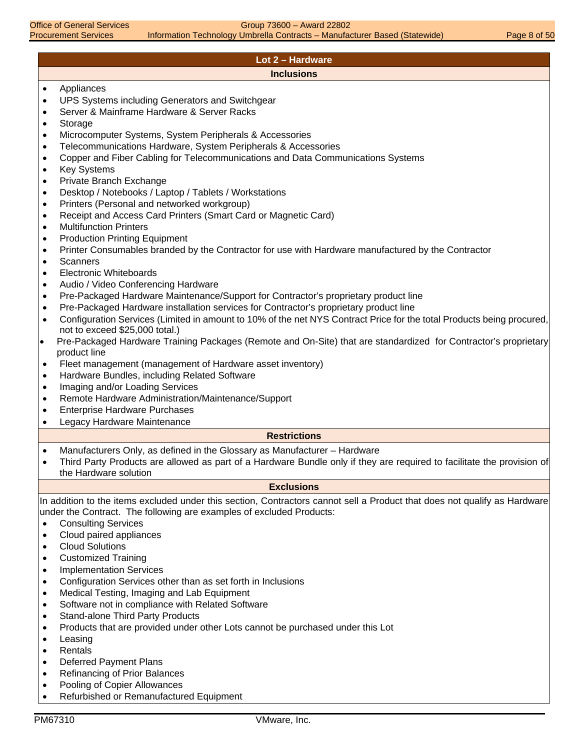## Lot 2 – Hardware

### Inclusions

- Appliances
- UPS Systems including Generators and Switchgear
- Server & Mainframe Hardware & Server Racks
- Storage
- Microcomputer Systems, System Peripherals & Accessories
- Telecommunications Hardware, System Peripherals & Accessories
- Copper and Fiber Cabling for Telecommunications and Data Communications Systems
- Key Systems
- Private Branch Exchange
- Desktop / Notebooks / Laptop / Tablets / Workstations
- Printers (Personal and networked workgroup)
- Receipt and Access Card Printers (Smart Card or Magnetic Card)
- Multifunction Printers
- Production Printing Equipment
- Printer Consumables branded by the Contractor for use with Hardware manufactured by the Contractor
- Scanners
- Electronic Whiteboards
- Audio / Video Conferencing Hardware
- Pre-Packaged Hardware Maintenance/Support for Contractor's proprietary product line
- Pre-Packaged Hardware installation services for Contractor's proprietary product line
- Configuration Services (Limited in amount to 10% of the net NYS Contract Price for the total Products being procured, not to exceed $25,000 total.)
- Pre-Packaged Hardware Training Packages (Remote and On-Site) that are standardized for Contractor's proprietary product line
- Fleet management (management of Hardware asset inventory)
- Hardware Bundles, including Related Software
- Imaging and/or Loading Services
- Remote Hardware Administration/Maintenance/Support
- Enterprise Hardware Purchases
- Legacy Hardware Maintenance

### Restrictions

- Manufacturers Only, as defined in the Glossary as Manufacturer – Hardware
- Third Party Products are allowed as part of a Hardware Bundle only if they are required to facilitate the provision of the Hardware solution

### Exclusions

In addition to the items excluded under this section, Contractors cannot sell a Product that does not qualify as Hardware under the Contract. The following are examples of excluded Products:

- Consulting Services
- Cloud paired appliances
- Cloud Solutions
- Customized Training
- Implementation Services
- Configuration Services other than as set forth in Inclusions
- Medical Testing, Imaging and Lab Equipment
- Software not in compliance with Related Software
- Stand-alone Third Party Products
- Products that are provided under other Lots cannot be purchased under this Lot
- Leasing
- Rentals
- Deferred Payment Plans
- Refinancing of Prior Balances
- Pooling of Copier Allowances
- Refurbished or Remanufactured Equipment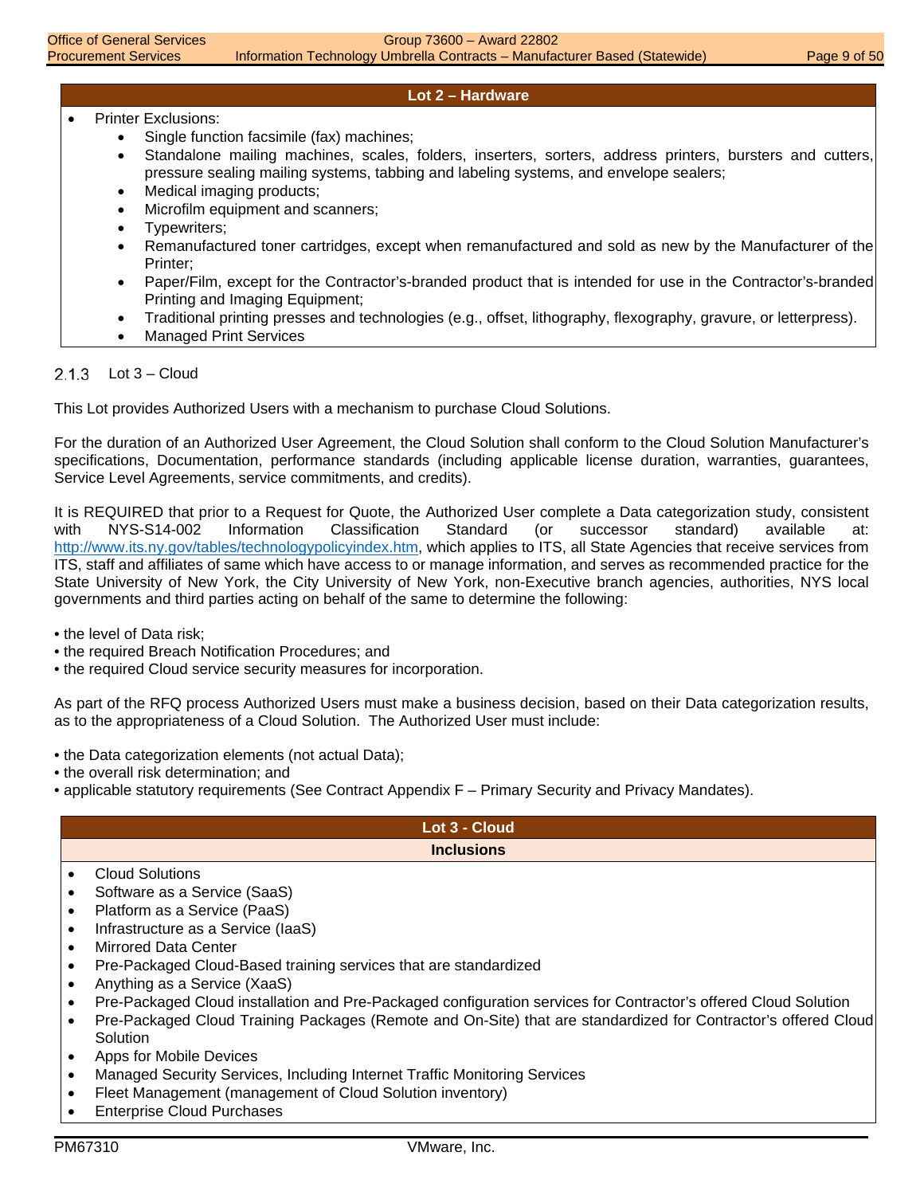| Lot 2 – Hardware |
| --- |
| • Printer Exclusions:<br>  ◦ Single function facsimile (fax) machines;<br>  ◦ Standalone mailing machines, scales, folders, inserters, sorters, address printers, bursters and cutters, pressure sealing mailing systems, tabbing and labeling systems, and envelope sealers;<br>  ◦ Medical imaging products;<br>  ◦ Microfilm equipment and scanners;<br>  ◦ Typewriters;<br>  ◦ Remanufactured toner cartridges, except when remanufactured and sold as new by the Manufacturer of the Printer;<br>  ◦ Paper/Film, except for the Contractor's-branded product that is intended for use in the Contractor's-branded Printing and Imaging Equipment;<br>  ◦ Traditional printing presses and technologies (e.g., offset, lithography, flexography, gravure, or letterpress).<br>  ◦ Managed Print Services |

### 2.1.3 Lot 3 – Cloud

This Lot provides Authorized Users with a mechanism to purchase Cloud Solutions.

For the duration of an Authorized User Agreement, the Cloud Solution shall conform to the Cloud Solution Manufacturer's specifications, Documentation, performance standards (including applicable license duration, warranties, guarantees, Service Level Agreements, service commitments, and credits).

It is REQUIRED that prior to a Request for Quote, the Authorized User complete a Data categorization study, consistent with NYS-S14-002 Information Classification Standard (or successor standard) available at: http://www.its.ny.gov/tables/technologypolicyindex.htm, which applies to ITS, all State Agencies that receive services from ITS, staff and affiliates of same which have access to or manage information, and serves as recommended practice for the State University of New York, the City University of New York, non-Executive branch agencies, authorities, NYS local governments and third parties acting on behalf of the same to determine the following:

- the level of Data risk;
- the required Breach Notification Procedures; and
- the required Cloud service security measures for incorporation.

As part of the RFQ process Authorized Users must make a business decision, based on their Data categorization results, as to the appropriateness of a Cloud Solution. The Authorized User must include:

- the Data categorization elements (not actual Data);
- the overall risk determination; and
- applicable statutory requirements (See Contract Appendix F – Primary Security and Privacy Mandates).

| Lot 3 - Cloud |
| --- |
| **Inclusions** |
| • Cloud Solutions<br>• Software as a Service (SaaS)<br>• Platform as a Service (PaaS)<br>• Infrastructure as a Service (IaaS)<br>• Mirrored Data Center<br>• Pre-Packaged Cloud-Based training services that are standardized<br>• Anything as a Service (XaaS)<br>• Pre-Packaged Cloud installation and Pre-Packaged configuration services for Contractor's offered Cloud Solution<br>• Pre-Packaged Cloud Training Packages (Remote and On-Site) that are standardized for Contractor's offered Cloud Solution<br>• Apps for Mobile Devices<br>• Managed Security Services, Including Internet Traffic Monitoring Services<br>• Fleet Management (management of Cloud Solution inventory)<br>• Enterprise Cloud Purchases |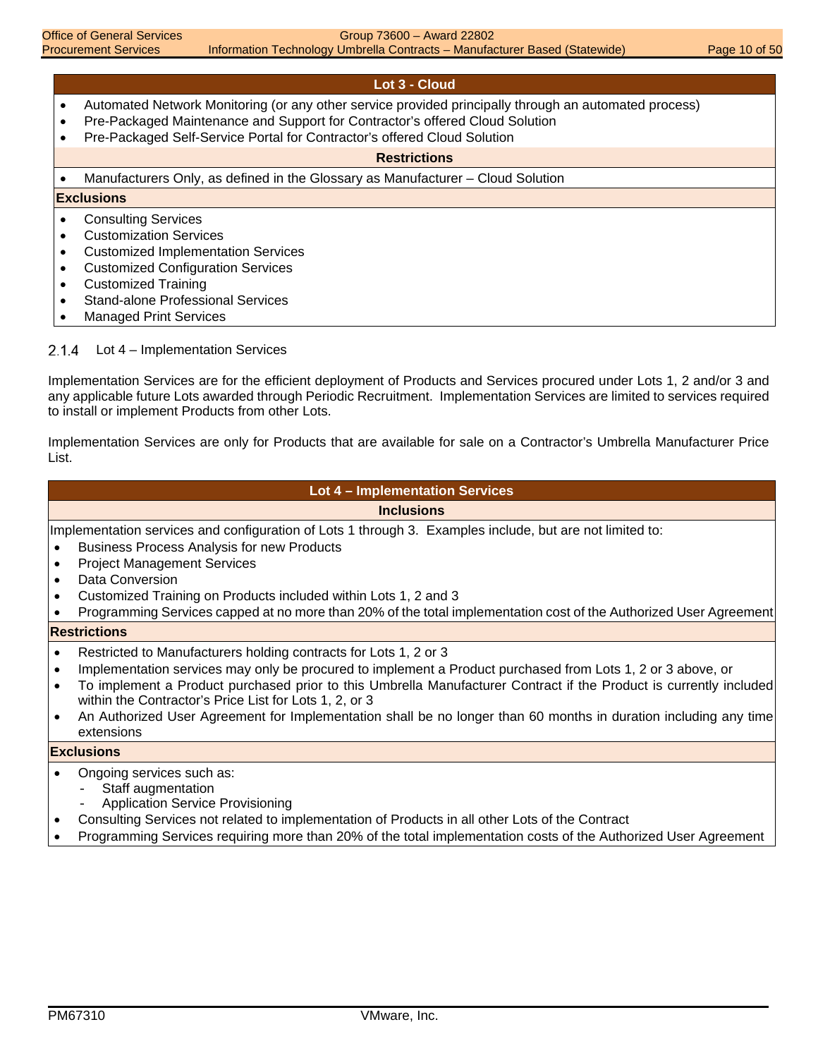| Lot 3 - Cloud |
|---|
| • Automated Network Monitoring (or any other service provided principally through an automated process)<br>• Pre-Packaged Maintenance and Support for Contractor's offered Cloud Solution<br>• Pre-Packaged Self-Service Portal for Contractor's offered Cloud Solution |
| **Restrictions** |
| • Manufacturers Only, as defined in the Glossary as Manufacturer – Cloud Solution |
| **Exclusions** |
| • Consulting Services<br>• Customization Services<br>• Customized Implementation Services<br>• Customized Configuration Services<br>• Customized Training<br>• Stand-alone Professional Services<br>• Managed Print Services |

### 2.1.4 Lot 4 – Implementation Services

Implementation Services are for the efficient deployment of Products and Services procured under Lots 1, 2 and/or 3 and any applicable future Lots awarded through Periodic Recruitment. Implementation Services are limited to services required to install or implement Products from other Lots.

Implementation Services are only for Products that are available for sale on a Contractor's Umbrella Manufacturer Price List.

| Lot 4 – Implementation Services |
|---|
| **Inclusions** |
| Implementation services and configuration of Lots 1 through 3. Examples include, but are not limited to:<br>• Business Process Analysis for new Products<br>• Project Management Services<br>• Data Conversion<br>• Customized Training on Products included within Lots 1, 2 and 3<br>• Programming Services capped at no more than 20% of the total implementation cost of the Authorized User Agreement |
| **Restrictions** |
| • Restricted to Manufacturers holding contracts for Lots 1, 2 or 3<br>• Implementation services may only be procured to implement a Product purchased from Lots 1, 2 or 3 above, or<br>• To implement a Product purchased prior to this Umbrella Manufacturer Contract if the Product is currently included within the Contractor's Price List for Lots 1, 2, or 3<br>• An Authorized User Agreement for Implementation shall be no longer than 60 months in duration including any time extensions |
| **Exclusions** |
| • Ongoing services such as:<br>  - Staff augmentation<br>  - Application Service Provisioning<br>• Consulting Services not related to implementation of Products in all other Lots of the Contract<br>• Programming Services requiring more than 20% of the total implementation costs of the Authorized User Agreement |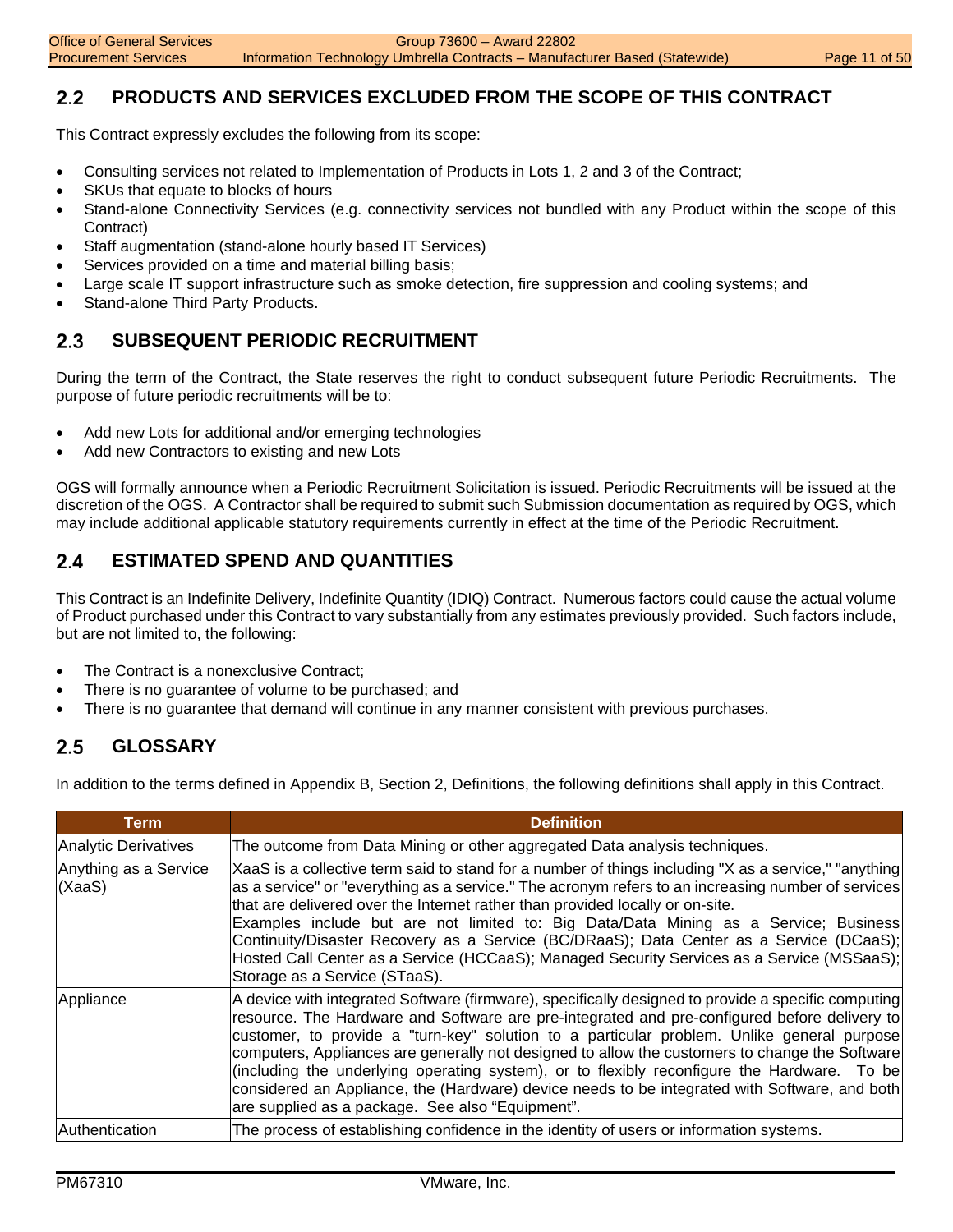## 2.2 PRODUCTS AND SERVICES EXCLUDED FROM THE SCOPE OF THIS CONTRACT

This Contract expressly excludes the following from its scope:

- Consulting services not related to Implementation of Products in Lots 1, 2 and 3 of the Contract;
- SKUs that equate to blocks of hours
- Stand-alone Connectivity Services (e.g. connectivity services not bundled with any Product within the scope of this Contract)
- Staff augmentation (stand-alone hourly based IT Services)
- Services provided on a time and material billing basis;
- Large scale IT support infrastructure such as smoke detection, fire suppression and cooling systems; and
- Stand-alone Third Party Products.

## 2.3 SUBSEQUENT PERIODIC RECRUITMENT

During the term of the Contract, the State reserves the right to conduct subsequent future Periodic Recruitments. The purpose of future periodic recruitments will be to:

- Add new Lots for additional and/or emerging technologies
- Add new Contractors to existing and new Lots

OGS will formally announce when a Periodic Recruitment Solicitation is issued. Periodic Recruitments will be issued at the discretion of the OGS. A Contractor shall be required to submit such Submission documentation as required by OGS, which may include additional applicable statutory requirements currently in effect at the time of the Periodic Recruitment.

## 2.4 ESTIMATED SPEND AND QUANTITIES

This Contract is an Indefinite Delivery, Indefinite Quantity (IDIQ) Contract. Numerous factors could cause the actual volume of Product purchased under this Contract to vary substantially from any estimates previously provided. Such factors include, but are not limited to, the following:

- The Contract is a nonexclusive Contract;
- There is no guarantee of volume to be purchased; and
- There is no guarantee that demand will continue in any manner consistent with previous purchases.

## 2.5 GLOSSARY

In addition to the terms defined in Appendix B, Section 2, Definitions, the following definitions shall apply in this Contract.

| Term | Definition |
|---|---|
| Analytic Derivatives | The outcome from Data Mining or other aggregated Data analysis techniques. |
| Anything as a Service (XaaS) | XaaS is a collective term said to stand for a number of things including "X as a service," "anything as a service" or "everything as a service." The acronym refers to an increasing number of services that are delivered over the Internet rather than provided locally or on-site. Examples include but are not limited to: Big Data/Data Mining as a Service; Business Continuity/Disaster Recovery as a Service (BC/DRaaS); Data Center as a Service (DCaaS); Hosted Call Center as a Service (HCCaaS); Managed Security Services as a Service (MSSaaS); Storage as a Service (STaaS). |
| Appliance | A device with integrated Software (firmware), specifically designed to provide a specific computing resource. The Hardware and Software are pre-integrated and pre-configured before delivery to customer, to provide a "turn-key" solution to a particular problem. Unlike general purpose computers, Appliances are generally not designed to allow the customers to change the Software (including the underlying operating system), or to flexibly reconfigure the Hardware. To be considered an Appliance, the (Hardware) device needs to be integrated with Software, and both are supplied as a package. See also "Equipment". |
| Authentication | The process of establishing confidence in the identity of users or information systems. |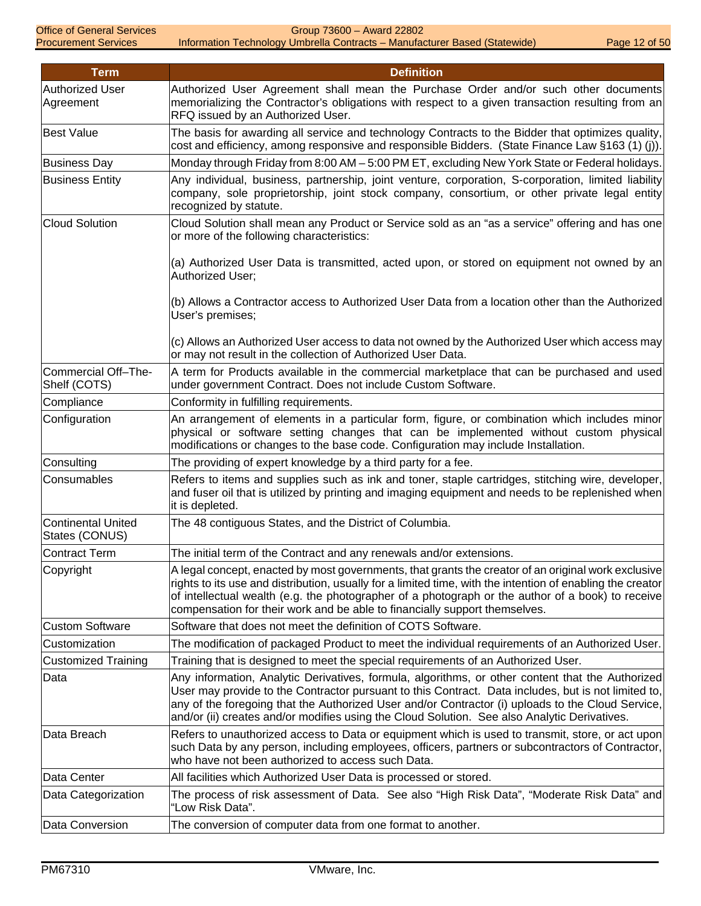| Term | Definition |
|---|---|
| Authorized User Agreement | Authorized User Agreement shall mean the Purchase Order and/or such other documents memorializing the Contractor's obligations with respect to a given transaction resulting from an RFQ issued by an Authorized User. |
| Best Value | The basis for awarding all service and technology Contracts to the Bidder that optimizes quality, cost and efficiency, among responsive and responsible Bidders. (State Finance Law §163 (1) (j)). |
| Business Day | Monday through Friday from 8:00 AM – 5:00 PM ET, excluding New York State or Federal holidays. |
| Business Entity | Any individual, business, partnership, joint venture, corporation, S-corporation, limited liability company, sole proprietorship, joint stock company, consortium, or other private legal entity recognized by statute. |
| Cloud Solution | Cloud Solution shall mean any Product or Service sold as an "as a service" offering and has one or more of the following characteristics:<br><br>(a) Authorized User Data is transmitted, acted upon, or stored on equipment not owned by an Authorized User;<br><br>(b) Allows a Contractor access to Authorized User Data from a location other than the Authorized User's premises;<br><br>(c) Allows an Authorized User access to data not owned by the Authorized User which access may or may not result in the collection of Authorized User Data. |
| Commercial Off–The-Shelf (COTS) | A term for Products available in the commercial marketplace that can be purchased and used under government Contract. Does not include Custom Software. |
| Compliance | Conformity in fulfilling requirements. |
| Configuration | An arrangement of elements in a particular form, figure, or combination which includes minor physical or software setting changes that can be implemented without custom physical modifications or changes to the base code. Configuration may include Installation. |
| Consulting | The providing of expert knowledge by a third party for a fee. |
| Consumables | Refers to items and supplies such as ink and toner, staple cartridges, stitching wire, developer, and fuser oil that is utilized by printing and imaging equipment and needs to be replenished when it is depleted. |
| Continental United States (CONUS) | The 48 contiguous States, and the District of Columbia. |
| Contract Term | The initial term of the Contract and any renewals and/or extensions. |
| Copyright | A legal concept, enacted by most governments, that grants the creator of an original work exclusive rights to its use and distribution, usually for a limited time, with the intention of enabling the creator of intellectual wealth (e.g. the photographer of a photograph or the author of a book) to receive compensation for their work and be able to financially support themselves. |
| Custom Software | Software that does not meet the definition of COTS Software. |
| Customization | The modification of packaged Product to meet the individual requirements of an Authorized User. |
| Customized Training | Training that is designed to meet the special requirements of an Authorized User. |
| Data | Any information, Analytic Derivatives, formula, algorithms, or other content that the Authorized User may provide to the Contractor pursuant to this Contract. Data includes, but is not limited to, any of the foregoing that the Authorized User and/or Contractor (i) uploads to the Cloud Service, and/or (ii) creates and/or modifies using the Cloud Solution. See also Analytic Derivatives. |
| Data Breach | Refers to unauthorized access to Data or equipment which is used to transmit, store, or act upon such Data by any person, including employees, officers, partners or subcontractors of Contractor, who have not been authorized to access such Data. |
| Data Center | All facilities which Authorized User Data is processed or stored. |
| Data Categorization | The process of risk assessment of Data. See also "High Risk Data", "Moderate Risk Data" and "Low Risk Data". |
| Data Conversion | The conversion of computer data from one format to another. |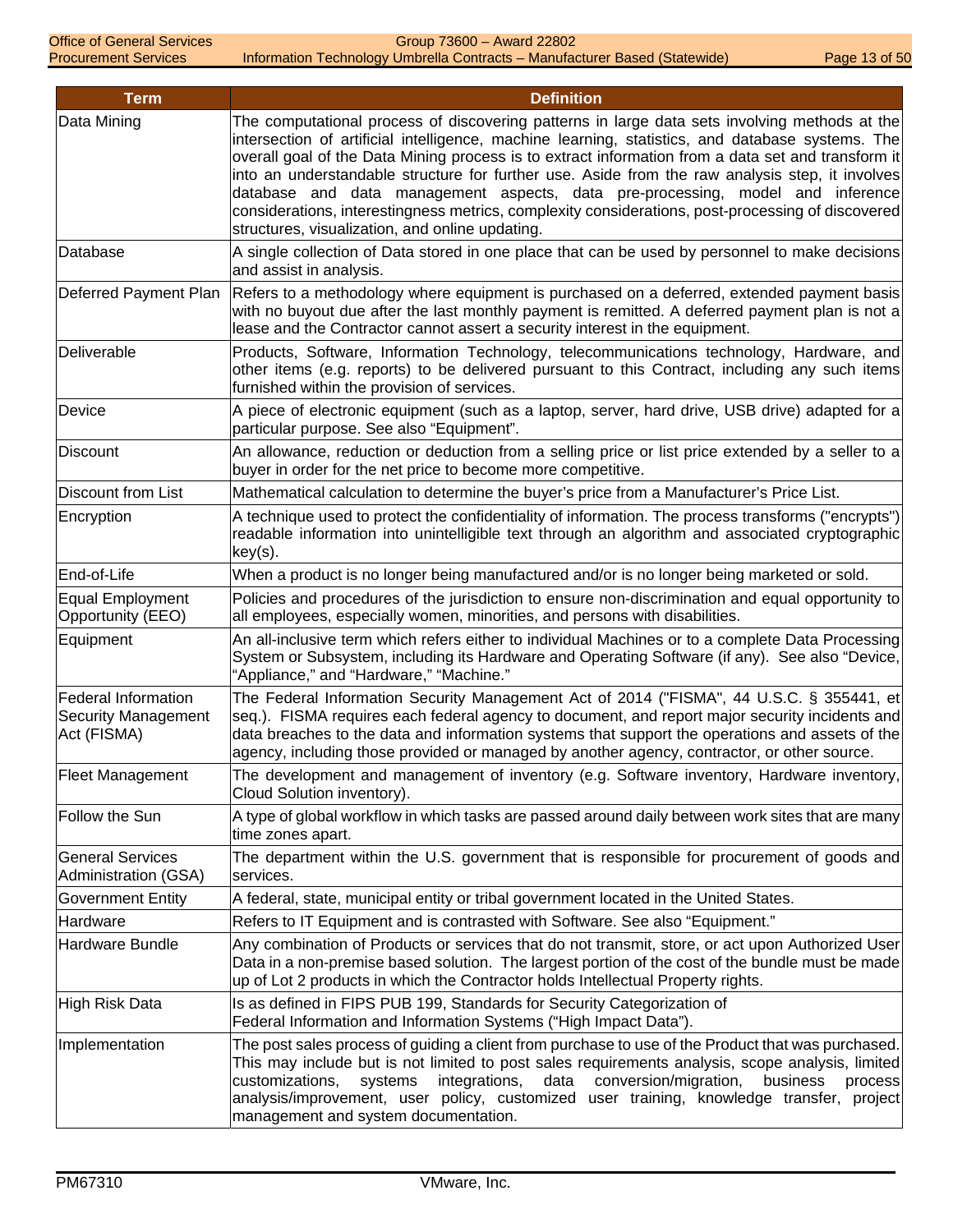| Term | Definition |
|---|---|
| Data Mining | The computational process of discovering patterns in large data sets involving methods at the intersection of artificial intelligence, machine learning, statistics, and database systems. The overall goal of the Data Mining process is to extract information from a data set and transform it into an understandable structure for further use. Aside from the raw analysis step, it involves database and data management aspects, data pre-processing, model and inference considerations, interestingness metrics, complexity considerations, post-processing of discovered structures, visualization, and online updating. |
| Database | A single collection of Data stored in one place that can be used by personnel to make decisions and assist in analysis. |
| Deferred Payment Plan | Refers to a methodology where equipment is purchased on a deferred, extended payment basis with no buyout due after the last monthly payment is remitted. A deferred payment plan is not a lease and the Contractor cannot assert a security interest in the equipment. |
| Deliverable | Products, Software, Information Technology, telecommunications technology, Hardware, and other items (e.g. reports) to be delivered pursuant to this Contract, including any such items furnished within the provision of services. |
| Device | A piece of electronic equipment (such as a laptop, server, hard drive, USB drive) adapted for a particular purpose. See also "Equipment". |
| Discount | An allowance, reduction or deduction from a selling price or list price extended by a seller to a buyer in order for the net price to become more competitive. |
| Discount from List | Mathematical calculation to determine the buyer's price from a Manufacturer's Price List. |
| Encryption | A technique used to protect the confidentiality of information. The process transforms ("encrypts") readable information into unintelligible text through an algorithm and associated cryptographic key(s). |
| End-of-Life | When a product is no longer being manufactured and/or is no longer being marketed or sold. |
| Equal Employment Opportunity (EEO) | Policies and procedures of the jurisdiction to ensure non-discrimination and equal opportunity to all employees, especially women, minorities, and persons with disabilities. |
| Equipment | An all-inclusive term which refers either to individual Machines or to a complete Data Processing System or Subsystem, including its Hardware and Operating Software (if any). See also "Device, "Appliance," and "Hardware," "Machine." |
| Federal Information Security Management Act (FISMA) | The Federal Information Security Management Act of 2014 ("FISMA", 44 U.S.C. § 355441, et seq.). FISMA requires each federal agency to document, and report major security incidents and data breaches to the data and information systems that support the operations and assets of the agency, including those provided or managed by another agency, contractor, or other source. |
| Fleet Management | The development and management of inventory (e.g. Software inventory, Hardware inventory, Cloud Solution inventory). |
| Follow the Sun | A type of global workflow in which tasks are passed around daily between work sites that are many time zones apart. |
| General Services Administration (GSA) | The department within the U.S. government that is responsible for procurement of goods and services. |
| Government Entity | A federal, state, municipal entity or tribal government located in the United States. |
| Hardware | Refers to IT Equipment and is contrasted with Software. See also "Equipment." |
| Hardware Bundle | Any combination of Products or services that do not transmit, store, or act upon Authorized User Data in a non-premise based solution. The largest portion of the cost of the bundle must be made up of Lot 2 products in which the Contractor holds Intellectual Property rights. |
| High Risk Data | Is as defined in FIPS PUB 199, Standards for Security Categorization of Federal Information and Information Systems ("High Impact Data"). |
| Implementation | The post sales process of guiding a client from purchase to use of the Product that was purchased. This may include but is not limited to post sales requirements analysis, scope analysis, limited customizations, systems integrations, data conversion/migration, business process analysis/improvement, user policy, customized user training, knowledge transfer, project management and system documentation. |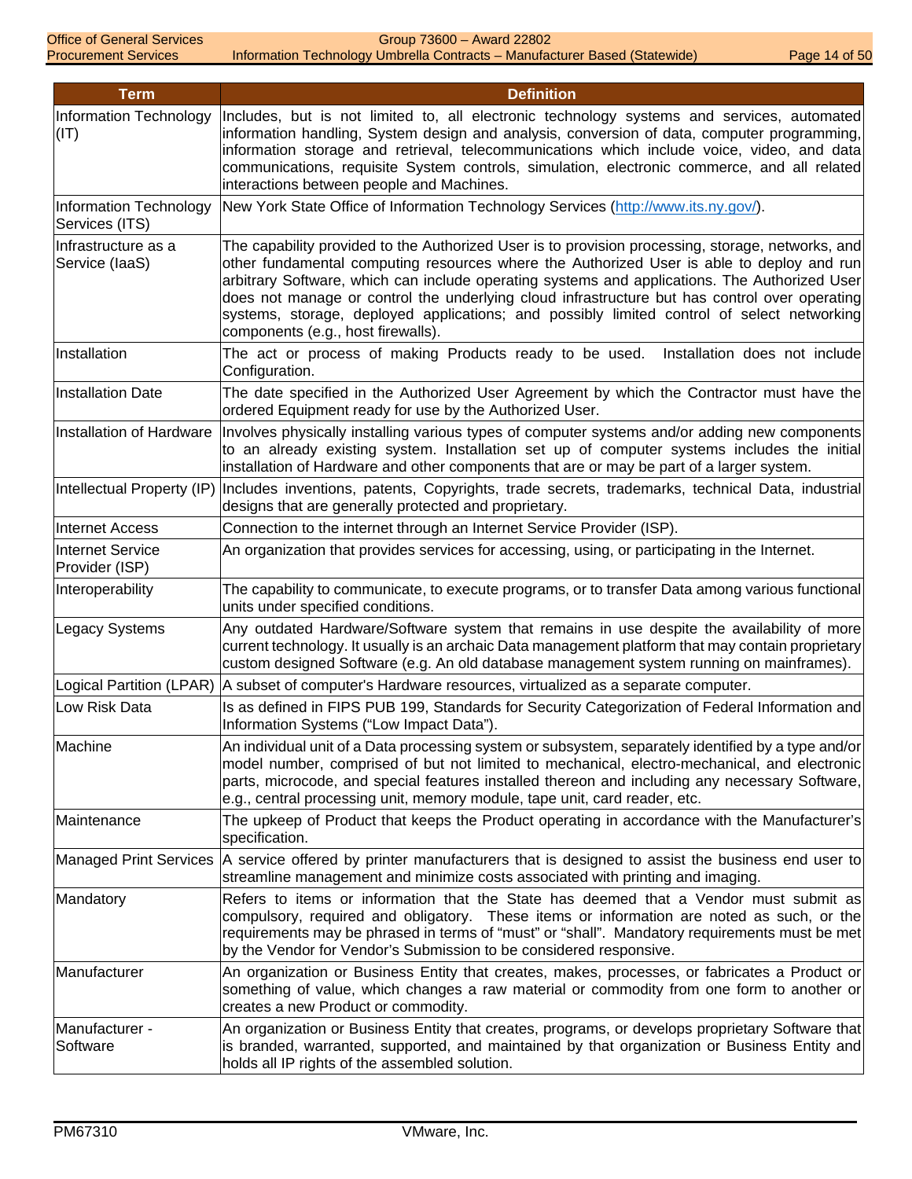| Term | Definition |
| --- | --- |
| Information Technology (IT) | Includes, but is not limited to, all electronic technology systems and services, automated information handling, System design and analysis, conversion of data, computer programming, information storage and retrieval, telecommunications which include voice, video, and data communications, requisite System controls, simulation, electronic commerce, and all related interactions between people and Machines. |
| Information Technology Services (ITS) | New York State Office of Information Technology Services (http://www.its.ny.gov/). |
| Infrastructure as a Service (IaaS) | The capability provided to the Authorized User is to provision processing, storage, networks, and other fundamental computing resources where the Authorized User is able to deploy and run arbitrary Software, which can include operating systems and applications. The Authorized User does not manage or control the underlying cloud infrastructure but has control over operating systems, storage, deployed applications; and possibly limited control of select networking components (e.g., host firewalls). |
| Installation | The act or process of making Products ready to be used. Installation does not include Configuration. |
| Installation Date | The date specified in the Authorized User Agreement by which the Contractor must have the ordered Equipment ready for use by the Authorized User. |
| Installation of Hardware | Involves physically installing various types of computer systems and/or adding new components to an already existing system. Installation set up of computer systems includes the initial installation of Hardware and other components that are or may be part of a larger system. |
| Intellectual Property (IP) | Includes inventions, patents, Copyrights, trade secrets, trademarks, technical Data, industrial designs that are generally protected and proprietary. |
| Internet Access | Connection to the internet through an Internet Service Provider (ISP). |
| Internet Service Provider (ISP) | An organization that provides services for accessing, using, or participating in the Internet. |
| Interoperability | The capability to communicate, to execute programs, or to transfer Data among various functional units under specified conditions. |
| Legacy Systems | Any outdated Hardware/Software system that remains in use despite the availability of more current technology. It usually is an archaic Data management platform that may contain proprietary custom designed Software (e.g. An old database management system running on mainframes). |
| Logical Partition (LPAR) | A subset of computer's Hardware resources, virtualized as a separate computer. |
| Low Risk Data | Is as defined in FIPS PUB 199, Standards for Security Categorization of Federal Information and Information Systems ("Low Impact Data"). |
| Machine | An individual unit of a Data processing system or subsystem, separately identified by a type and/or model number, comprised of but not limited to mechanical, electro-mechanical, and electronic parts, microcode, and special features installed thereon and including any necessary Software, e.g., central processing unit, memory module, tape unit, card reader, etc. |
| Maintenance | The upkeep of Product that keeps the Product operating in accordance with the Manufacturer's specification. |
| Managed Print Services | A service offered by printer manufacturers that is designed to assist the business end user to streamline management and minimize costs associated with printing and imaging. |
| Mandatory | Refers to items or information that the State has deemed that a Vendor must submit as compulsory, required and obligatory. These items or information are noted as such, or the requirements may be phrased in terms of "must" or "shall". Mandatory requirements must be met by the Vendor for Vendor's Submission to be considered responsive. |
| Manufacturer | An organization or Business Entity that creates, makes, processes, or fabricates a Product or something of value, which changes a raw material or commodity from one form to another or creates a new Product or commodity. |
| Manufacturer - Software | An organization or Business Entity that creates, programs, or develops proprietary Software that is branded, warranted, supported, and maintained by that organization or Business Entity and holds all IP rights of the assembled solution. |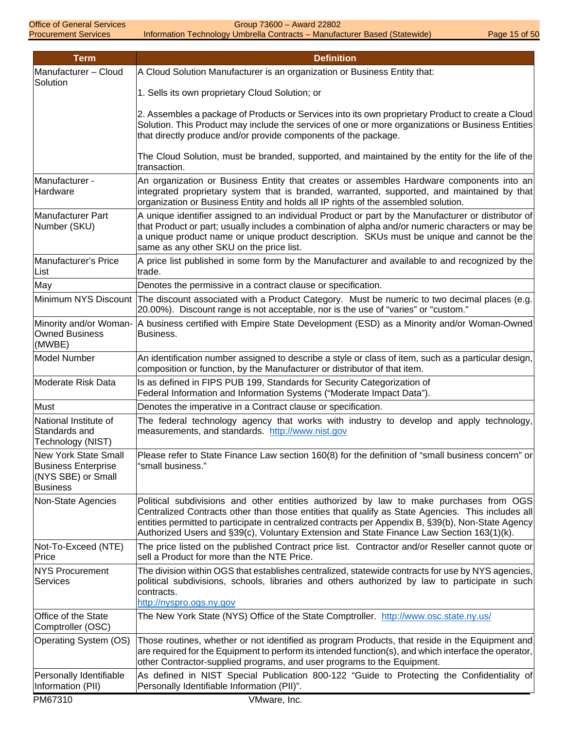| Term | Definition |
| --- | --- |
| Manufacturer – Cloud Solution | A Cloud Solution Manufacturer is an organization or Business Entity that:<br><br>1. Sells its own proprietary Cloud Solution; or<br><br>2. Assembles a package of Products or Services into its own proprietary Product to create a Cloud Solution. This Product may include the services of one or more organizations or Business Entities that directly produce and/or provide components of the package.<br><br>The Cloud Solution, must be branded, supported, and maintained by the entity for the life of the transaction. |
| Manufacturer - Hardware | An organization or Business Entity that creates or assembles Hardware components into an integrated proprietary system that is branded, warranted, supported, and maintained by that organization or Business Entity and holds all IP rights of the assembled solution. |
| Manufacturer Part Number (SKU) | A unique identifier assigned to an individual Product or part by the Manufacturer or distributor of that Product or part; usually includes a combination of alpha and/or numeric characters or may be a unique product name or unique product description. SKUs must be unique and cannot be the same as any other SKU on the price list. |
| Manufacturer's Price List | A price list published in some form by the Manufacturer and available to and recognized by the trade. |
| May | Denotes the permissive in a contract clause or specification. |
| Minimum NYS Discount | The discount associated with a Product Category. Must be numeric to two decimal places (e.g. 20.00%). Discount range is not acceptable, nor is the use of "varies" or "custom." |
| Minority and/or Woman-Owned Business (MWBE) | A business certified with Empire State Development (ESD) as a Minority and/or Woman-Owned Business. |
| Model Number | An identification number assigned to describe a style or class of item, such as a particular design, composition or function, by the Manufacturer or distributor of that item. |
| Moderate Risk Data | Is as defined in FIPS PUB 199, Standards for Security Categorization of Federal Information and Information Systems ("Moderate Impact Data"). |
| Must | Denotes the imperative in a Contract clause or specification. |
| National Institute of Standards and Technology (NIST) | The federal technology agency that works with industry to develop and apply technology, measurements, and standards. http://www.nist.gov |
| New York State Small Business Enterprise (NYS SBE) or Small Business | Please refer to State Finance Law section 160(8) for the definition of "small business concern" or "small business." |
| Non-State Agencies | Political subdivisions and other entities authorized by law to make purchases from OGS Centralized Contracts other than those entities that qualify as State Agencies. This includes all entities permitted to participate in centralized contracts per Appendix B, §39(b), Non-State Agency Authorized Users and §39(c), Voluntary Extension and State Finance Law Section 163(1)(k). |
| Not-To-Exceed (NTE) Price | The price listed on the published Contract price list. Contractor and/or Reseller cannot quote or sell a Product for more than the NTE Price. |
| NYS Procurement Services | The division within OGS that establishes centralized, statewide contracts for use by NYS agencies, political subdivisions, schools, libraries and others authorized by law to participate in such contracts.<br>http://nyspro.ogs.ny.gov |
| Office of the State Comptroller (OSC) | The New York State (NYS) Office of the State Comptroller. http://www.osc.state.ny.us/ |
| Operating System (OS) | Those routines, whether or not identified as program Products, that reside in the Equipment and are required for the Equipment to perform its intended function(s), and which interface the operator, other Contractor-supplied programs, and user programs to the Equipment. |
| Personally Identifiable Information (PII) | As defined in NIST Special Publication 800-122 "Guide to Protecting the Confidentiality of Personally Identifiable Information (PII)". |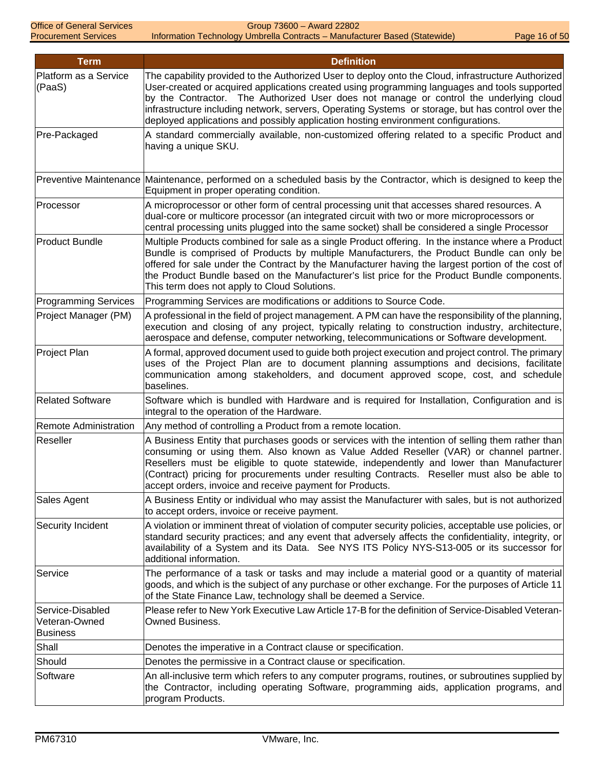| Term | Definition |
|---|---|
| Platform as a Service (PaaS) | The capability provided to the Authorized User to deploy onto the Cloud, infrastructure Authorized User-created or acquired applications created using programming languages and tools supported by the Contractor. The Authorized User does not manage or control the underlying cloud infrastructure including network, servers, Operating Systems or storage, but has control over the deployed applications and possibly application hosting environment configurations. |
| Pre-Packaged | A standard commercially available, non-customized offering related to a specific Product and having a unique SKU. |
| Preventive Maintenance | Maintenance, performed on a scheduled basis by the Contractor, which is designed to keep the Equipment in proper operating condition. |
| Processor | A microprocessor or other form of central processing unit that accesses shared resources. A dual-core or multicore processor (an integrated circuit with two or more microprocessors or central processing units plugged into the same socket) shall be considered a single Processor |
| Product Bundle | Multiple Products combined for sale as a single Product offering. In the instance where a Product Bundle is comprised of Products by multiple Manufacturers, the Product Bundle can only be offered for sale under the Contract by the Manufacturer having the largest portion of the cost of the Product Bundle based on the Manufacturer's list price for the Product Bundle components. This term does not apply to Cloud Solutions. |
| Programming Services | Programming Services are modifications or additions to Source Code. |
| Project Manager (PM) | A professional in the field of project management. A PM can have the responsibility of the planning, execution and closing of any project, typically relating to construction industry, architecture, aerospace and defense, computer networking, telecommunications or Software development. |
| Project Plan | A formal, approved document used to guide both project execution and project control. The primary uses of the Project Plan are to document planning assumptions and decisions, facilitate communication among stakeholders, and document approved scope, cost, and schedule baselines. |
| Related Software | Software which is bundled with Hardware and is required for Installation, Configuration and is integral to the operation of the Hardware. |
| Remote Administration | Any method of controlling a Product from a remote location. |
| Reseller | A Business Entity that purchases goods or services with the intention of selling them rather than consuming or using them. Also known as Value Added Reseller (VAR) or channel partner. Resellers must be eligible to quote statewide, independently and lower than Manufacturer (Contract) pricing for procurements under resulting Contracts. Reseller must also be able to accept orders, invoice and receive payment for Products. |
| Sales Agent | A Business Entity or individual who may assist the Manufacturer with sales, but is not authorized to accept orders, invoice or receive payment. |
| Security Incident | A violation or imminent threat of violation of computer security policies, acceptable use policies, or standard security practices; and any event that adversely affects the confidentiality, integrity, or availability of a System and its Data. See NYS ITS Policy NYS-S13-005 or its successor for additional information. |
| Service | The performance of a task or tasks and may include a material good or a quantity of material goods, and which is the subject of any purchase or other exchange. For the purposes of Article 11 of the State Finance Law, technology shall be deemed a Service. |
| Service-Disabled Veteran-Owned Business | Please refer to New York Executive Law Article 17-B for the definition of Service-Disabled Veteran-Owned Business. |
| Shall | Denotes the imperative in a Contract clause or specification. |
| Should | Denotes the permissive in a Contract clause or specification. |
| Software | An all-inclusive term which refers to any computer programs, routines, or subroutines supplied by the Contractor, including operating Software, programming aids, application programs, and program Products. |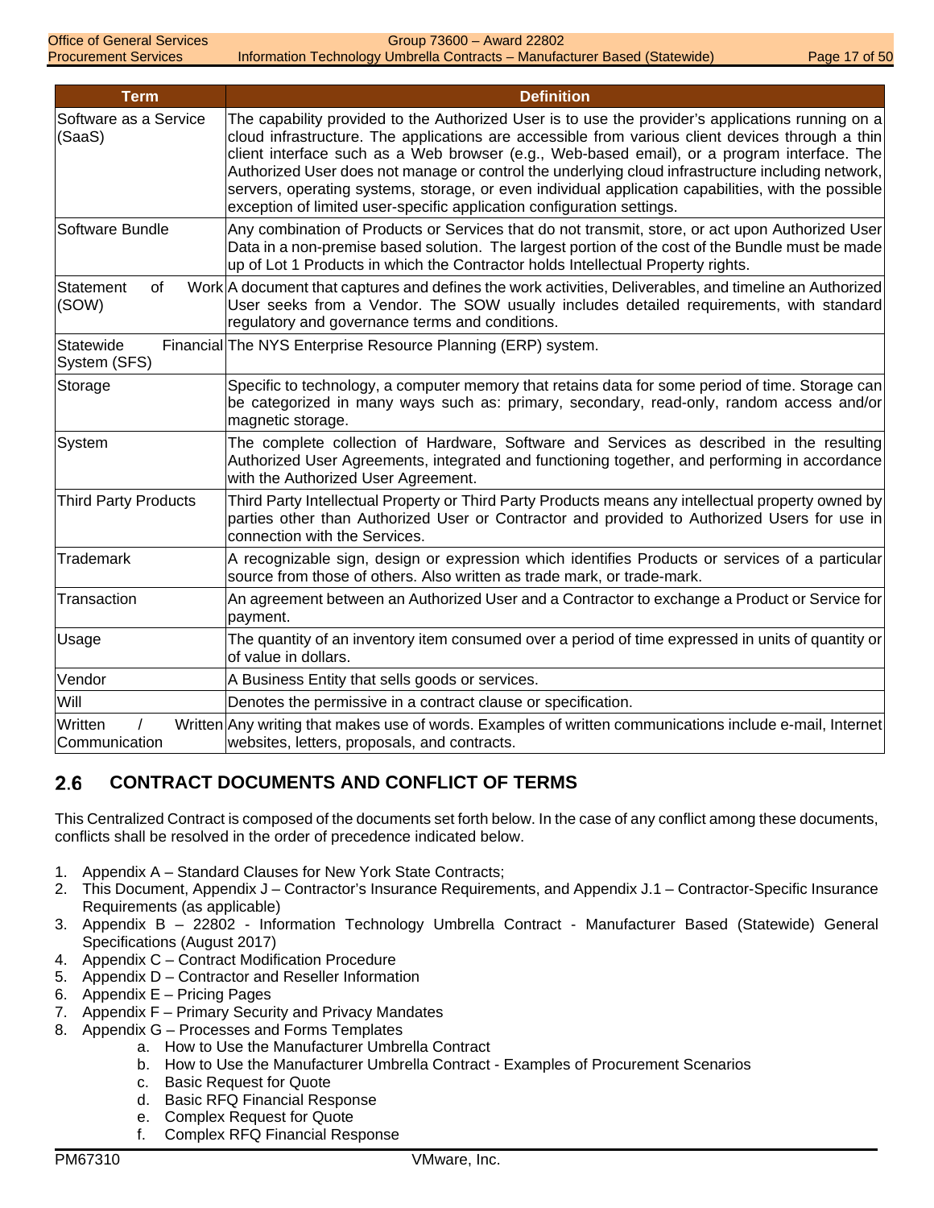| Term | Definition |
|---|---|
| Software as a Service (SaaS) | The capability provided to the Authorized User is to use the provider's applications running on a cloud infrastructure. The applications are accessible from various client devices through a thin client interface such as a Web browser (e.g., Web-based email), or a program interface. The Authorized User does not manage or control the underlying cloud infrastructure including network, servers, operating systems, storage, or even individual application capabilities, with the possible exception of limited user-specific application configuration settings. |
| Software Bundle | Any combination of Products or Services that do not transmit, store, or act upon Authorized User Data in a non-premise based solution. The largest portion of the cost of the Bundle must be made up of Lot 1 Products in which the Contractor holds Intellectual Property rights. |
| Statement of Work (SOW) | A document that captures and defines the work activities, Deliverables, and timeline an Authorized User seeks from a Vendor. The SOW usually includes detailed requirements, with standard regulatory and governance terms and conditions. |
| Statewide Financial System (SFS) | The NYS Enterprise Resource Planning (ERP) system. |
| Storage | Specific to technology, a computer memory that retains data for some period of time. Storage can be categorized in many ways such as: primary, secondary, read-only, random access and/or magnetic storage. |
| System | The complete collection of Hardware, Software and Services as described in the resulting Authorized User Agreements, integrated and functioning together, and performing in accordance with the Authorized User Agreement. |
| Third Party Products | Third Party Intellectual Property or Third Party Products means any intellectual property owned by parties other than Authorized User or Contractor and provided to Authorized Users for use in connection with the Services. |
| Trademark | A recognizable sign, design or expression which identifies Products or services of a particular source from those of others. Also written as trade mark, or trade-mark. |
| Transaction | An agreement between an Authorized User and a Contractor to exchange a Product or Service for payment. |
| Usage | The quantity of an inventory item consumed over a period of time expressed in units of quantity or of value in dollars. |
| Vendor | A Business Entity that sells goods or services. |
| Will | Denotes the permissive in a contract clause or specification. |
| Written / Written Communication | Any writing that makes use of words. Examples of written communications include e-mail, Internet websites, letters, proposals, and contracts. |

## 2.6 CONTRACT DOCUMENTS AND CONFLICT OF TERMS

This Centralized Contract is composed of the documents set forth below. In the case of any conflict among these documents, conflicts shall be resolved in the order of precedence indicated below.

1. Appendix A – Standard Clauses for New York State Contracts;
2. This Document, Appendix J – Contractor's Insurance Requirements, and Appendix J.1 – Contractor-Specific Insurance Requirements (as applicable)
3. Appendix B – 22802 - Information Technology Umbrella Contract - Manufacturer Based (Statewide) General Specifications (August 2017)
4. Appendix C – Contract Modification Procedure
5. Appendix D – Contractor and Reseller Information
6. Appendix E – Pricing Pages
7. Appendix F – Primary Security and Privacy Mandates
8. Appendix G – Processes and Forms Templates
   a. How to Use the Manufacturer Umbrella Contract
   b. How to Use the Manufacturer Umbrella Contract - Examples of Procurement Scenarios
   c. Basic Request for Quote
   d. Basic RFQ Financial Response
   e. Complex Request for Quote
   f. Complex RFQ Financial Response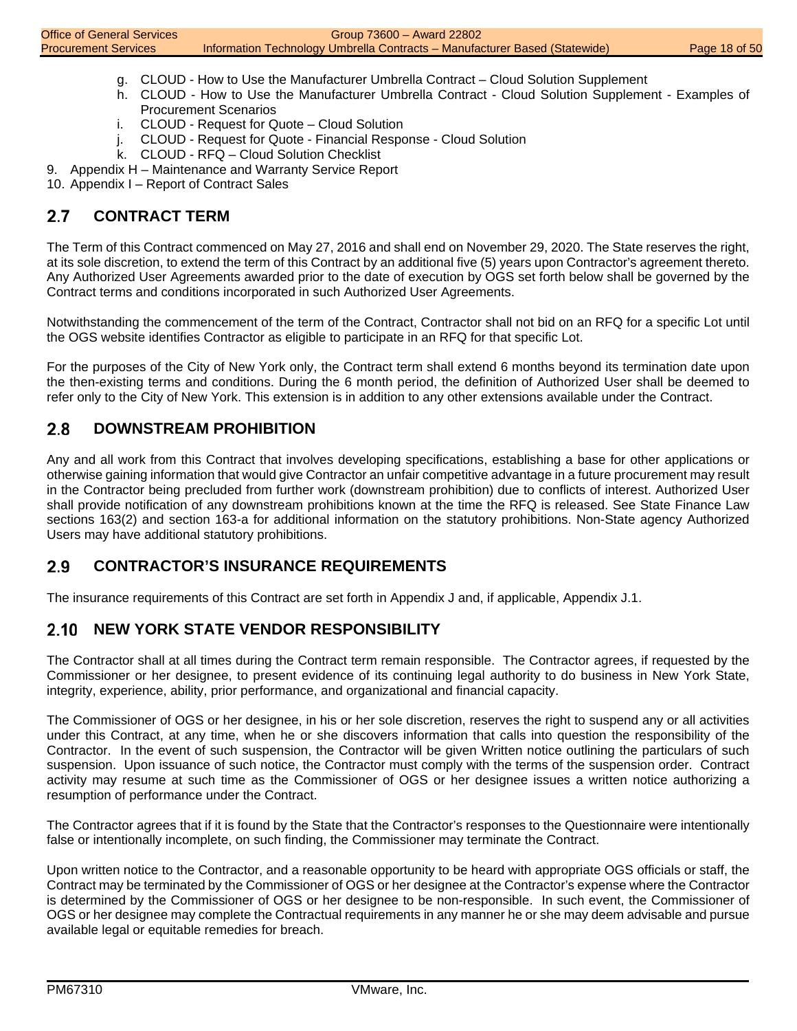g. CLOUD - How to Use the Manufacturer Umbrella Contract – Cloud Solution Supplement
h. CLOUD - How to Use the Manufacturer Umbrella Contract - Cloud Solution Supplement - Examples of Procurement Scenarios
i. CLOUD - Request for Quote – Cloud Solution
j. CLOUD - Request for Quote - Financial Response - Cloud Solution
k. CLOUD - RFQ – Cloud Solution Checklist

9. Appendix H – Maintenance and Warranty Service Report
10. Appendix I – Report of Contract Sales

## 2.7 CONTRACT TERM

The Term of this Contract commenced on May 27, 2016 and shall end on November 29, 2020. The State reserves the right, at its sole discretion, to extend the term of this Contract by an additional five (5) years upon Contractor's agreement thereto. Any Authorized User Agreements awarded prior to the date of execution by OGS set forth below shall be governed by the Contract terms and conditions incorporated in such Authorized User Agreements.

Notwithstanding the commencement of the term of the Contract, Contractor shall not bid on an RFQ for a specific Lot until the OGS website identifies Contractor as eligible to participate in an RFQ for that specific Lot.

For the purposes of the City of New York only, the Contract term shall extend 6 months beyond its termination date upon the then-existing terms and conditions. During the 6 month period, the definition of Authorized User shall be deemed to refer only to the City of New York. This extension is in addition to any other extensions available under the Contract.

## 2.8 DOWNSTREAM PROHIBITION

Any and all work from this Contract that involves developing specifications, establishing a base for other applications or otherwise gaining information that would give Contractor an unfair competitive advantage in a future procurement may result in the Contractor being precluded from further work (downstream prohibition) due to conflicts of interest. Authorized User shall provide notification of any downstream prohibitions known at the time the RFQ is released. See State Finance Law sections 163(2) and section 163-a for additional information on the statutory prohibitions. Non-State agency Authorized Users may have additional statutory prohibitions.

## 2.9 CONTRACTOR'S INSURANCE REQUIREMENTS

The insurance requirements of this Contract are set forth in Appendix J and, if applicable, Appendix J.1.

## 2.10 NEW YORK STATE VENDOR RESPONSIBILITY

The Contractor shall at all times during the Contract term remain responsible. The Contractor agrees, if requested by the Commissioner or her designee, to present evidence of its continuing legal authority to do business in New York State, integrity, experience, ability, prior performance, and organizational and financial capacity.

The Commissioner of OGS or her designee, in his or her sole discretion, reserves the right to suspend any or all activities under this Contract, at any time, when he or she discovers information that calls into question the responsibility of the Contractor. In the event of such suspension, the Contractor will be given Written notice outlining the particulars of such suspension. Upon issuance of such notice, the Contractor must comply with the terms of the suspension order. Contract activity may resume at such time as the Commissioner of OGS or her designee issues a written notice authorizing a resumption of performance under the Contract.

The Contractor agrees that if it is found by the State that the Contractor's responses to the Questionnaire were intentionally false or intentionally incomplete, on such finding, the Commissioner may terminate the Contract.

Upon written notice to the Contractor, and a reasonable opportunity to be heard with appropriate OGS officials or staff, the Contract may be terminated by the Commissioner of OGS or her designee at the Contractor's expense where the Contractor is determined by the Commissioner of OGS or her designee to be non-responsible. In such event, the Commissioner of OGS or her designee may complete the Contractual requirements in any manner he or she may deem advisable and pursue available legal or equitable remedies for breach.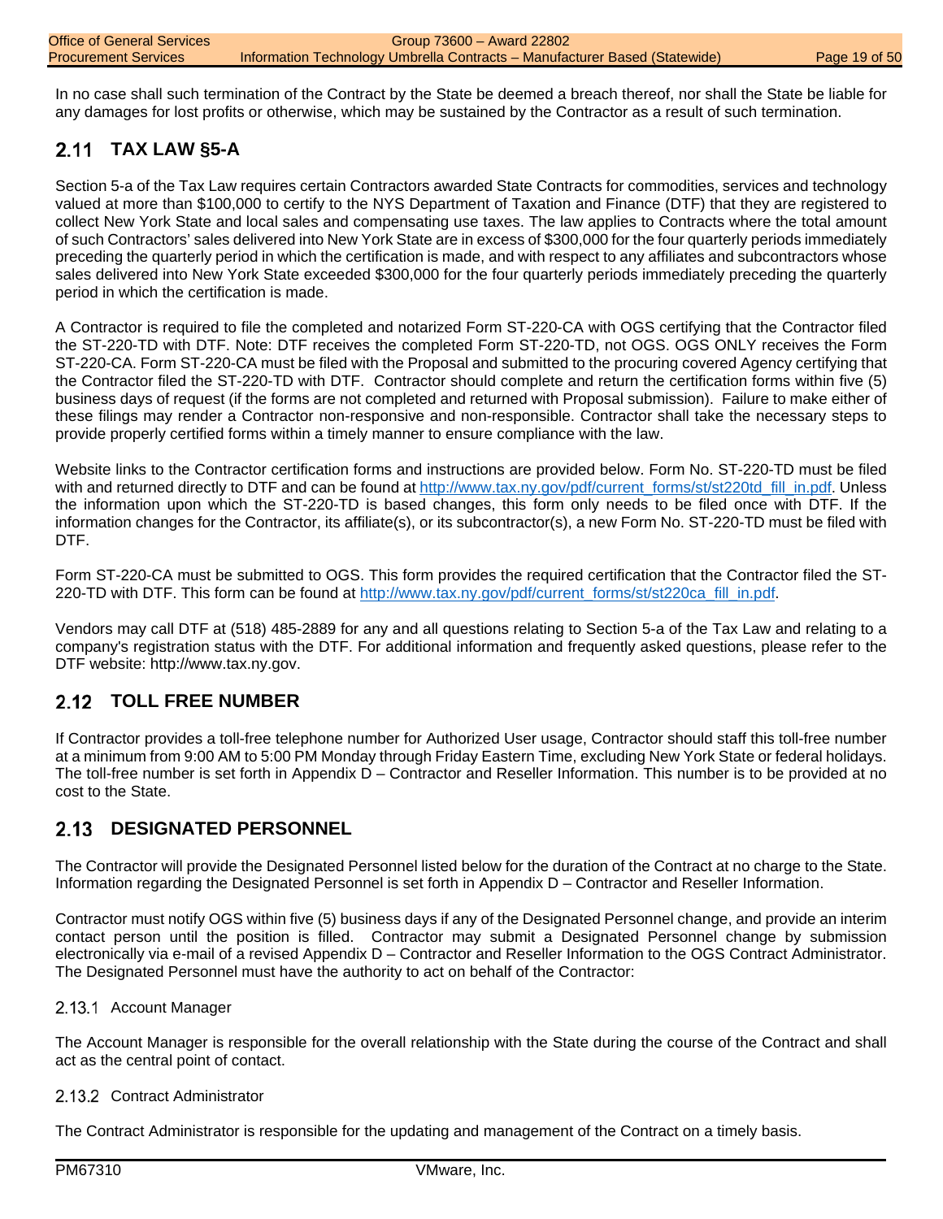In no case shall such termination of the Contract by the State be deemed a breach thereof, nor shall the State be liable for any damages for lost profits or otherwise, which may be sustained by the Contractor as a result of such termination.

## 2.11 TAX LAW §5-A

Section 5-a of the Tax Law requires certain Contractors awarded State Contracts for commodities, services and technology valued at more than $100,000 to certify to the NYS Department of Taxation and Finance (DTF) that they are registered to collect New York State and local sales and compensating use taxes. The law applies to Contracts where the total amount of such Contractors' sales delivered into New York State are in excess of $300,000 for the four quarterly periods immediately preceding the quarterly period in which the certification is made, and with respect to any affiliates and subcontractors whose sales delivered into New York State exceeded $300,000 for the four quarterly periods immediately preceding the quarterly period in which the certification is made.

A Contractor is required to file the completed and notarized Form ST-220-CA with OGS certifying that the Contractor filed the ST-220-TD with DTF. Note: DTF receives the completed Form ST-220-TD, not OGS. OGS ONLY receives the Form ST-220-CA. Form ST-220-CA must be filed with the Proposal and submitted to the procuring covered Agency certifying that the Contractor filed the ST-220-TD with DTF. Contractor should complete and return the certification forms within five (5) business days of request (if the forms are not completed and returned with Proposal submission). Failure to make either of these filings may render a Contractor non-responsive and non-responsible. Contractor shall take the necessary steps to provide properly certified forms within a timely manner to ensure compliance with the law.

Website links to the Contractor certification forms and instructions are provided below. Form No. ST-220-TD must be filed with and returned directly to DTF and can be found at http://www.tax.ny.gov/pdf/current_forms/st/st220td_fill_in.pdf. Unless the information upon which the ST-220-TD is based changes, this form only needs to be filed once with DTF. If the information changes for the Contractor, its affiliate(s), or its subcontractor(s), a new Form No. ST-220-TD must be filed with DTF.

Form ST-220-CA must be submitted to OGS. This form provides the required certification that the Contractor filed the ST-220-TD with DTF. This form can be found at http://www.tax.ny.gov/pdf/current_forms/st/st220ca_fill_in.pdf.

Vendors may call DTF at (518) 485-2889 for any and all questions relating to Section 5-a of the Tax Law and relating to a company's registration status with the DTF. For additional information and frequently asked questions, please refer to the DTF website: http://www.tax.ny.gov.

## 2.12 TOLL FREE NUMBER

If Contractor provides a toll-free telephone number for Authorized User usage, Contractor should staff this toll-free number at a minimum from 9:00 AM to 5:00 PM Monday through Friday Eastern Time, excluding New York State or federal holidays. The toll-free number is set forth in Appendix D – Contractor and Reseller Information. This number is to be provided at no cost to the State.

## 2.13 DESIGNATED PERSONNEL

The Contractor will provide the Designated Personnel listed below for the duration of the Contract at no charge to the State. Information regarding the Designated Personnel is set forth in Appendix D – Contractor and Reseller Information.

Contractor must notify OGS within five (5) business days if any of the Designated Personnel change, and provide an interim contact person until the position is filled. Contractor may submit a Designated Personnel change by submission electronically via e-mail of a revised Appendix D – Contractor and Reseller Information to the OGS Contract Administrator. The Designated Personnel must have the authority to act on behalf of the Contractor:

### 2.13.1 Account Manager

The Account Manager is responsible for the overall relationship with the State during the course of the Contract and shall act as the central point of contact.

### 2.13.2 Contract Administrator

The Contract Administrator is responsible for the updating and management of the Contract on a timely basis.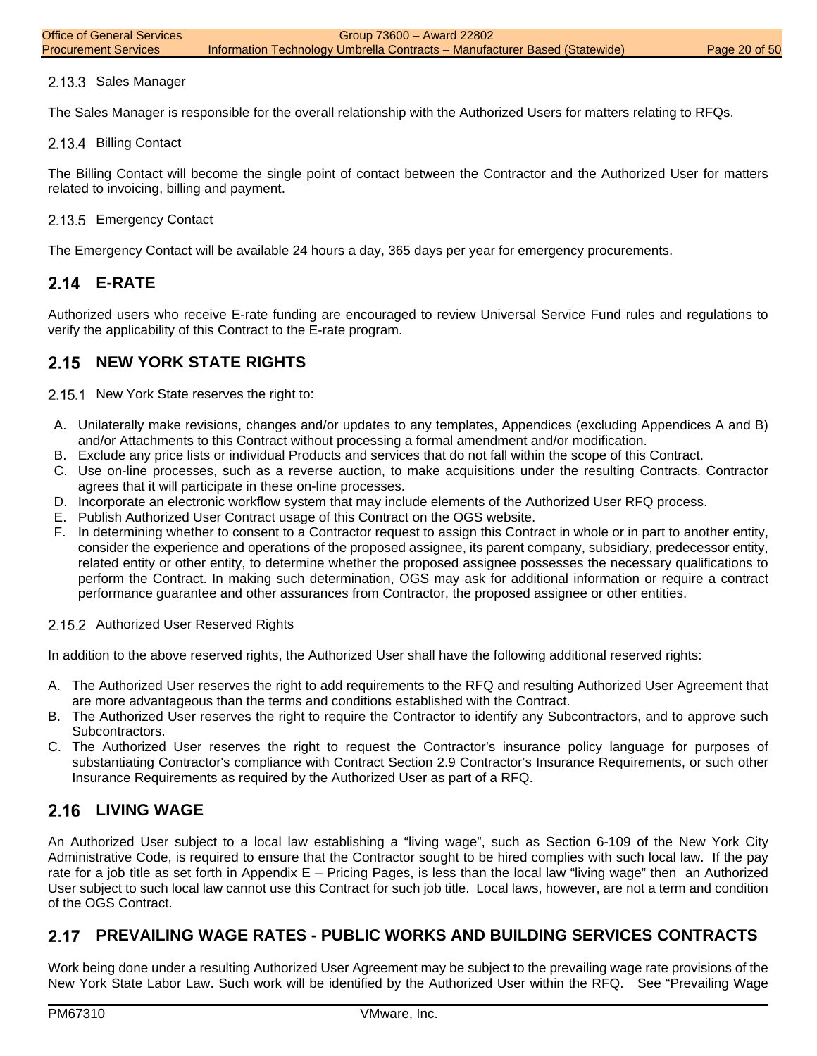### 2.13.3 Sales Manager

The Sales Manager is responsible for the overall relationship with the Authorized Users for matters relating to RFQs.

### 2.13.4 Billing Contact

The Billing Contact will become the single point of contact between the Contractor and the Authorized User for matters related to invoicing, billing and payment.

### 2.13.5 Emergency Contact

The Emergency Contact will be available 24 hours a day, 365 days per year for emergency procurements.

## 2.14 E-RATE

Authorized users who receive E-rate funding are encouraged to review Universal Service Fund rules and regulations to verify the applicability of this Contract to the E-rate program.

## 2.15 NEW YORK STATE RIGHTS

### 2.15.1 New York State reserves the right to:

A. Unilaterally make revisions, changes and/or updates to any templates, Appendices (excluding Appendices A and B) and/or Attachments to this Contract without processing a formal amendment and/or modification.
B. Exclude any price lists or individual Products and services that do not fall within the scope of this Contract.
C. Use on-line processes, such as a reverse auction, to make acquisitions under the resulting Contracts. Contractor agrees that it will participate in these on-line processes.
D. Incorporate an electronic workflow system that may include elements of the Authorized User RFQ process.
E. Publish Authorized User Contract usage of this Contract on the OGS website.
F. In determining whether to consent to a Contractor request to assign this Contract in whole or in part to another entity, consider the experience and operations of the proposed assignee, its parent company, subsidiary, predecessor entity, related entity or other entity, to determine whether the proposed assignee possesses the necessary qualifications to perform the Contract. In making such determination, OGS may ask for additional information or require a contract performance guarantee and other assurances from Contractor, the proposed assignee or other entities.

### 2.15.2 Authorized User Reserved Rights

In addition to the above reserved rights, the Authorized User shall have the following additional reserved rights:

A. The Authorized User reserves the right to add requirements to the RFQ and resulting Authorized User Agreement that are more advantageous than the terms and conditions established with the Contract.
B. The Authorized User reserves the right to require the Contractor to identify any Subcontractors, and to approve such Subcontractors.
C. The Authorized User reserves the right to request the Contractor's insurance policy language for purposes of substantiating Contractor's compliance with Contract Section 2.9 Contractor's Insurance Requirements, or such other Insurance Requirements as required by the Authorized User as part of a RFQ.

## 2.16 LIVING WAGE

An Authorized User subject to a local law establishing a "living wage", such as Section 6-109 of the New York City Administrative Code, is required to ensure that the Contractor sought to be hired complies with such local law. If the pay rate for a job title as set forth in Appendix E – Pricing Pages, is less than the local law "living wage" then an Authorized User subject to such local law cannot use this Contract for such job title. Local laws, however, are not a term and condition of the OGS Contract.

## 2.17 PREVAILING WAGE RATES - PUBLIC WORKS AND BUILDING SERVICES CONTRACTS

Work being done under a resulting Authorized User Agreement may be subject to the prevailing wage rate provisions of the New York State Labor Law. Such work will be identified by the Authorized User within the RFQ. See "Prevailing Wage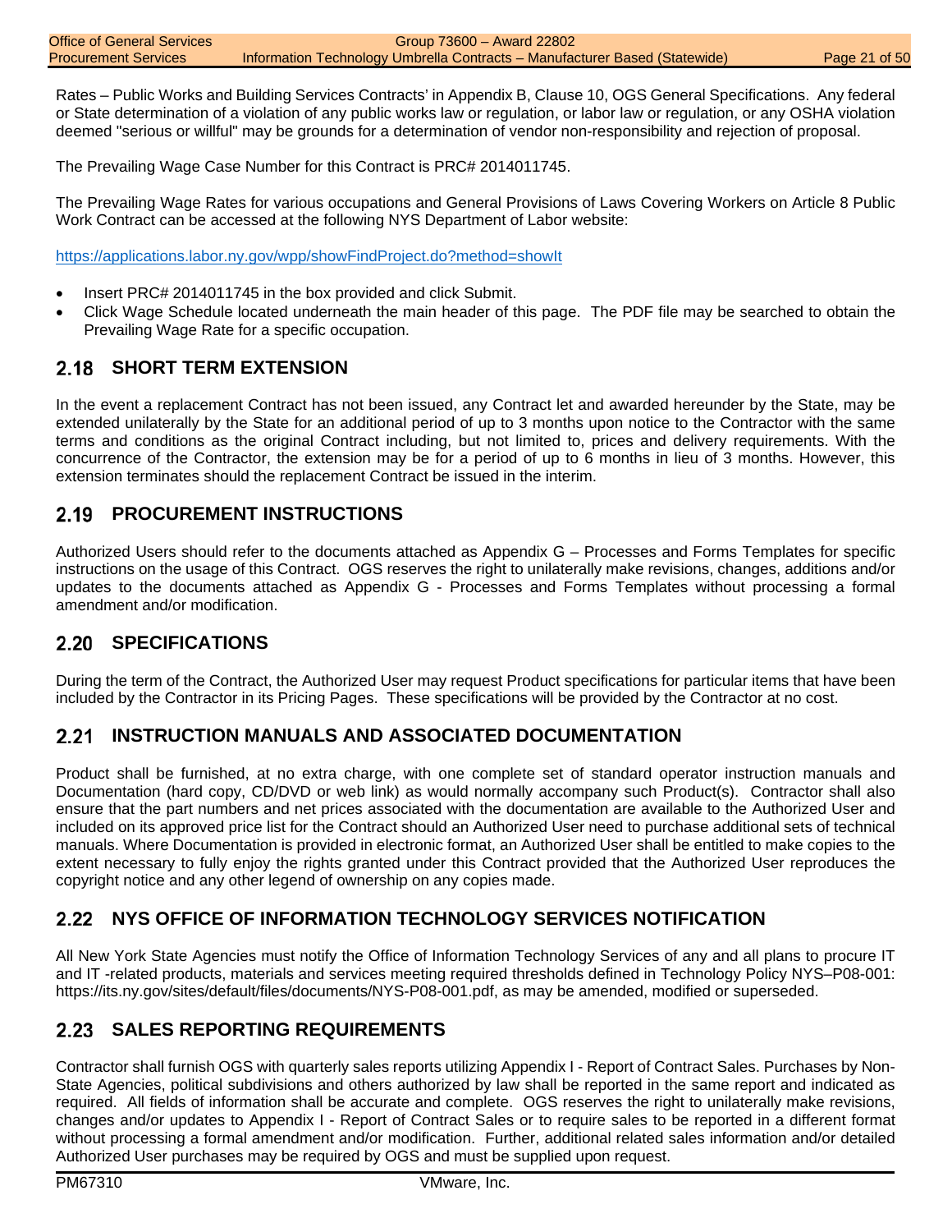Rates – Public Works and Building Services Contracts' in Appendix B, Clause 10, OGS General Specifications. Any federal or State determination of a violation of any public works law or regulation, or labor law or regulation, or any OSHA violation deemed "serious or willful" may be grounds for a determination of vendor non-responsibility and rejection of proposal.

The Prevailing Wage Case Number for this Contract is PRC# 2014011745.

The Prevailing Wage Rates for various occupations and General Provisions of Laws Covering Workers on Article 8 Public Work Contract can be accessed at the following NYS Department of Labor website:

https://applications.labor.ny.gov/wpp/showFindProject.do?method=showIt

- Insert PRC# 2014011745 in the box provided and click Submit.
- Click Wage Schedule located underneath the main header of this page. The PDF file may be searched to obtain the Prevailing Wage Rate for a specific occupation.

## 2.18 SHORT TERM EXTENSION

In the event a replacement Contract has not been issued, any Contract let and awarded hereunder by the State, may be extended unilaterally by the State for an additional period of up to 3 months upon notice to the Contractor with the same terms and conditions as the original Contract including, but not limited to, prices and delivery requirements. With the concurrence of the Contractor, the extension may be for a period of up to 6 months in lieu of 3 months. However, this extension terminates should the replacement Contract be issued in the interim.

## 2.19 PROCUREMENT INSTRUCTIONS

Authorized Users should refer to the documents attached as Appendix G – Processes and Forms Templates for specific instructions on the usage of this Contract. OGS reserves the right to unilaterally make revisions, changes, additions and/or updates to the documents attached as Appendix G - Processes and Forms Templates without processing a formal amendment and/or modification.

## 2.20 SPECIFICATIONS

During the term of the Contract, the Authorized User may request Product specifications for particular items that have been included by the Contractor in its Pricing Pages. These specifications will be provided by the Contractor at no cost.

## 2.21 INSTRUCTION MANUALS AND ASSOCIATED DOCUMENTATION

Product shall be furnished, at no extra charge, with one complete set of standard operator instruction manuals and Documentation (hard copy, CD/DVD or web link) as would normally accompany such Product(s). Contractor shall also ensure that the part numbers and net prices associated with the documentation are available to the Authorized User and included on its approved price list for the Contract should an Authorized User need to purchase additional sets of technical manuals. Where Documentation is provided in electronic format, an Authorized User shall be entitled to make copies to the extent necessary to fully enjoy the rights granted under this Contract provided that the Authorized User reproduces the copyright notice and any other legend of ownership on any copies made.

## 2.22 NYS OFFICE OF INFORMATION TECHNOLOGY SERVICES NOTIFICATION

All New York State Agencies must notify the Office of Information Technology Services of any and all plans to procure IT and IT -related products, materials and services meeting required thresholds defined in Technology Policy NYS–P08-001: https://its.ny.gov/sites/default/files/documents/NYS-P08-001.pdf, as may be amended, modified or superseded.

## 2.23 SALES REPORTING REQUIREMENTS

Contractor shall furnish OGS with quarterly sales reports utilizing Appendix I - Report of Contract Sales. Purchases by Non-State Agencies, political subdivisions and others authorized by law shall be reported in the same report and indicated as required. All fields of information shall be accurate and complete. OGS reserves the right to unilaterally make revisions, changes and/or updates to Appendix I - Report of Contract Sales or to require sales to be reported in a different format without processing a formal amendment and/or modification. Further, additional related sales information and/or detailed Authorized User purchases may be required by OGS and must be supplied upon request.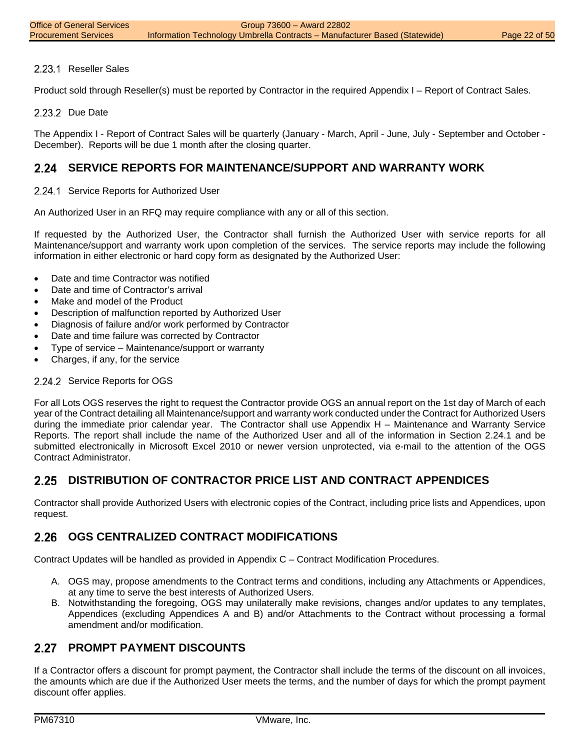### 2.23.1 Reseller Sales

Product sold through Reseller(s) must be reported by Contractor in the required Appendix I – Report of Contract Sales.

### 2.23.2 Due Date

The Appendix I - Report of Contract Sales will be quarterly (January - March, April - June, July - September and October - December). Reports will be due 1 month after the closing quarter.

## 2.24 SERVICE REPORTS FOR MAINTENANCE/SUPPORT AND WARRANTY WORK

### 2.24.1 Service Reports for Authorized User

An Authorized User in an RFQ may require compliance with any or all of this section.

If requested by the Authorized User, the Contractor shall furnish the Authorized User with service reports for all Maintenance/support and warranty work upon completion of the services. The service reports may include the following information in either electronic or hard copy form as designated by the Authorized User:

- Date and time Contractor was notified
- Date and time of Contractor's arrival
- Make and model of the Product
- Description of malfunction reported by Authorized User
- Diagnosis of failure and/or work performed by Contractor
- Date and time failure was corrected by Contractor
- Type of service – Maintenance/support or warranty
- Charges, if any, for the service

### 2.24.2 Service Reports for OGS

For all Lots OGS reserves the right to request the Contractor provide OGS an annual report on the 1st day of March of each year of the Contract detailing all Maintenance/support and warranty work conducted under the Contract for Authorized Users during the immediate prior calendar year. The Contractor shall use Appendix H – Maintenance and Warranty Service Reports. The report shall include the name of the Authorized User and all of the information in Section 2.24.1 and be submitted electronically in Microsoft Excel 2010 or newer version unprotected, via e-mail to the attention of the OGS Contract Administrator.

## 2.25 DISTRIBUTION OF CONTRACTOR PRICE LIST AND CONTRACT APPENDICES

Contractor shall provide Authorized Users with electronic copies of the Contract, including price lists and Appendices, upon request.

## 2.26 OGS CENTRALIZED CONTRACT MODIFICATIONS

Contract Updates will be handled as provided in Appendix C – Contract Modification Procedures.

A. OGS may, propose amendments to the Contract terms and conditions, including any Attachments or Appendices, at any time to serve the best interests of Authorized Users.
B. Notwithstanding the foregoing, OGS may unilaterally make revisions, changes and/or updates to any templates, Appendices (excluding Appendices A and B) and/or Attachments to the Contract without processing a formal amendment and/or modification.

## 2.27 PROMPT PAYMENT DISCOUNTS

If a Contractor offers a discount for prompt payment, the Contractor shall include the terms of the discount on all invoices, the amounts which are due if the Authorized User meets the terms, and the number of days for which the prompt payment discount offer applies.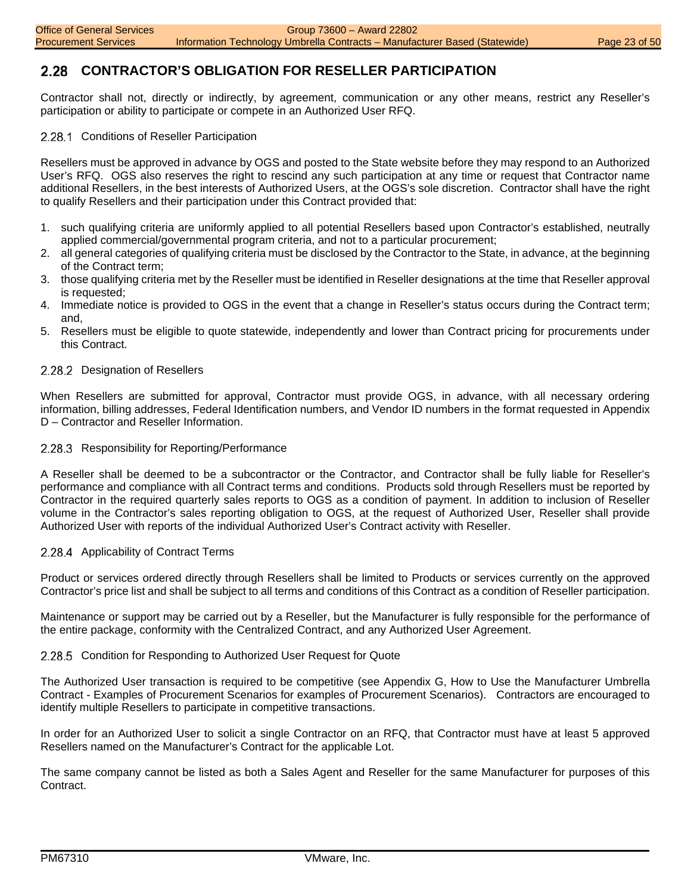## 2.28 CONTRACTOR'S OBLIGATION FOR RESELLER PARTICIPATION

Contractor shall not, directly or indirectly, by agreement, communication or any other means, restrict any Reseller's participation or ability to participate or compete in an Authorized User RFQ.

### 2.28.1 Conditions of Reseller Participation

Resellers must be approved in advance by OGS and posted to the State website before they may respond to an Authorized User's RFQ. OGS also reserves the right to rescind any such participation at any time or request that Contractor name additional Resellers, in the best interests of Authorized Users, at the OGS's sole discretion. Contractor shall have the right to qualify Resellers and their participation under this Contract provided that:

1. such qualifying criteria are uniformly applied to all potential Resellers based upon Contractor's established, neutrally applied commercial/governmental program criteria, and not to a particular procurement;
2. all general categories of qualifying criteria must be disclosed by the Contractor to the State, in advance, at the beginning of the Contract term;
3. those qualifying criteria met by the Reseller must be identified in Reseller designations at the time that Reseller approval is requested;
4. Immediate notice is provided to OGS in the event that a change in Reseller's status occurs during the Contract term; and,
5. Resellers must be eligible to quote statewide, independently and lower than Contract pricing for procurements under this Contract.

### 2.28.2 Designation of Resellers

When Resellers are submitted for approval, Contractor must provide OGS, in advance, with all necessary ordering information, billing addresses, Federal Identification numbers, and Vendor ID numbers in the format requested in Appendix D – Contractor and Reseller Information.

### 2.28.3 Responsibility for Reporting/Performance

A Reseller shall be deemed to be a subcontractor or the Contractor, and Contractor shall be fully liable for Reseller's performance and compliance with all Contract terms and conditions. Products sold through Resellers must be reported by Contractor in the required quarterly sales reports to OGS as a condition of payment. In addition to inclusion of Reseller volume in the Contractor's sales reporting obligation to OGS, at the request of Authorized User, Reseller shall provide Authorized User with reports of the individual Authorized User's Contract activity with Reseller.

### 2.28.4 Applicability of Contract Terms

Product or services ordered directly through Resellers shall be limited to Products or services currently on the approved Contractor's price list and shall be subject to all terms and conditions of this Contract as a condition of Reseller participation.

Maintenance or support may be carried out by a Reseller, but the Manufacturer is fully responsible for the performance of the entire package, conformity with the Centralized Contract, and any Authorized User Agreement.

### 2.28.5 Condition for Responding to Authorized User Request for Quote

The Authorized User transaction is required to be competitive (see Appendix G, How to Use the Manufacturer Umbrella Contract - Examples of Procurement Scenarios for examples of Procurement Scenarios). Contractors are encouraged to identify multiple Resellers to participate in competitive transactions.

In order for an Authorized User to solicit a single Contractor on an RFQ, that Contractor must have at least 5 approved Resellers named on the Manufacturer's Contract for the applicable Lot.

The same company cannot be listed as both a Sales Agent and Reseller for the same Manufacturer for purposes of this Contract.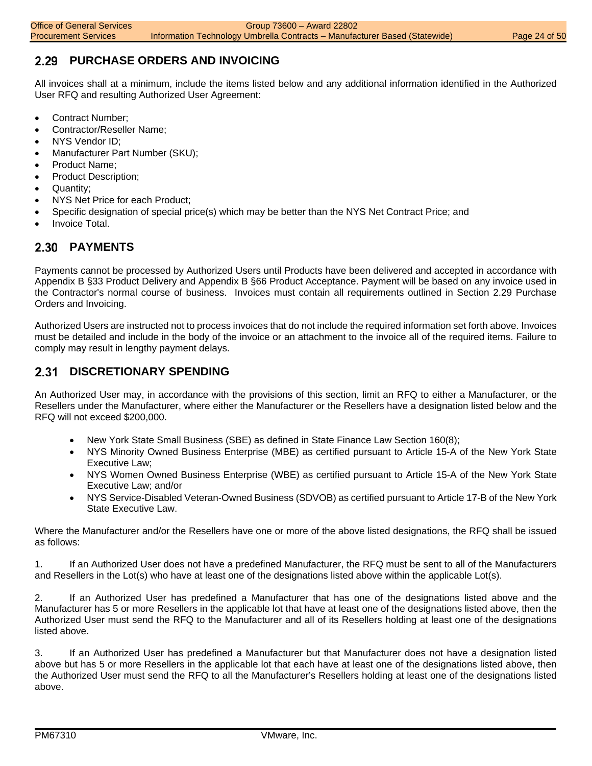## 2.29 PURCHASE ORDERS AND INVOICING

All invoices shall at a minimum, include the items listed below and any additional information identified in the Authorized User RFQ and resulting Authorized User Agreement:

- Contract Number;
- Contractor/Reseller Name;
- NYS Vendor ID;
- Manufacturer Part Number (SKU);
- Product Name;
- Product Description;
- Quantity;
- NYS Net Price for each Product;
- Specific designation of special price(s) which may be better than the NYS Net Contract Price; and
- Invoice Total.

## 2.30 PAYMENTS

Payments cannot be processed by Authorized Users until Products have been delivered and accepted in accordance with Appendix B §33 Product Delivery and Appendix B §66 Product Acceptance. Payment will be based on any invoice used in the Contractor's normal course of business. Invoices must contain all requirements outlined in Section 2.29 Purchase Orders and Invoicing.

Authorized Users are instructed not to process invoices that do not include the required information set forth above. Invoices must be detailed and include in the body of the invoice or an attachment to the invoice all of the required items. Failure to comply may result in lengthy payment delays.

## 2.31 DISCRETIONARY SPENDING

An Authorized User may, in accordance with the provisions of this section, limit an RFQ to either a Manufacturer, or the Resellers under the Manufacturer, where either the Manufacturer or the Resellers have a designation listed below and the RFQ will not exceed $200,000.

- New York State Small Business (SBE) as defined in State Finance Law Section 160(8);
- NYS Minority Owned Business Enterprise (MBE) as certified pursuant to Article 15-A of the New York State Executive Law;
- NYS Women Owned Business Enterprise (WBE) as certified pursuant to Article 15-A of the New York State Executive Law; and/or
- NYS Service-Disabled Veteran-Owned Business (SDVOB) as certified pursuant to Article 17-B of the New York State Executive Law.

Where the Manufacturer and/or the Resellers have one or more of the above listed designations, the RFQ shall be issued as follows:

1. If an Authorized User does not have a predefined Manufacturer, the RFQ must be sent to all of the Manufacturers and Resellers in the Lot(s) who have at least one of the designations listed above within the applicable Lot(s).

2. If an Authorized User has predefined a Manufacturer that has one of the designations listed above and the Manufacturer has 5 or more Resellers in the applicable lot that have at least one of the designations listed above, then the Authorized User must send the RFQ to the Manufacturer and all of its Resellers holding at least one of the designations listed above.

3. If an Authorized User has predefined a Manufacturer but that Manufacturer does not have a designation listed above but has 5 or more Resellers in the applicable lot that each have at least one of the designations listed above, then the Authorized User must send the RFQ to all the Manufacturer's Resellers holding at least one of the designations listed above.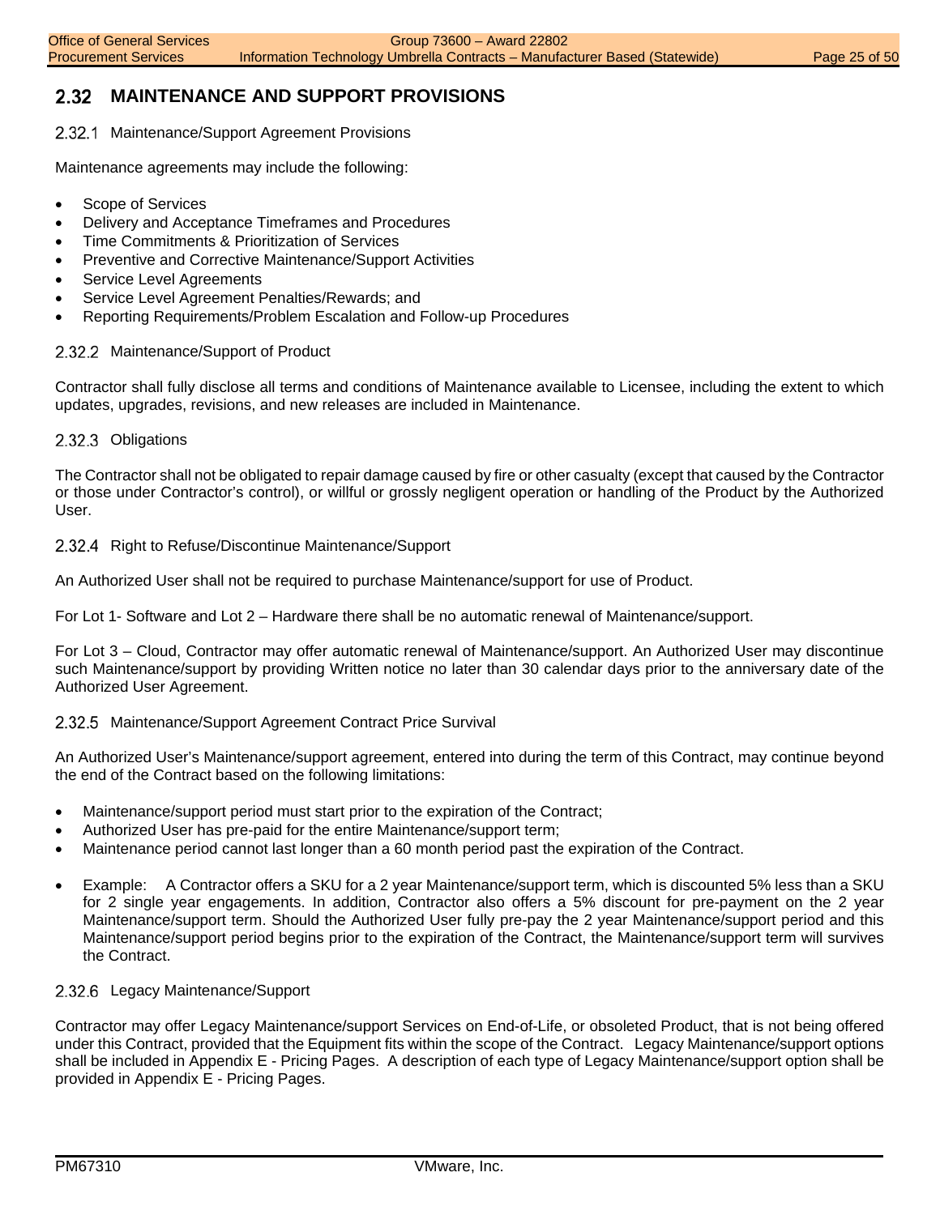## 2.32 MAINTENANCE AND SUPPORT PROVISIONS

### 2.32.1 Maintenance/Support Agreement Provisions

Maintenance agreements may include the following:

- Scope of Services
- Delivery and Acceptance Timeframes and Procedures
- Time Commitments & Prioritization of Services
- Preventive and Corrective Maintenance/Support Activities
- Service Level Agreements
- Service Level Agreement Penalties/Rewards; and
- Reporting Requirements/Problem Escalation and Follow-up Procedures

### 2.32.2 Maintenance/Support of Product

Contractor shall fully disclose all terms and conditions of Maintenance available to Licensee, including the extent to which updates, upgrades, revisions, and new releases are included in Maintenance.

### 2.32.3 Obligations

The Contractor shall not be obligated to repair damage caused by fire or other casualty (except that caused by the Contractor or those under Contractor's control), or willful or grossly negligent operation or handling of the Product by the Authorized User.

### 2.32.4 Right to Refuse/Discontinue Maintenance/Support

An Authorized User shall not be required to purchase Maintenance/support for use of Product.

For Lot 1- Software and Lot 2 – Hardware there shall be no automatic renewal of Maintenance/support.

For Lot 3 – Cloud, Contractor may offer automatic renewal of Maintenance/support. An Authorized User may discontinue such Maintenance/support by providing Written notice no later than 30 calendar days prior to the anniversary date of the Authorized User Agreement.

### 2.32.5 Maintenance/Support Agreement Contract Price Survival

An Authorized User's Maintenance/support agreement, entered into during the term of this Contract, may continue beyond the end of the Contract based on the following limitations:

- Maintenance/support period must start prior to the expiration of the Contract;
- Authorized User has pre-paid for the entire Maintenance/support term;
- Maintenance period cannot last longer than a 60 month period past the expiration of the Contract.

- Example: A Contractor offers a SKU for a 2 year Maintenance/support term, which is discounted 5% less than a SKU for 2 single year engagements. In addition, Contractor also offers a 5% discount for pre-payment on the 2 year Maintenance/support term. Should the Authorized User fully pre-pay the 2 year Maintenance/support period and this Maintenance/support period begins prior to the expiration of the Contract, the Maintenance/support term will survives the Contract.

### 2.32.6 Legacy Maintenance/Support

Contractor may offer Legacy Maintenance/support Services on End-of-Life, or obsoleted Product, that is not being offered under this Contract, provided that the Equipment fits within the scope of the Contract. Legacy Maintenance/support options shall be included in Appendix E - Pricing Pages. A description of each type of Legacy Maintenance/support option shall be provided in Appendix E - Pricing Pages.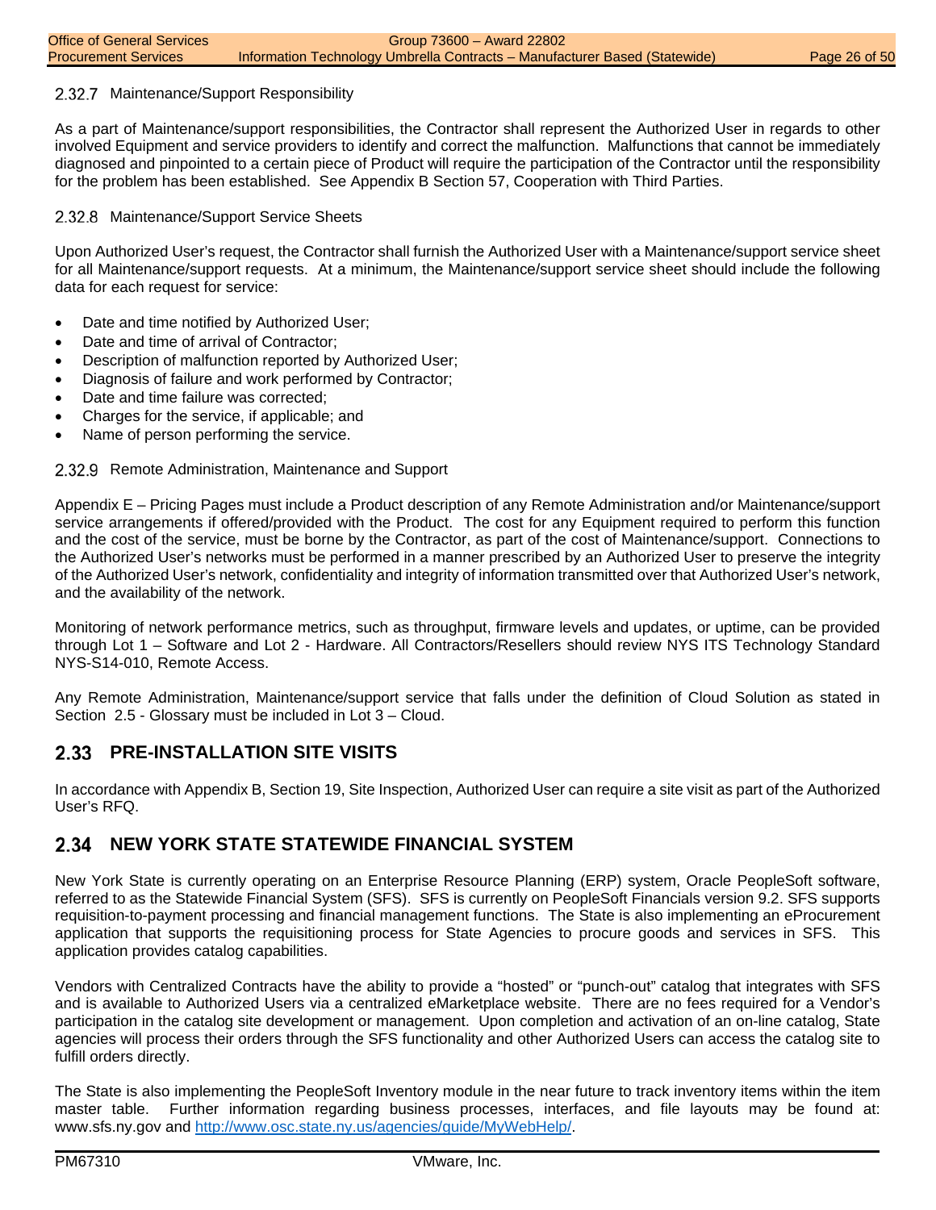### 2.32.7 Maintenance/Support Responsibility

As a part of Maintenance/support responsibilities, the Contractor shall represent the Authorized User in regards to other involved Equipment and service providers to identify and correct the malfunction. Malfunctions that cannot be immediately diagnosed and pinpointed to a certain piece of Product will require the participation of the Contractor until the responsibility for the problem has been established. See Appendix B Section 57, Cooperation with Third Parties.

### 2.32.8 Maintenance/Support Service Sheets

Upon Authorized User's request, the Contractor shall furnish the Authorized User with a Maintenance/support service sheet for all Maintenance/support requests. At a minimum, the Maintenance/support service sheet should include the following data for each request for service:

- Date and time notified by Authorized User;
- Date and time of arrival of Contractor;
- Description of malfunction reported by Authorized User;
- Diagnosis of failure and work performed by Contractor;
- Date and time failure was corrected;
- Charges for the service, if applicable; and
- Name of person performing the service.

### 2.32.9 Remote Administration, Maintenance and Support

Appendix E – Pricing Pages must include a Product description of any Remote Administration and/or Maintenance/support service arrangements if offered/provided with the Product. The cost for any Equipment required to perform this function and the cost of the service, must be borne by the Contractor, as part of the cost of Maintenance/support. Connections to the Authorized User's networks must be performed in a manner prescribed by an Authorized User to preserve the integrity of the Authorized User's network, confidentiality and integrity of information transmitted over that Authorized User's network, and the availability of the network.

Monitoring of network performance metrics, such as throughput, firmware levels and updates, or uptime, can be provided through Lot 1 – Software and Lot 2 - Hardware. All Contractors/Resellers should review NYS ITS Technology Standard NYS-S14-010, Remote Access.

Any Remote Administration, Maintenance/support service that falls under the definition of Cloud Solution as stated in Section 2.5 - Glossary must be included in Lot 3 – Cloud.

## 2.33 PRE-INSTALLATION SITE VISITS

In accordance with Appendix B, Section 19, Site Inspection, Authorized User can require a site visit as part of the Authorized User's RFQ.

## 2.34 NEW YORK STATE STATEWIDE FINANCIAL SYSTEM

New York State is currently operating on an Enterprise Resource Planning (ERP) system, Oracle PeopleSoft software, referred to as the Statewide Financial System (SFS). SFS is currently on PeopleSoft Financials version 9.2. SFS supports requisition-to-payment processing and financial management functions. The State is also implementing an eProcurement application that supports the requisitioning process for State Agencies to procure goods and services in SFS. This application provides catalog capabilities.

Vendors with Centralized Contracts have the ability to provide a "hosted" or "punch-out" catalog that integrates with SFS and is available to Authorized Users via a centralized eMarketplace website. There are no fees required for a Vendor's participation in the catalog site development or management. Upon completion and activation of an on-line catalog, State agencies will process their orders through the SFS functionality and other Authorized Users can access the catalog site to fulfill orders directly.

The State is also implementing the PeopleSoft Inventory module in the near future to track inventory items within the item master table. Further information regarding business processes, interfaces, and file layouts may be found at: www.sfs.ny.gov and [http://www.osc.state.ny.us/agencies/guide/MyWebHelp/](http://www.osc.state.ny.us/agencies/guide/MyWebHelp/).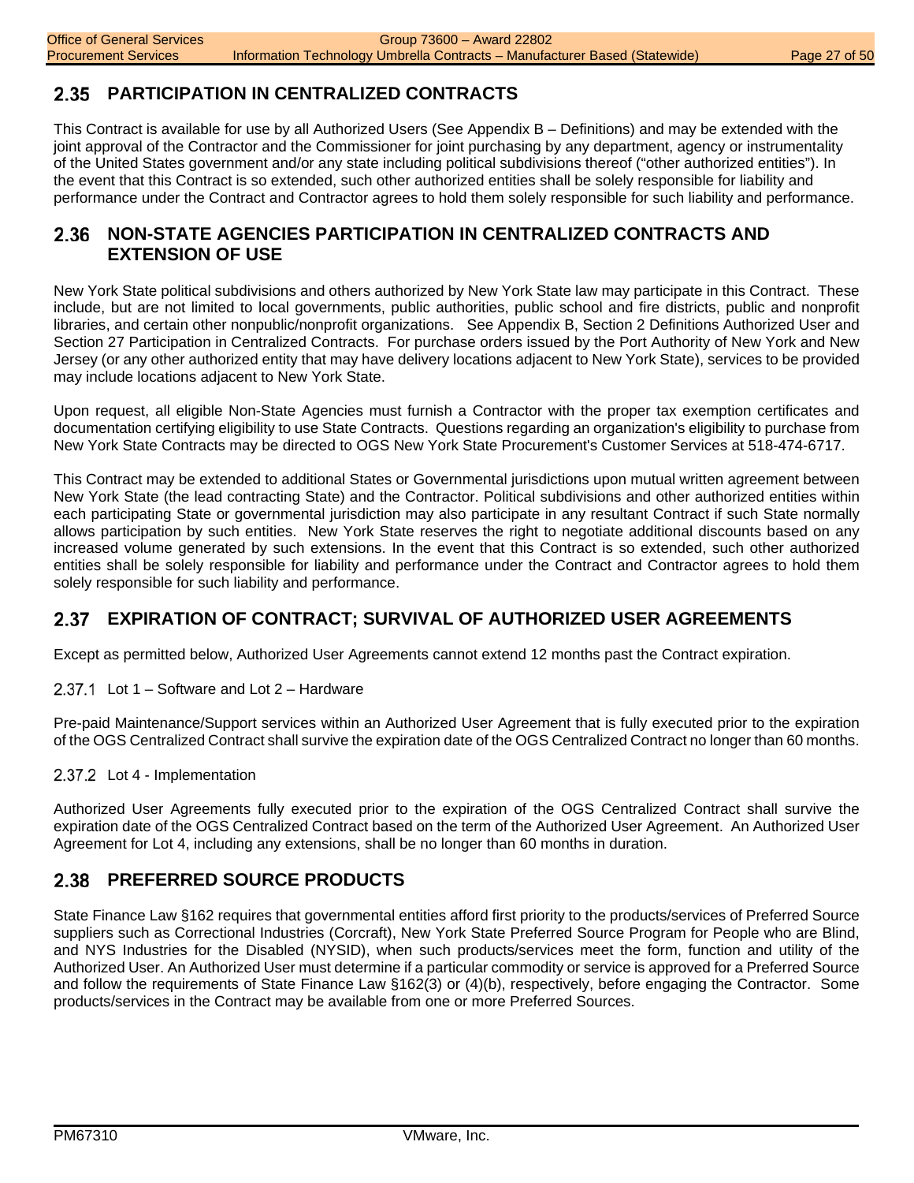## 2.35 PARTICIPATION IN CENTRALIZED CONTRACTS

This Contract is available for use by all Authorized Users (See Appendix B – Definitions) and may be extended with the joint approval of the Contractor and the Commissioner for joint purchasing by any department, agency or instrumentality of the United States government and/or any state including political subdivisions thereof ("other authorized entities"). In the event that this Contract is so extended, such other authorized entities shall be solely responsible for liability and performance under the Contract and Contractor agrees to hold them solely responsible for such liability and performance.

## 2.36 NON-STATE AGENCIES PARTICIPATION IN CENTRALIZED CONTRACTS AND EXTENSION OF USE

New York State political subdivisions and others authorized by New York State law may participate in this Contract. These include, but are not limited to local governments, public authorities, public school and fire districts, public and nonprofit libraries, and certain other nonpublic/nonprofit organizations. See Appendix B, Section 2 Definitions Authorized User and Section 27 Participation in Centralized Contracts. For purchase orders issued by the Port Authority of New York and New Jersey (or any other authorized entity that may have delivery locations adjacent to New York State), services to be provided may include locations adjacent to New York State.

Upon request, all eligible Non-State Agencies must furnish a Contractor with the proper tax exemption certificates and documentation certifying eligibility to use State Contracts. Questions regarding an organization's eligibility to purchase from New York State Contracts may be directed to OGS New York State Procurement's Customer Services at 518-474-6717.

This Contract may be extended to additional States or Governmental jurisdictions upon mutual written agreement between New York State (the lead contracting State) and the Contractor. Political subdivisions and other authorized entities within each participating State or governmental jurisdiction may also participate in any resultant Contract if such State normally allows participation by such entities. New York State reserves the right to negotiate additional discounts based on any increased volume generated by such extensions. In the event that this Contract is so extended, such other authorized entities shall be solely responsible for liability and performance under the Contract and Contractor agrees to hold them solely responsible for such liability and performance.

## 2.37 EXPIRATION OF CONTRACT; SURVIVAL OF AUTHORIZED USER AGREEMENTS

Except as permitted below, Authorized User Agreements cannot extend 12 months past the Contract expiration.

### 2.37.1 Lot 1 – Software and Lot 2 – Hardware

Pre-paid Maintenance/Support services within an Authorized User Agreement that is fully executed prior to the expiration of the OGS Centralized Contract shall survive the expiration date of the OGS Centralized Contract no longer than 60 months.

### 2.37.2 Lot 4 - Implementation

Authorized User Agreements fully executed prior to the expiration of the OGS Centralized Contract shall survive the expiration date of the OGS Centralized Contract based on the term of the Authorized User Agreement. An Authorized User Agreement for Lot 4, including any extensions, shall be no longer than 60 months in duration.

## 2.38 PREFERRED SOURCE PRODUCTS

State Finance Law §162 requires that governmental entities afford first priority to the products/services of Preferred Source suppliers such as Correctional Industries (Corcraft), New York State Preferred Source Program for People who are Blind, and NYS Industries for the Disabled (NYSID), when such products/services meet the form, function and utility of the Authorized User. An Authorized User must determine if a particular commodity or service is approved for a Preferred Source and follow the requirements of State Finance Law §162(3) or (4)(b), respectively, before engaging the Contractor. Some products/services in the Contract may be available from one or more Preferred Sources.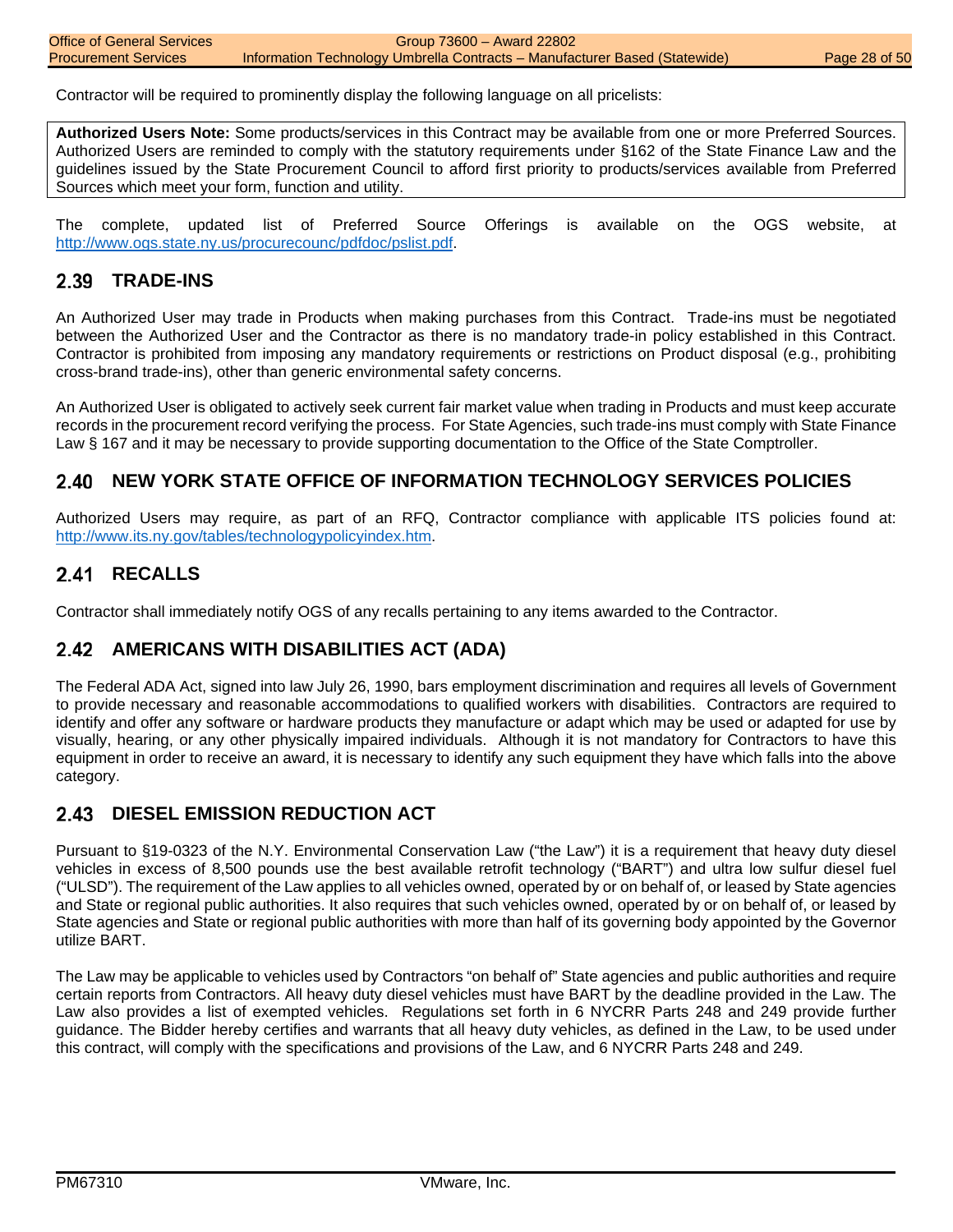Contractor will be required to prominently display the following language on all pricelists:

> **Authorized Users Note:** Some products/services in this Contract may be available from one or more Preferred Sources. Authorized Users are reminded to comply with the statutory requirements under §162 of the State Finance Law and the guidelines issued by the State Procurement Council to afford first priority to products/services available from Preferred Sources which meet your form, function and utility.

The complete, updated list of Preferred Source Offerings is available on the OGS website, at http://www.ogs.state.ny.us/procurecounc/pdfdoc/pslist.pdf.

## 2.39 TRADE-INS

An Authorized User may trade in Products when making purchases from this Contract. Trade-ins must be negotiated between the Authorized User and the Contractor as there is no mandatory trade-in policy established in this Contract. Contractor is prohibited from imposing any mandatory requirements or restrictions on Product disposal (e.g., prohibiting cross-brand trade-ins), other than generic environmental safety concerns.

An Authorized User is obligated to actively seek current fair market value when trading in Products and must keep accurate records in the procurement record verifying the process. For State Agencies, such trade-ins must comply with State Finance Law § 167 and it may be necessary to provide supporting documentation to the Office of the State Comptroller.

## 2.40 NEW YORK STATE OFFICE OF INFORMATION TECHNOLOGY SERVICES POLICIES

Authorized Users may require, as part of an RFQ, Contractor compliance with applicable ITS policies found at: http://www.its.ny.gov/tables/technologypolicyindex.htm.

## 2.41 RECALLS

Contractor shall immediately notify OGS of any recalls pertaining to any items awarded to the Contractor.

## 2.42 AMERICANS WITH DISABILITIES ACT (ADA)

The Federal ADA Act, signed into law July 26, 1990, bars employment discrimination and requires all levels of Government to provide necessary and reasonable accommodations to qualified workers with disabilities. Contractors are required to identify and offer any software or hardware products they manufacture or adapt which may be used or adapted for use by visually, hearing, or any other physically impaired individuals. Although it is not mandatory for Contractors to have this equipment in order to receive an award, it is necessary to identify any such equipment they have which falls into the above category.

## 2.43 DIESEL EMISSION REDUCTION ACT

Pursuant to §19-0323 of the N.Y. Environmental Conservation Law ("the Law") it is a requirement that heavy duty diesel vehicles in excess of 8,500 pounds use the best available retrofit technology ("BART") and ultra low sulfur diesel fuel ("ULSD"). The requirement of the Law applies to all vehicles owned, operated by or on behalf of, or leased by State agencies and State or regional public authorities. It also requires that such vehicles owned, operated by or on behalf of, or leased by State agencies and State or regional public authorities with more than half of its governing body appointed by the Governor utilize BART.

The Law may be applicable to vehicles used by Contractors "on behalf of" State agencies and public authorities and require certain reports from Contractors. All heavy duty diesel vehicles must have BART by the deadline provided in the Law. The Law also provides a list of exempted vehicles. Regulations set forth in 6 NYCRR Parts 248 and 249 provide further guidance. The Bidder hereby certifies and warrants that all heavy duty vehicles, as defined in the Law, to be used under this contract, will comply with the specifications and provisions of the Law, and 6 NYCRR Parts 248 and 249.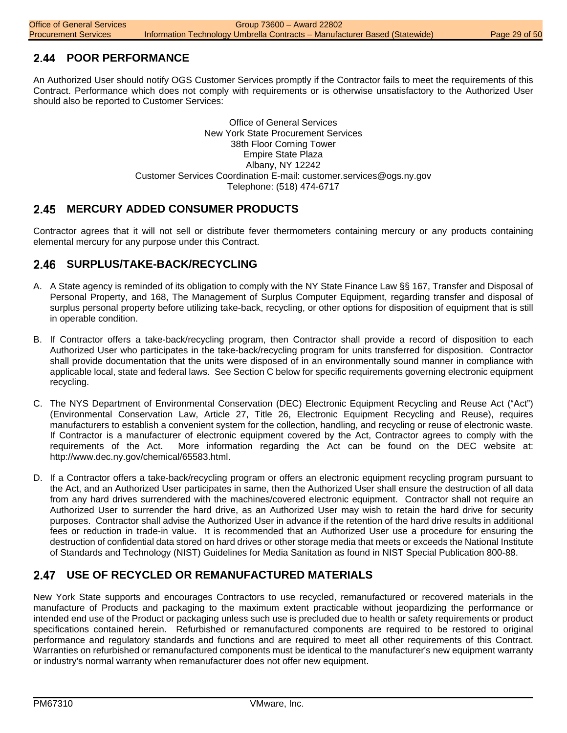## 2.44 POOR PERFORMANCE

An Authorized User should notify OGS Customer Services promptly if the Contractor fails to meet the requirements of this Contract. Performance which does not comply with requirements or is otherwise unsatisfactory to the Authorized User should also be reported to Customer Services:

Office of General Services
New York State Procurement Services
38th Floor Corning Tower
Empire State Plaza
Albany, NY 12242
Customer Services Coordination E-mail: customer.services@ogs.ny.gov
Telephone: (518) 474-6717

## 2.45 MERCURY ADDED CONSUMER PRODUCTS

Contractor agrees that it will not sell or distribute fever thermometers containing mercury or any products containing elemental mercury for any purpose under this Contract.

## 2.46 SURPLUS/TAKE-BACK/RECYCLING

A. A State agency is reminded of its obligation to comply with the NY State Finance Law §§ 167, Transfer and Disposal of Personal Property, and 168, The Management of Surplus Computer Equipment, regarding transfer and disposal of surplus personal property before utilizing take-back, recycling, or other options for disposition of equipment that is still in operable condition.

B. If Contractor offers a take-back/recycling program, then Contractor shall provide a record of disposition to each Authorized User who participates in the take-back/recycling program for units transferred for disposition. Contractor shall provide documentation that the units were disposed of in an environmentally sound manner in compliance with applicable local, state and federal laws. See Section C below for specific requirements governing electronic equipment recycling.

C. The NYS Department of Environmental Conservation (DEC) Electronic Equipment Recycling and Reuse Act ("Act") (Environmental Conservation Law, Article 27, Title 26, Electronic Equipment Recycling and Reuse), requires manufacturers to establish a convenient system for the collection, handling, and recycling or reuse of electronic waste. If Contractor is a manufacturer of electronic equipment covered by the Act, Contractor agrees to comply with the requirements of the Act. More information regarding the Act can be found on the DEC website at: http://www.dec.ny.gov/chemical/65583.html.

D. If a Contractor offers a take-back/recycling program or offers an electronic equipment recycling program pursuant to the Act, and an Authorized User participates in same, then the Authorized User shall ensure the destruction of all data from any hard drives surrendered with the machines/covered electronic equipment. Contractor shall not require an Authorized User to surrender the hard drive, as an Authorized User may wish to retain the hard drive for security purposes. Contractor shall advise the Authorized User in advance if the retention of the hard drive results in additional fees or reduction in trade-in value. It is recommended that an Authorized User use a procedure for ensuring the destruction of confidential data stored on hard drives or other storage media that meets or exceeds the National Institute of Standards and Technology (NIST) Guidelines for Media Sanitation as found in NIST Special Publication 800-88.

## 2.47 USE OF RECYCLED OR REMANUFACTURED MATERIALS

New York State supports and encourages Contractors to use recycled, remanufactured or recovered materials in the manufacture of Products and packaging to the maximum extent practicable without jeopardizing the performance or intended end use of the Product or packaging unless such use is precluded due to health or safety requirements or product specifications contained herein. Refurbished or remanufactured components are required to be restored to original performance and regulatory standards and functions and are required to meet all other requirements of this Contract. Warranties on refurbished or remanufactured components must be identical to the manufacturer's new equipment warranty or industry's normal warranty when remanufacturer does not offer new equipment.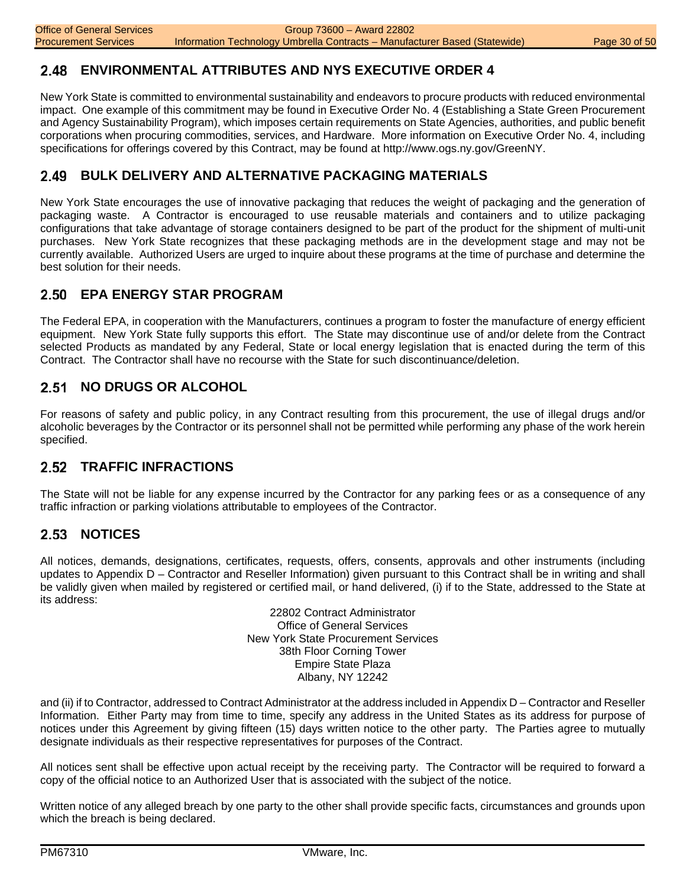## 2.48 ENVIRONMENTAL ATTRIBUTES AND NYS EXECUTIVE ORDER 4

New York State is committed to environmental sustainability and endeavors to procure products with reduced environmental impact. One example of this commitment may be found in Executive Order No. 4 (Establishing a State Green Procurement and Agency Sustainability Program), which imposes certain requirements on State Agencies, authorities, and public benefit corporations when procuring commodities, services, and Hardware. More information on Executive Order No. 4, including specifications for offerings covered by this Contract, may be found at http://www.ogs.ny.gov/GreenNY.

## 2.49 BULK DELIVERY AND ALTERNATIVE PACKAGING MATERIALS

New York State encourages the use of innovative packaging that reduces the weight of packaging and the generation of packaging waste. A Contractor is encouraged to use reusable materials and containers and to utilize packaging configurations that take advantage of storage containers designed to be part of the product for the shipment of multi-unit purchases. New York State recognizes that these packaging methods are in the development stage and may not be currently available. Authorized Users are urged to inquire about these programs at the time of purchase and determine the best solution for their needs.

## 2.50 EPA ENERGY STAR PROGRAM

The Federal EPA, in cooperation with the Manufacturers, continues a program to foster the manufacture of energy efficient equipment. New York State fully supports this effort. The State may discontinue use of and/or delete from the Contract selected Products as mandated by any Federal, State or local energy legislation that is enacted during the term of this Contract. The Contractor shall have no recourse with the State for such discontinuance/deletion.

## 2.51 NO DRUGS OR ALCOHOL

For reasons of safety and public policy, in any Contract resulting from this procurement, the use of illegal drugs and/or alcoholic beverages by the Contractor or its personnel shall not be permitted while performing any phase of the work herein specified.

## 2.52 TRAFFIC INFRACTIONS

The State will not be liable for any expense incurred by the Contractor for any parking fees or as a consequence of any traffic infraction or parking violations attributable to employees of the Contractor.

## 2.53 NOTICES

All notices, demands, designations, certificates, requests, offers, consents, approvals and other instruments (including updates to Appendix D – Contractor and Reseller Information) given pursuant to this Contract shall be in writing and shall be validly given when mailed by registered or certified mail, or hand delivered, (i) if to the State, addressed to the State at its address:

22802 Contract Administrator
Office of General Services
New York State Procurement Services
38th Floor Corning Tower
Empire State Plaza
Albany, NY 12242

and (ii) if to Contractor, addressed to Contract Administrator at the address included in Appendix D – Contractor and Reseller Information. Either Party may from time to time, specify any address in the United States as its address for purpose of notices under this Agreement by giving fifteen (15) days written notice to the other party. The Parties agree to mutually designate individuals as their respective representatives for purposes of the Contract.

All notices sent shall be effective upon actual receipt by the receiving party. The Contractor will be required to forward a copy of the official notice to an Authorized User that is associated with the subject of the notice.

Written notice of any alleged breach by one party to the other shall provide specific facts, circumstances and grounds upon which the breach is being declared.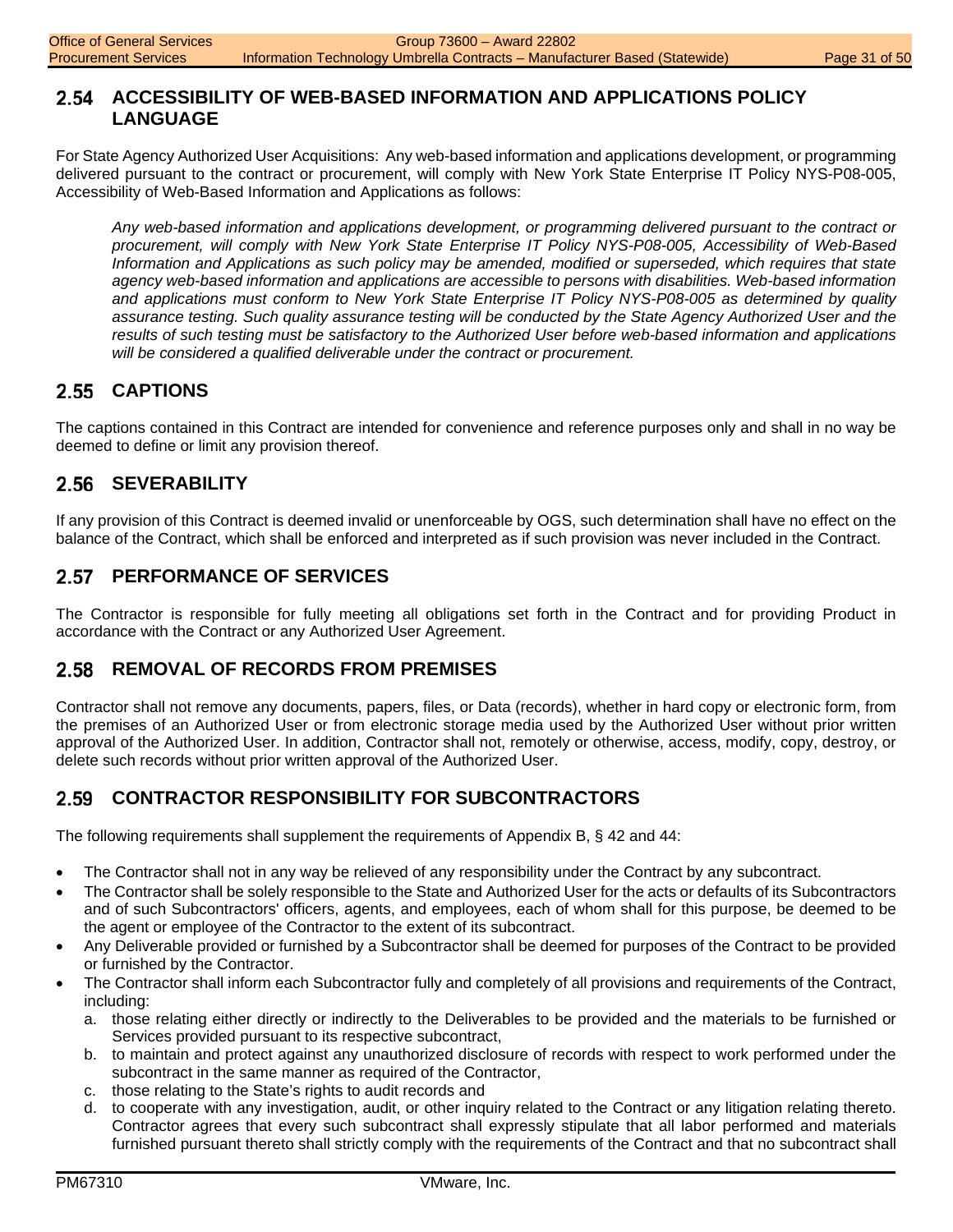## 2.54 ACCESSIBILITY OF WEB-BASED INFORMATION AND APPLICATIONS POLICY LANGUAGE

For State Agency Authorized User Acquisitions: Any web-based information and applications development, or programming delivered pursuant to the contract or procurement, will comply with New York State Enterprise IT Policy NYS-P08-005, Accessibility of Web-Based Information and Applications as follows:

> *Any web-based information and applications development, or programming delivered pursuant to the contract or procurement, will comply with New York State Enterprise IT Policy NYS-P08-005, Accessibility of Web-Based Information and Applications as such policy may be amended, modified or superseded, which requires that state agency web-based information and applications are accessible to persons with disabilities. Web-based information and applications must conform to New York State Enterprise IT Policy NYS-P08-005 as determined by quality assurance testing. Such quality assurance testing will be conducted by the State Agency Authorized User and the results of such testing must be satisfactory to the Authorized User before web-based information and applications will be considered a qualified deliverable under the contract or procurement.*

## 2.55 CAPTIONS

The captions contained in this Contract are intended for convenience and reference purposes only and shall in no way be deemed to define or limit any provision thereof.

## 2.56 SEVERABILITY

If any provision of this Contract is deemed invalid or unenforceable by OGS, such determination shall have no effect on the balance of the Contract, which shall be enforced and interpreted as if such provision was never included in the Contract.

## 2.57 PERFORMANCE OF SERVICES

The Contractor is responsible for fully meeting all obligations set forth in the Contract and for providing Product in accordance with the Contract or any Authorized User Agreement.

## 2.58 REMOVAL OF RECORDS FROM PREMISES

Contractor shall not remove any documents, papers, files, or Data (records), whether in hard copy or electronic form, from the premises of an Authorized User or from electronic storage media used by the Authorized User without prior written approval of the Authorized User. In addition, Contractor shall not, remotely or otherwise, access, modify, copy, destroy, or delete such records without prior written approval of the Authorized User.

## 2.59 CONTRACTOR RESPONSIBILITY FOR SUBCONTRACTORS

The following requirements shall supplement the requirements of Appendix B, § 42 and 44:

- The Contractor shall not in any way be relieved of any responsibility under the Contract by any subcontract.
- The Contractor shall be solely responsible to the State and Authorized User for the acts or defaults of its Subcontractors and of such Subcontractors' officers, agents, and employees, each of whom shall for this purpose, be deemed to be the agent or employee of the Contractor to the extent of its subcontract.
- Any Deliverable provided or furnished by a Subcontractor shall be deemed for purposes of the Contract to be provided or furnished by the Contractor.
- The Contractor shall inform each Subcontractor fully and completely of all provisions and requirements of the Contract, including:
  a. those relating either directly or indirectly to the Deliverables to be provided and the materials to be furnished or Services provided pursuant to its respective subcontract,
  b. to maintain and protect against any unauthorized disclosure of records with respect to work performed under the subcontract in the same manner as required of the Contractor,
  c. those relating to the State's rights to audit records and
  d. to cooperate with any investigation, audit, or other inquiry related to the Contract or any litigation relating thereto. Contractor agrees that every such subcontract shall expressly stipulate that all labor performed and materials furnished pursuant thereto shall strictly comply with the requirements of the Contract and that no subcontract shall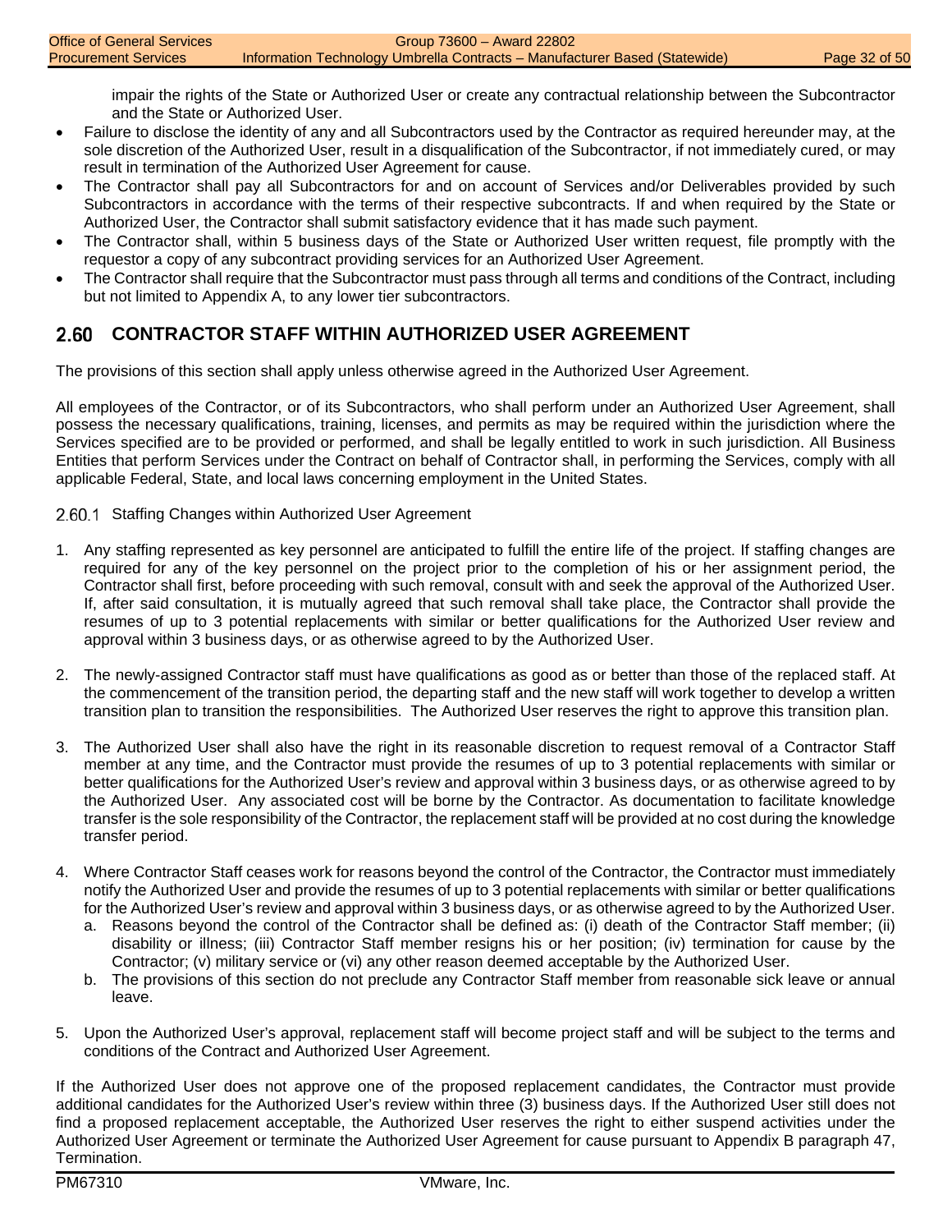impair the rights of the State or Authorized User or create any contractual relationship between the Subcontractor and the State or Authorized User.

- Failure to disclose the identity of any and all Subcontractors used by the Contractor as required hereunder may, at the sole discretion of the Authorized User, result in a disqualification of the Subcontractor, if not immediately cured, or may result in termination of the Authorized User Agreement for cause.
- The Contractor shall pay all Subcontractors for and on account of Services and/or Deliverables provided by such Subcontractors in accordance with the terms of their respective subcontracts. If and when required by the State or Authorized User, the Contractor shall submit satisfactory evidence that it has made such payment.
- The Contractor shall, within 5 business days of the State or Authorized User written request, file promptly with the requestor a copy of any subcontract providing services for an Authorized User Agreement.
- The Contractor shall require that the Subcontractor must pass through all terms and conditions of the Contract, including but not limited to Appendix A, to any lower tier subcontractors.

## 2.60 CONTRACTOR STAFF WITHIN AUTHORIZED USER AGREEMENT

The provisions of this section shall apply unless otherwise agreed in the Authorized User Agreement.

All employees of the Contractor, or of its Subcontractors, who shall perform under an Authorized User Agreement, shall possess the necessary qualifications, training, licenses, and permits as may be required within the jurisdiction where the Services specified are to be provided or performed, and shall be legally entitled to work in such jurisdiction. All Business Entities that perform Services under the Contract on behalf of Contractor shall, in performing the Services, comply with all applicable Federal, State, and local laws concerning employment in the United States.

### 2.60.1 Staffing Changes within Authorized User Agreement

1. Any staffing represented as key personnel are anticipated to fulfill the entire life of the project. If staffing changes are required for any of the key personnel on the project prior to the completion of his or her assignment period, the Contractor shall first, before proceeding with such removal, consult with and seek the approval of the Authorized User. If, after said consultation, it is mutually agreed that such removal shall take place, the Contractor shall provide the resumes of up to 3 potential replacements with similar or better qualifications for the Authorized User review and approval within 3 business days, or as otherwise agreed to by the Authorized User.

2. The newly-assigned Contractor staff must have qualifications as good as or better than those of the replaced staff. At the commencement of the transition period, the departing staff and the new staff will work together to develop a written transition plan to transition the responsibilities. The Authorized User reserves the right to approve this transition plan.

3. The Authorized User shall also have the right in its reasonable discretion to request removal of a Contractor Staff member at any time, and the Contractor must provide the resumes of up to 3 potential replacements with similar or better qualifications for the Authorized User's review and approval within 3 business days, or as otherwise agreed to by the Authorized User. Any associated cost will be borne by the Contractor. As documentation to facilitate knowledge transfer is the sole responsibility of the Contractor, the replacement staff will be provided at no cost during the knowledge transfer period.

4. Where Contractor Staff ceases work for reasons beyond the control of the Contractor, the Contractor must immediately notify the Authorized User and provide the resumes of up to 3 potential replacements with similar or better qualifications for the Authorized User's review and approval within 3 business days, or as otherwise agreed to by the Authorized User.
   a. Reasons beyond the control of the Contractor shall be defined as: (i) death of the Contractor Staff member; (ii) disability or illness; (iii) Contractor Staff member resigns his or her position; (iv) termination for cause by the Contractor; (v) military service or (vi) any other reason deemed acceptable by the Authorized User.
   b. The provisions of this section do not preclude any Contractor Staff member from reasonable sick leave or annual leave.

5. Upon the Authorized User's approval, replacement staff will become project staff and will be subject to the terms and conditions of the Contract and Authorized User Agreement.

If the Authorized User does not approve one of the proposed replacement candidates, the Contractor must provide additional candidates for the Authorized User's review within three (3) business days. If the Authorized User still does not find a proposed replacement acceptable, the Authorized User reserves the right to either suspend activities under the Authorized User Agreement or terminate the Authorized User Agreement for cause pursuant to Appendix B paragraph 47, Termination.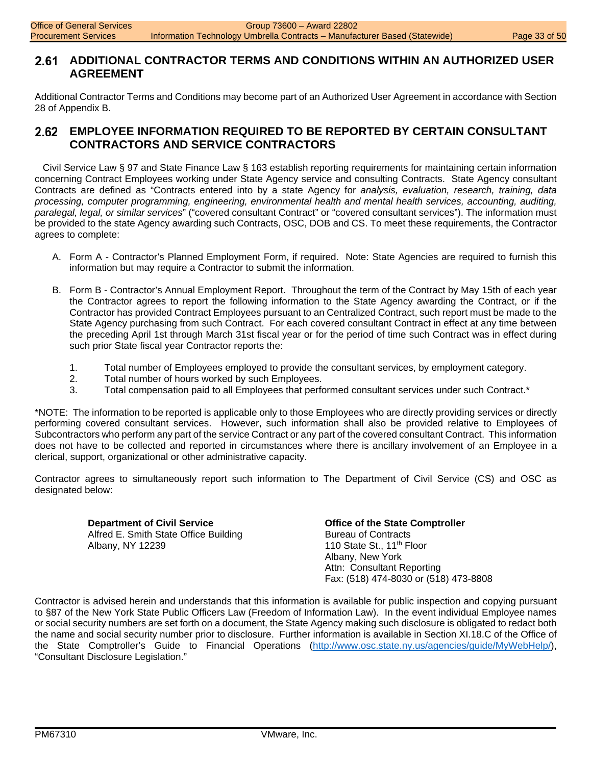## 2.61 ADDITIONAL CONTRACTOR TERMS AND CONDITIONS WITHIN AN AUTHORIZED USER AGREEMENT

Additional Contractor Terms and Conditions may become part of an Authorized User Agreement in accordance with Section 28 of Appendix B.

## 2.62 EMPLOYEE INFORMATION REQUIRED TO BE REPORTED BY CERTAIN CONSULTANT CONTRACTORS AND SERVICE CONTRACTORS

Civil Service Law § 97 and State Finance Law § 163 establish reporting requirements for maintaining certain information concerning Contract Employees working under State Agency service and consulting Contracts. State Agency consultant Contracts are defined as "Contracts entered into by a state Agency for *analysis, evaluation, research, training, data processing, computer programming, engineering, environmental health and mental health services, accounting, auditing, paralegal, legal, or similar services*" ("covered consultant Contract" or "covered consultant services"). The information must be provided to the state Agency awarding such Contracts, OSC, DOB and CS. To meet these requirements, the Contractor agrees to complete:

A. Form A - Contractor's Planned Employment Form, if required. Note: State Agencies are required to furnish this information but may require a Contractor to submit the information.

B. Form B - Contractor's Annual Employment Report. Throughout the term of the Contract by May 15th of each year the Contractor agrees to report the following information to the State Agency awarding the Contract, or if the Contractor has provided Contract Employees pursuant to an Centralized Contract, such report must be made to the State Agency purchasing from such Contract. For each covered consultant Contract in effect at any time between the preceding April 1st through March 31st fiscal year or for the period of time such Contract was in effect during such prior State fiscal year Contractor reports the:

   1. Total number of Employees employed to provide the consultant services, by employment category.
   2. Total number of hours worked by such Employees.
   3. Total compensation paid to all Employees that performed consultant services under such Contract.*

*NOTE: The information to be reported is applicable only to those Employees who are directly providing services or directly performing covered consultant services. However, such information shall also be provided relative to Employees of Subcontractors who perform any part of the service Contract or any part of the covered consultant Contract. This information does not have to be collected and reported in circumstances where there is ancillary involvement of an Employee in a clerical, support, organizational or other administrative capacity.

Contractor agrees to simultaneously report such information to The Department of Civil Service (CS) and OSC as designated below:

**Department of Civil Service**
Alfred E. Smith State Office Building
Albany, NY 12239

**Office of the State Comptroller**
Bureau of Contracts
110 State St., 11th Floor
Albany, New York
Attn: Consultant Reporting
Fax: (518) 474-8030 or (518) 473-8808

Contractor is advised herein and understands that this information is available for public inspection and copying pursuant to §87 of the New York State Public Officers Law (Freedom of Information Law). In the event individual Employee names or social security numbers are set forth on a document, the State Agency making such disclosure is obligated to redact both the name and social security number prior to disclosure. Further information is available in Section XI.18.C of the Office of the State Comptroller's Guide to Financial Operations (http://www.osc.state.ny.us/agencies/guide/MyWebHelp/), "Consultant Disclosure Legislation."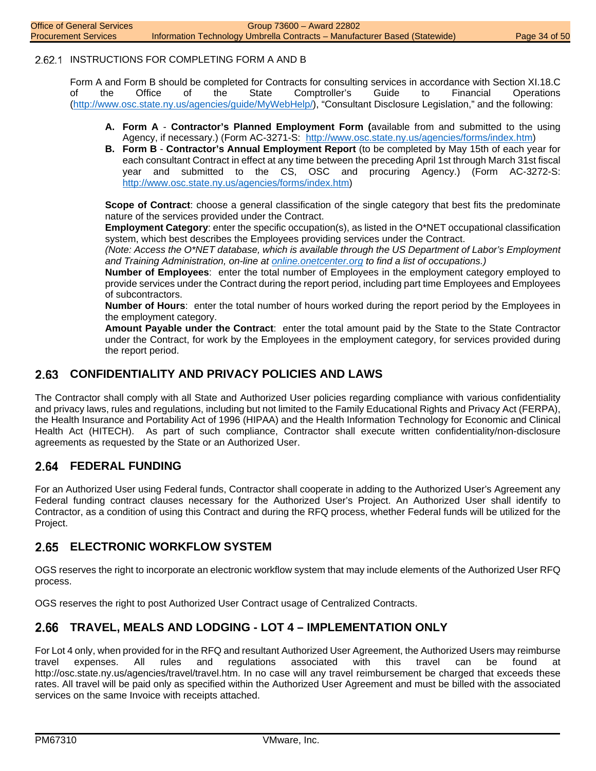### 2.62.1 INSTRUCTIONS FOR COMPLETING FORM A AND B

Form A and Form B should be completed for Contracts for consulting services in accordance with Section XI.18.C of the Office of the State Comptroller's Guide to Financial Operations (http://www.osc.state.ny.us/agencies/guide/MyWebHelp/), "Consultant Disclosure Legislation," and the following:

- **A. Form A** - **Contractor's Planned Employment Form (**available from and submitted to the using Agency, if necessary.) (Form AC-3271-S: http://www.osc.state.ny.us/agencies/forms/index.htm)
- **B. Form B** - **Contractor's Annual Employment Report** (to be completed by May 15th of each year for each consultant Contract in effect at any time between the preceding April 1st through March 31st fiscal year and submitted to the CS, OSC and procuring Agency.) (Form AC-3272-S: http://www.osc.state.ny.us/agencies/forms/index.htm)

**Scope of Contract**: choose a general classification of the single category that best fits the predominate nature of the services provided under the Contract.
**Employment Category**: enter the specific occupation(s), as listed in the O*NET occupational classification system, which best describes the Employees providing services under the Contract.
*(Note: Access the O*NET database, which is available through the US Department of Labor's Employment and Training Administration, on-line at online.onetcenter.org to find a list of occupations.)*
**Number of Employees**: enter the total number of Employees in the employment category employed to provide services under the Contract during the report period, including part time Employees and Employees of subcontractors.
**Number of Hours**: enter the total number of hours worked during the report period by the Employees in the employment category.
**Amount Payable under the Contract**: enter the total amount paid by the State to the State Contractor under the Contract, for work by the Employees in the employment category, for services provided during the report period.

## 2.63 CONFIDENTIALITY AND PRIVACY POLICIES AND LAWS

The Contractor shall comply with all State and Authorized User policies regarding compliance with various confidentiality and privacy laws, rules and regulations, including but not limited to the Family Educational Rights and Privacy Act (FERPA), the Health Insurance and Portability Act of 1996 (HIPAA) and the Health Information Technology for Economic and Clinical Health Act (HITECH). As part of such compliance, Contractor shall execute written confidentiality/non-disclosure agreements as requested by the State or an Authorized User.

## 2.64 FEDERAL FUNDING

For an Authorized User using Federal funds, Contractor shall cooperate in adding to the Authorized User's Agreement any Federal funding contract clauses necessary for the Authorized User's Project. An Authorized User shall identify to Contractor, as a condition of using this Contract and during the RFQ process, whether Federal funds will be utilized for the Project.

## 2.65 ELECTRONIC WORKFLOW SYSTEM

OGS reserves the right to incorporate an electronic workflow system that may include elements of the Authorized User RFQ process.

OGS reserves the right to post Authorized User Contract usage of Centralized Contracts.

## 2.66 TRAVEL, MEALS AND LODGING - LOT 4 – IMPLEMENTATION ONLY

For Lot 4 only, when provided for in the RFQ and resultant Authorized User Agreement, the Authorized Users may reimburse travel expenses. All rules and regulations associated with this travel can be found at http://osc.state.ny.us/agencies/travel/travel.htm. In no case will any travel reimbursement be charged that exceeds these rates. All travel will be paid only as specified within the Authorized User Agreement and must be billed with the associated services on the same Invoice with receipts attached.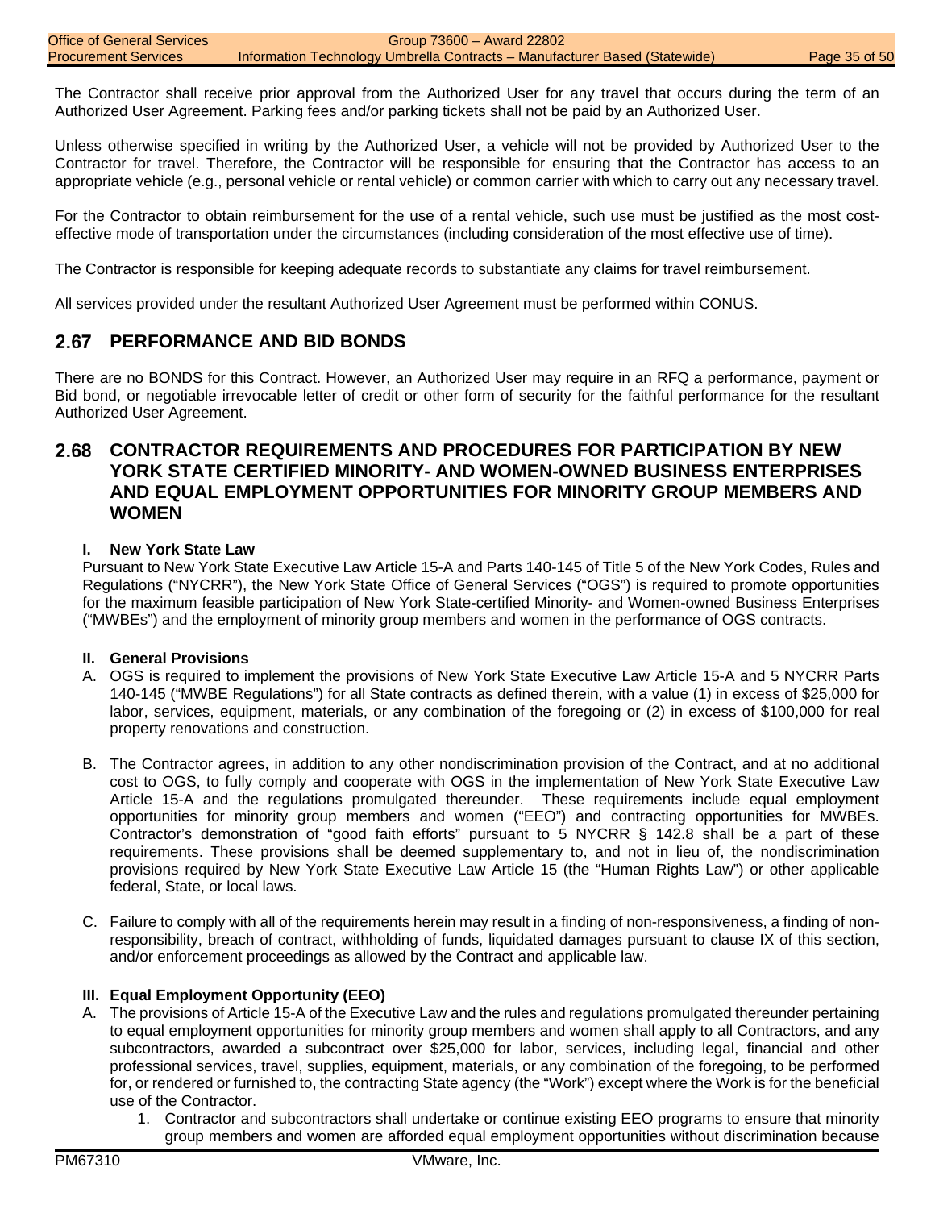The Contractor shall receive prior approval from the Authorized User for any travel that occurs during the term of an Authorized User Agreement. Parking fees and/or parking tickets shall not be paid by an Authorized User.

Unless otherwise specified in writing by the Authorized User, a vehicle will not be provided by Authorized User to the Contractor for travel. Therefore, the Contractor will be responsible for ensuring that the Contractor has access to an appropriate vehicle (e.g., personal vehicle or rental vehicle) or common carrier with which to carry out any necessary travel.

For the Contractor to obtain reimbursement for the use of a rental vehicle, such use must be justified as the most cost-effective mode of transportation under the circumstances (including consideration of the most effective use of time).

The Contractor is responsible for keeping adequate records to substantiate any claims for travel reimbursement.

All services provided under the resultant Authorized User Agreement must be performed within CONUS.

## 2.67 PERFORMANCE AND BID BONDS

There are no BONDS for this Contract. However, an Authorized User may require in an RFQ a performance, payment or Bid bond, or negotiable irrevocable letter of credit or other form of security for the faithful performance for the resultant Authorized User Agreement.

## 2.68 CONTRACTOR REQUIREMENTS AND PROCEDURES FOR PARTICIPATION BY NEW YORK STATE CERTIFIED MINORITY- AND WOMEN-OWNED BUSINESS ENTERPRISES AND EQUAL EMPLOYMENT OPPORTUNITIES FOR MINORITY GROUP MEMBERS AND WOMEN

**I. New York State Law**

Pursuant to New York State Executive Law Article 15-A and Parts 140-145 of Title 5 of the New York Codes, Rules and Regulations ("NYCRR"), the New York State Office of General Services ("OGS") is required to promote opportunities for the maximum feasible participation of New York State-certified Minority- and Women-owned Business Enterprises ("MWBEs") and the employment of minority group members and women in the performance of OGS contracts.

**II. General Provisions**

A. OGS is required to implement the provisions of New York State Executive Law Article 15-A and 5 NYCRR Parts 140-145 ("MWBE Regulations") for all State contracts as defined therein, with a value (1) in excess of $25,000 for labor, services, equipment, materials, or any combination of the foregoing or (2) in excess of $100,000 for real property renovations and construction.

B. The Contractor agrees, in addition to any other nondiscrimination provision of the Contract, and at no additional cost to OGS, to fully comply and cooperate with OGS in the implementation of New York State Executive Law Article 15-A and the regulations promulgated thereunder. These requirements include equal employment opportunities for minority group members and women ("EEO") and contracting opportunities for MWBEs. Contractor's demonstration of "good faith efforts" pursuant to 5 NYCRR § 142.8 shall be a part of these requirements. These provisions shall be deemed supplementary to, and not in lieu of, the nondiscrimination provisions required by New York State Executive Law Article 15 (the "Human Rights Law") or other applicable federal, State, or local laws.

C. Failure to comply with all of the requirements herein may result in a finding of non-responsiveness, a finding of non-responsibility, breach of contract, withholding of funds, liquidated damages pursuant to clause IX of this section, and/or enforcement proceedings as allowed by the Contract and applicable law.

**III. Equal Employment Opportunity (EEO)**

A. The provisions of Article 15-A of the Executive Law and the rules and regulations promulgated thereunder pertaining to equal employment opportunities for minority group members and women shall apply to all Contractors, and any subcontractors, awarded a subcontract over $25,000 for labor, services, including legal, financial and other professional services, travel, supplies, equipment, materials, or any combination of the foregoing, to be performed for, or rendered or furnished to, the contracting State agency (the "Work") except where the Work is for the beneficial use of the Contractor.

   1. Contractor and subcontractors shall undertake or continue existing EEO programs to ensure that minority group members and women are afforded equal employment opportunities without discrimination because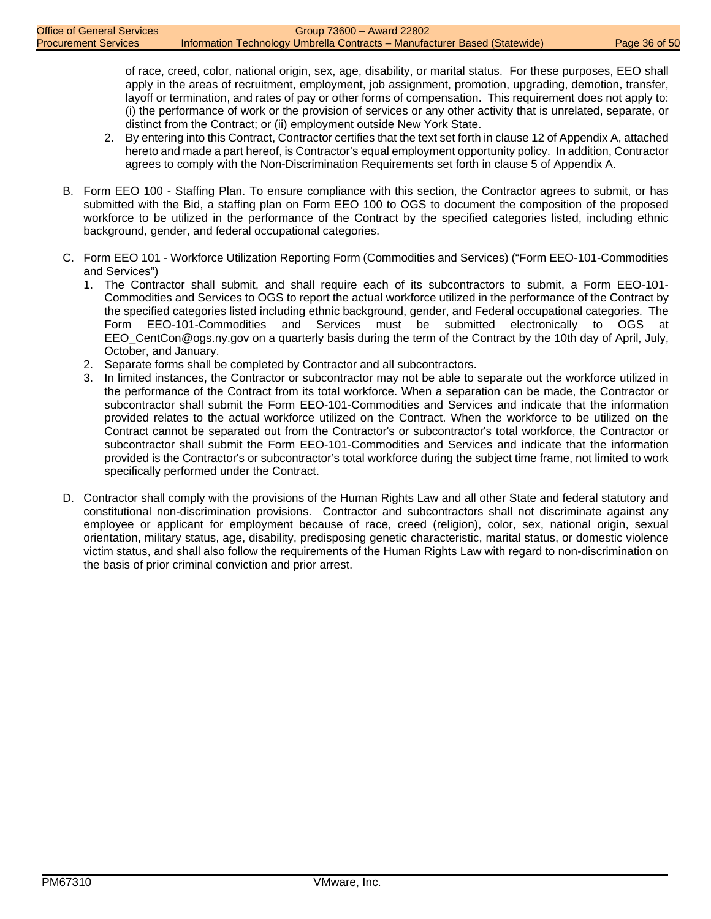of race, creed, color, national origin, sex, age, disability, or marital status. For these purposes, EEO shall apply in the areas of recruitment, employment, job assignment, promotion, upgrading, demotion, transfer, layoff or termination, and rates of pay or other forms of compensation. This requirement does not apply to: (i) the performance of work or the provision of services or any other activity that is unrelated, separate, or distinct from the Contract; or (ii) employment outside New York State.

2. By entering into this Contract, Contractor certifies that the text set forth in clause 12 of Appendix A, attached hereto and made a part hereof, is Contractor's equal employment opportunity policy. In addition, Contractor agrees to comply with the Non-Discrimination Requirements set forth in clause 5 of Appendix A.

B. Form EEO 100 - Staffing Plan. To ensure compliance with this section, the Contractor agrees to submit, or has submitted with the Bid, a staffing plan on Form EEO 100 to OGS to document the composition of the proposed workforce to be utilized in the performance of the Contract by the specified categories listed, including ethnic background, gender, and federal occupational categories.

C. Form EEO 101 - Workforce Utilization Reporting Form (Commodities and Services) ("Form EEO-101-Commodities and Services")

1. The Contractor shall submit, and shall require each of its subcontractors to submit, a Form EEO-101-Commodities and Services to OGS to report the actual workforce utilized in the performance of the Contract by the specified categories listed including ethnic background, gender, and Federal occupational categories. The Form EEO-101-Commodities and Services must be submitted electronically to OGS at EEO_CentCon@ogs.ny.gov on a quarterly basis during the term of the Contract by the 10th day of April, July, October, and January.
2. Separate forms shall be completed by Contractor and all subcontractors.
3. In limited instances, the Contractor or subcontractor may not be able to separate out the workforce utilized in the performance of the Contract from its total workforce. When a separation can be made, the Contractor or subcontractor shall submit the Form EEO-101-Commodities and Services and indicate that the information provided relates to the actual workforce utilized on the Contract. When the workforce to be utilized on the Contract cannot be separated out from the Contractor's or subcontractor's total workforce, the Contractor or subcontractor shall submit the Form EEO-101-Commodities and Services and indicate that the information provided is the Contractor's or subcontractor's total workforce during the subject time frame, not limited to work specifically performed under the Contract.

D. Contractor shall comply with the provisions of the Human Rights Law and all other State and federal statutory and constitutional non-discrimination provisions. Contractor and subcontractors shall not discriminate against any employee or applicant for employment because of race, creed (religion), color, sex, national origin, sexual orientation, military status, age, disability, predisposing genetic characteristic, marital status, or domestic violence victim status, and shall also follow the requirements of the Human Rights Law with regard to non-discrimination on the basis of prior criminal conviction and prior arrest.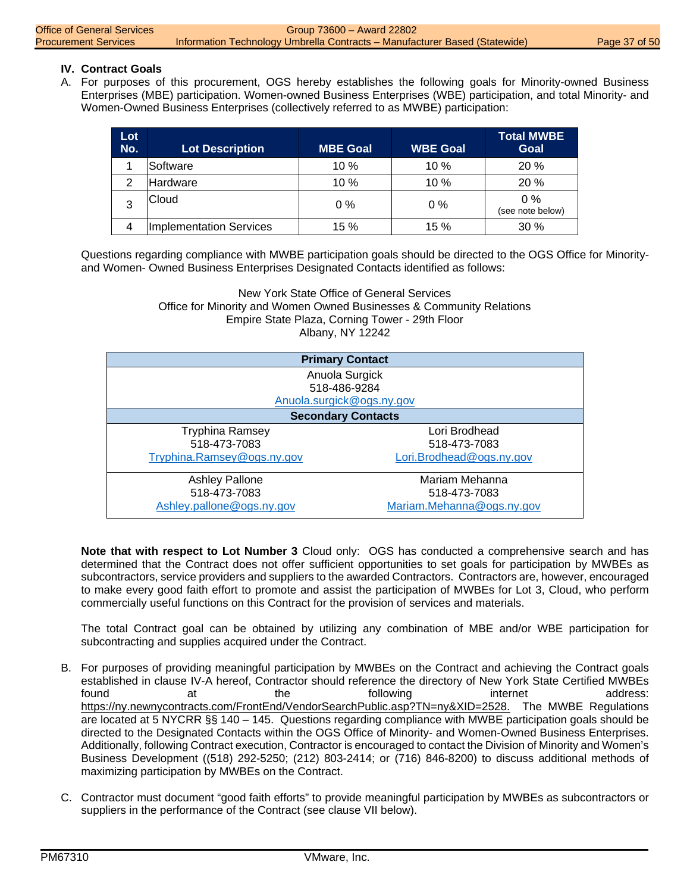## IV. Contract Goals

A. For purposes of this procurement, OGS hereby establishes the following goals for Minority-owned Business Enterprises (MBE) participation. Women-owned Business Enterprises (WBE) participation, and total Minority- and Women-Owned Business Enterprises (collectively referred to as MWBE) participation:

| Lot No. | Lot Description | MBE Goal | WBE Goal | Total MWBE Goal |
|---|---|---|---|---|
| 1 | Software | 10 % | 10 % | 20 % |
| 2 | Hardware | 10 % | 10 % | 20 % |
| 3 | Cloud | 0 % | 0 % | 0 % (see note below) |
| 4 | Implementation Services | 15 % | 15 % | 30 % |

Questions regarding compliance with MWBE participation goals should be directed to the OGS Office for Minority- and Women- Owned Business Enterprises Designated Contacts identified as follows:

New York State Office of General Services
Office for Minority and Women Owned Businesses & Community Relations
Empire State Plaza, Corning Tower - 29th Floor
Albany, NY 12242

| Primary Contact | |
|---|---|
| Anuola Surgick<br>518-486-9284<br>Anuola.surgick@ogs.ny.gov | |
| **Secondary Contacts** | |
| Tryphina Ramsey<br>518-473-7083<br>Tryphina.Ramsey@ogs.ny.gov | Lori Brodhead<br>518-473-7083<br>Lori.Brodhead@ogs.ny.gov |
| Ashley Pallone<br>518-473-7083<br>Ashley.pallone@ogs.ny.gov | Mariam Mehanna<br>518-473-7083<br>Mariam.Mehanna@ogs.ny.gov |

**Note that with respect to Lot Number 3** Cloud only: OGS has conducted a comprehensive search and has determined that the Contract does not offer sufficient opportunities to set goals for participation by MWBEs as subcontractors, service providers and suppliers to the awarded Contractors. Contractors are, however, encouraged to make every good faith effort to promote and assist the participation of MWBEs for Lot 3, Cloud, who perform commercially useful functions on this Contract for the provision of services and materials.

The total Contract goal can be obtained by utilizing any combination of MBE and/or WBE participation for subcontracting and supplies acquired under the Contract.

B. For purposes of providing meaningful participation by MWBEs on the Contract and achieving the Contract goals established in clause IV-A hereof, Contractor should reference the directory of New York State Certified MWBEs found at the following internet address: https://ny.newnycontracts.com/FrontEnd/VendorSearchPublic.asp?TN=ny&XID=2528. The MWBE Regulations are located at 5 NYCRR §§ 140 – 145. Questions regarding compliance with MWBE participation goals should be directed to the Designated Contacts within the OGS Office of Minority- and Women-Owned Business Enterprises. Additionally, following Contract execution, Contractor is encouraged to contact the Division of Minority and Women's Business Development ((518) 292-5250; (212) 803-2414; or (716) 846-8200) to discuss additional methods of maximizing participation by MWBEs on the Contract.

C. Contractor must document "good faith efforts" to provide meaningful participation by MWBEs as subcontractors or suppliers in the performance of the Contract (see clause VII below).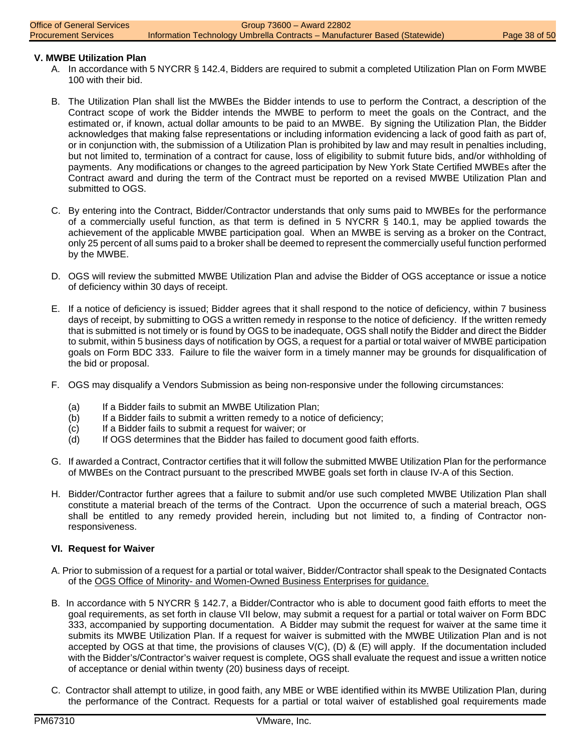## V. MWBE Utilization Plan

A. In accordance with 5 NYCRR § 142.4, Bidders are required to submit a completed Utilization Plan on Form MWBE 100 with their bid.

B. The Utilization Plan shall list the MWBEs the Bidder intends to use to perform the Contract, a description of the Contract scope of work the Bidder intends the MWBE to perform to meet the goals on the Contract, and the estimated or, if known, actual dollar amounts to be paid to an MWBE. By signing the Utilization Plan, the Bidder acknowledges that making false representations or including information evidencing a lack of good faith as part of, or in conjunction with, the submission of a Utilization Plan is prohibited by law and may result in penalties including, but not limited to, termination of a contract for cause, loss of eligibility to submit future bids, and/or withholding of payments. Any modifications or changes to the agreed participation by New York State Certified MWBEs after the Contract award and during the term of the Contract must be reported on a revised MWBE Utilization Plan and submitted to OGS.

C. By entering into the Contract, Bidder/Contractor understands that only sums paid to MWBEs for the performance of a commercially useful function, as that term is defined in 5 NYCRR § 140.1, may be applied towards the achievement of the applicable MWBE participation goal. When an MWBE is serving as a broker on the Contract, only 25 percent of all sums paid to a broker shall be deemed to represent the commercially useful function performed by the MWBE.

D. OGS will review the submitted MWBE Utilization Plan and advise the Bidder of OGS acceptance or issue a notice of deficiency within 30 days of receipt.

E. If a notice of deficiency is issued; Bidder agrees that it shall respond to the notice of deficiency, within 7 business days of receipt, by submitting to OGS a written remedy in response to the notice of deficiency. If the written remedy that is submitted is not timely or is found by OGS to be inadequate, OGS shall notify the Bidder and direct the Bidder to submit, within 5 business days of notification by OGS, a request for a partial or total waiver of MWBE participation goals on Form BDC 333. Failure to file the waiver form in a timely manner may be grounds for disqualification of the bid or proposal.

F. OGS may disqualify a Vendors Submission as being non-responsive under the following circumstances:

   (a) If a Bidder fails to submit an MWBE Utilization Plan;
   (b) If a Bidder fails to submit a written remedy to a notice of deficiency;
   (c) If a Bidder fails to submit a request for waiver; or
   (d) If OGS determines that the Bidder has failed to document good faith efforts.

G. If awarded a Contract, Contractor certifies that it will follow the submitted MWBE Utilization Plan for the performance of MWBEs on the Contract pursuant to the prescribed MWBE goals set forth in clause IV-A of this Section.

H. Bidder/Contractor further agrees that a failure to submit and/or use such completed MWBE Utilization Plan shall constitute a material breach of the terms of the Contract. Upon the occurrence of such a material breach, OGS shall be entitled to any remedy provided herein, including but not limited to, a finding of Contractor non-responsiveness.

## VI. Request for Waiver

A. Prior to submission of a request for a partial or total waiver, Bidder/Contractor shall speak to the Designated Contacts of the OGS Office of Minority- and Women-Owned Business Enterprises for guidance.

B. In accordance with 5 NYCRR § 142.7, a Bidder/Contractor who is able to document good faith efforts to meet the goal requirements, as set forth in clause VII below, may submit a request for a partial or total waiver on Form BDC 333, accompanied by supporting documentation. A Bidder may submit the request for waiver at the same time it submits its MWBE Utilization Plan. If a request for waiver is submitted with the MWBE Utilization Plan and is not accepted by OGS at that time, the provisions of clauses V(C), (D) & (E) will apply. If the documentation included with the Bidder's/Contractor's waiver request is complete, OGS shall evaluate the request and issue a written notice of acceptance or denial within twenty (20) business days of receipt.

C. Contractor shall attempt to utilize, in good faith, any MBE or WBE identified within its MWBE Utilization Plan, during the performance of the Contract. Requests for a partial or total waiver of established goal requirements made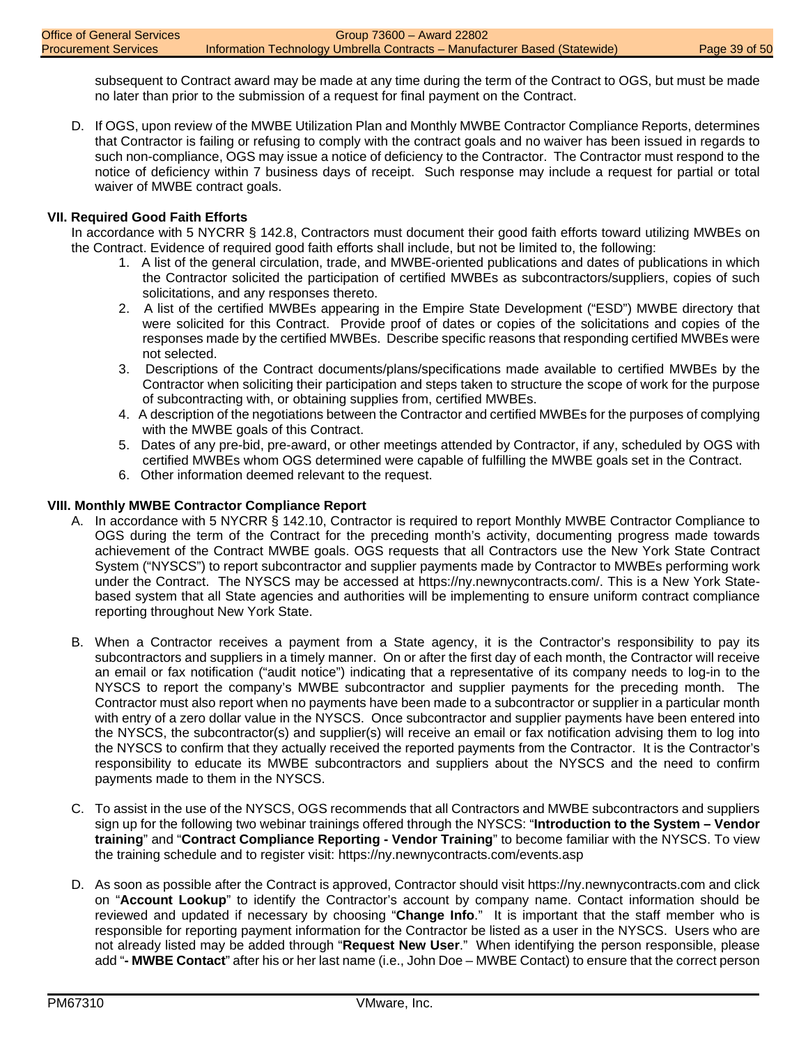subsequent to Contract award may be made at any time during the term of the Contract to OGS, but must be made no later than prior to the submission of a request for final payment on the Contract.

D. If OGS, upon review of the MWBE Utilization Plan and Monthly MWBE Contractor Compliance Reports, determines that Contractor is failing or refusing to comply with the contract goals and no waiver has been issued in regards to such non-compliance, OGS may issue a notice of deficiency to the Contractor. The Contractor must respond to the notice of deficiency within 7 business days of receipt. Such response may include a request for partial or total waiver of MWBE contract goals.

**VII. Required Good Faith Efforts**

In accordance with 5 NYCRR § 142.8, Contractors must document their good faith efforts toward utilizing MWBEs on the Contract. Evidence of required good faith efforts shall include, but not be limited to, the following:

1. A list of the general circulation, trade, and MWBE-oriented publications and dates of publications in which the Contractor solicited the participation of certified MWBEs as subcontractors/suppliers, copies of such solicitations, and any responses thereto.
2. A list of the certified MWBEs appearing in the Empire State Development ("ESD") MWBE directory that were solicited for this Contract. Provide proof of dates or copies of the solicitations and copies of the responses made by the certified MWBEs. Describe specific reasons that responding certified MWBEs were not selected.
3. Descriptions of the Contract documents/plans/specifications made available to certified MWBEs by the Contractor when soliciting their participation and steps taken to structure the scope of work for the purpose of subcontracting with, or obtaining supplies from, certified MWBEs.
4. A description of the negotiations between the Contractor and certified MWBEs for the purposes of complying with the MWBE goals of this Contract.
5. Dates of any pre-bid, pre-award, or other meetings attended by Contractor, if any, scheduled by OGS with certified MWBEs whom OGS determined were capable of fulfilling the MWBE goals set in the Contract.
6. Other information deemed relevant to the request.

**VIII. Monthly MWBE Contractor Compliance Report**

A. In accordance with 5 NYCRR § 142.10, Contractor is required to report Monthly MWBE Contractor Compliance to OGS during the term of the Contract for the preceding month's activity, documenting progress made towards achievement of the Contract MWBE goals. OGS requests that all Contractors use the New York State Contract System ("NYSCS") to report subcontractor and supplier payments made by Contractor to MWBEs performing work under the Contract. The NYSCS may be accessed at https://ny.newnycontracts.com/. This is a New York State-based system that all State agencies and authorities will be implementing to ensure uniform contract compliance reporting throughout New York State.

B. When a Contractor receives a payment from a State agency, it is the Contractor's responsibility to pay its subcontractors and suppliers in a timely manner. On or after the first day of each month, the Contractor will receive an email or fax notification ("audit notice") indicating that a representative of its company needs to log-in to the NYSCS to report the company's MWBE subcontractor and supplier payments for the preceding month. The Contractor must also report when no payments have been made to a subcontractor or supplier in a particular month with entry of a zero dollar value in the NYSCS. Once subcontractor and supplier payments have been entered into the NYSCS, the subcontractor(s) and supplier(s) will receive an email or fax notification advising them to log into the NYSCS to confirm that they actually received the reported payments from the Contractor. It is the Contractor's responsibility to educate its MWBE subcontractors and suppliers about the NYSCS and the need to confirm payments made to them in the NYSCS.

C. To assist in the use of the NYSCS, OGS recommends that all Contractors and MWBE subcontractors and suppliers sign up for the following two webinar trainings offered through the NYSCS: "**Introduction to the System – Vendor training**" and "**Contract Compliance Reporting - Vendor Training**" to become familiar with the NYSCS. To view the training schedule and to register visit: https://ny.newnycontracts.com/events.asp

D. As soon as possible after the Contract is approved, Contractor should visit https://ny.newnycontracts.com and click on "**Account Lookup**" to identify the Contractor's account by company name. Contact information should be reviewed and updated if necessary by choosing "**Change Info**." It is important that the staff member who is responsible for reporting payment information for the Contractor be listed as a user in the NYSCS. Users who are not already listed may be added through "**Request New User**." When identifying the person responsible, please add "**- MWBE Contact**" after his or her last name (i.e., John Doe – MWBE Contact) to ensure that the correct person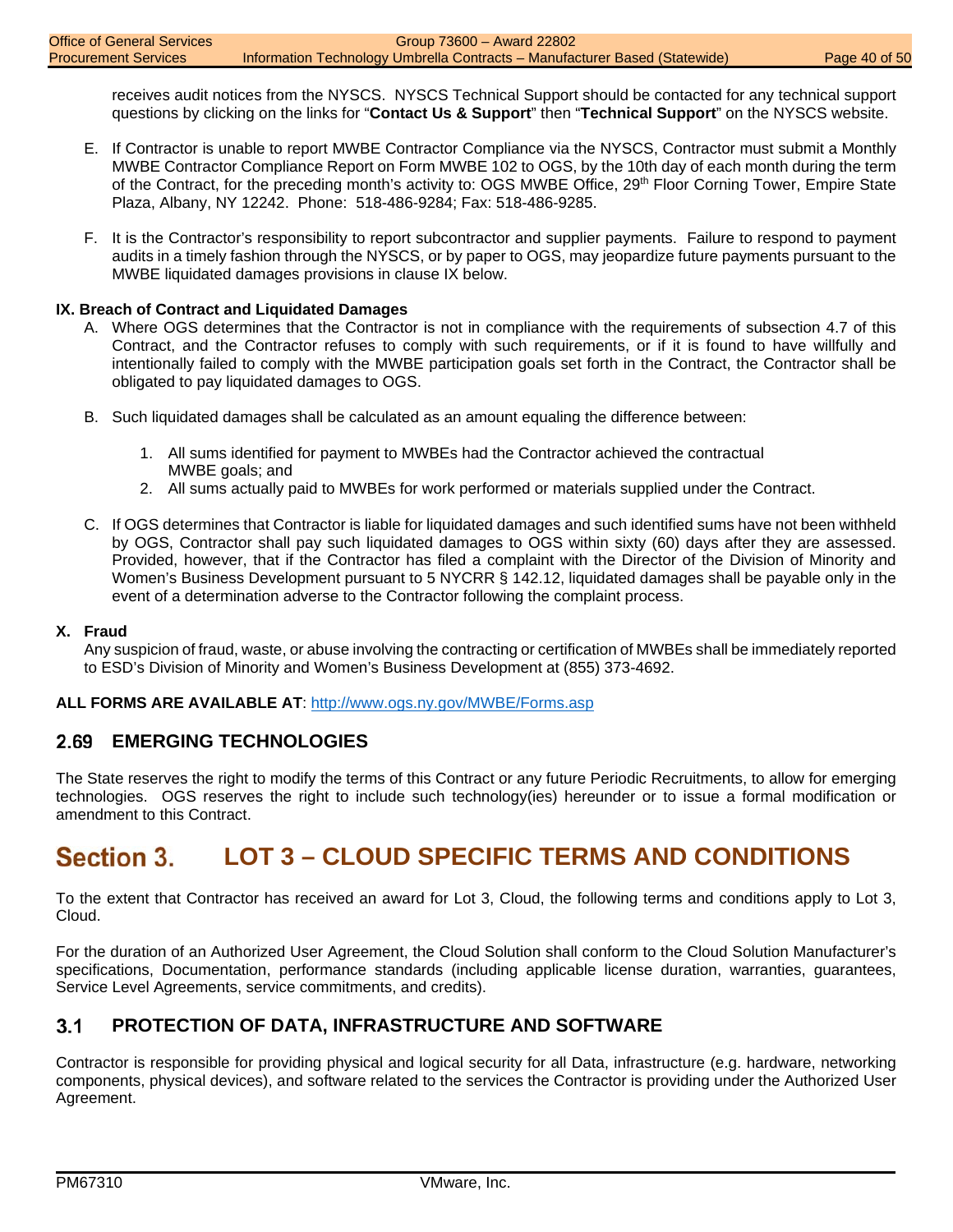receives audit notices from the NYSCS. NYSCS Technical Support should be contacted for any technical support questions by clicking on the links for "**Contact Us & Support**" then "**Technical Support**" on the NYSCS website.

E. If Contractor is unable to report MWBE Contractor Compliance via the NYSCS, Contractor must submit a Monthly MWBE Contractor Compliance Report on Form MWBE 102 to OGS, by the 10th day of each month during the term of the Contract, for the preceding month's activity to: OGS MWBE Office, 29th Floor Corning Tower, Empire State Plaza, Albany, NY 12242. Phone: 518-486-9284; Fax: 518-486-9285.

F. It is the Contractor's responsibility to report subcontractor and supplier payments. Failure to respond to payment audits in a timely fashion through the NYSCS, or by paper to OGS, may jeopardize future payments pursuant to the MWBE liquidated damages provisions in clause IX below.

**IX. Breach of Contract and Liquidated Damages**

A. Where OGS determines that the Contractor is not in compliance with the requirements of subsection 4.7 of this Contract, and the Contractor refuses to comply with such requirements, or if it is found to have willfully and intentionally failed to comply with the MWBE participation goals set forth in the Contract, the Contractor shall be obligated to pay liquidated damages to OGS.

B. Such liquidated damages shall be calculated as an amount equaling the difference between:

1. All sums identified for payment to MWBEs had the Contractor achieved the contractual MWBE goals; and
2. All sums actually paid to MWBEs for work performed or materials supplied under the Contract.

C. If OGS determines that Contractor is liable for liquidated damages and such identified sums have not been withheld by OGS, Contractor shall pay such liquidated damages to OGS within sixty (60) days after they are assessed. Provided, however, that if the Contractor has filed a complaint with the Director of the Division of Minority and Women's Business Development pursuant to 5 NYCRR § 142.12, liquidated damages shall be payable only in the event of a determination adverse to the Contractor following the complaint process.

**X. Fraud**

Any suspicion of fraud, waste, or abuse involving the contracting or certification of MWBEs shall be immediately reported to ESD's Division of Minority and Women's Business Development at (855) 373-4692.

**ALL FORMS ARE AVAILABLE AT**: http://www.ogs.ny.gov/MWBE/Forms.asp

## 2.69 EMERGING TECHNOLOGIES

The State reserves the right to modify the terms of this Contract or any future Periodic Recruitments, to allow for emerging technologies. OGS reserves the right to include such technology(ies) hereunder or to issue a formal modification or amendment to this Contract.

# Section 3. LOT 3 – CLOUD SPECIFIC TERMS AND CONDITIONS

To the extent that Contractor has received an award for Lot 3, Cloud, the following terms and conditions apply to Lot 3, Cloud.

For the duration of an Authorized User Agreement, the Cloud Solution shall conform to the Cloud Solution Manufacturer's specifications, Documentation, performance standards (including applicable license duration, warranties, guarantees, Service Level Agreements, service commitments, and credits).

## 3.1 PROTECTION OF DATA, INFRASTRUCTURE AND SOFTWARE

Contractor is responsible for providing physical and logical security for all Data, infrastructure (e.g. hardware, networking components, physical devices), and software related to the services the Contractor is providing under the Authorized User Agreement.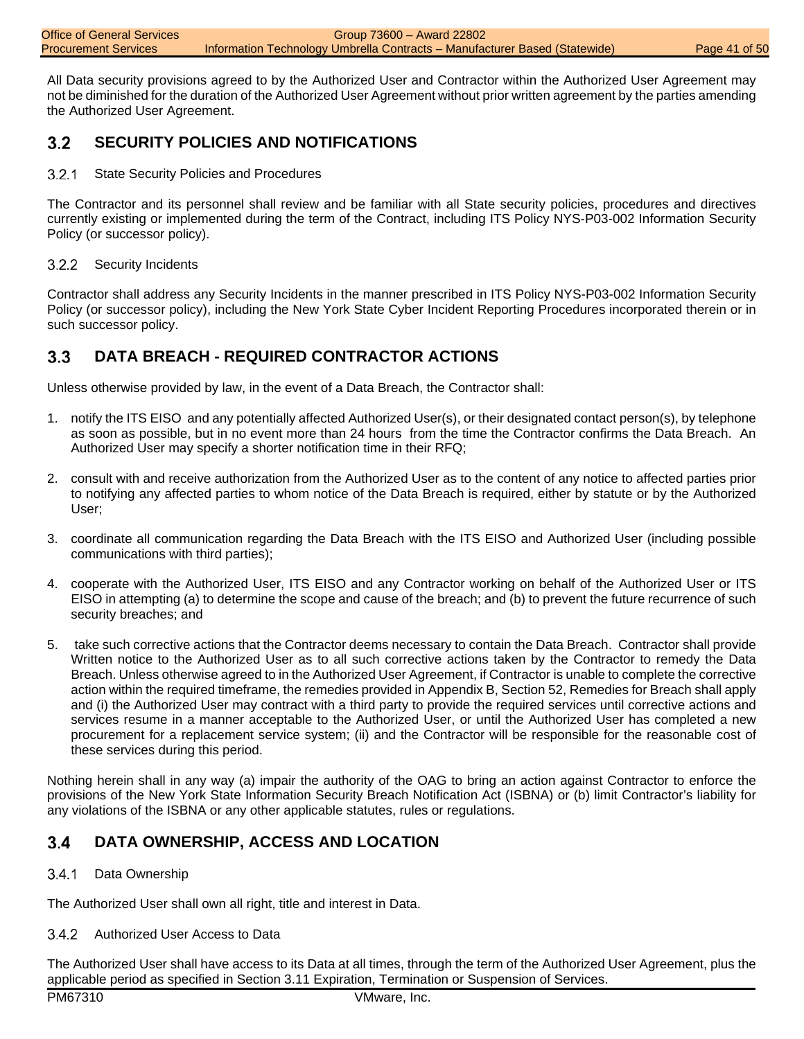All Data security provisions agreed to by the Authorized User and Contractor within the Authorized User Agreement may not be diminished for the duration of the Authorized User Agreement without prior written agreement by the parties amending the Authorized User Agreement.

## 3.2 SECURITY POLICIES AND NOTIFICATIONS

### 3.2.1 State Security Policies and Procedures

The Contractor and its personnel shall review and be familiar with all State security policies, procedures and directives currently existing or implemented during the term of the Contract, including ITS Policy NYS-P03-002 Information Security Policy (or successor policy).

### 3.2.2 Security Incidents

Contractor shall address any Security Incidents in the manner prescribed in ITS Policy NYS-P03-002 Information Security Policy (or successor policy), including the New York State Cyber Incident Reporting Procedures incorporated therein or in such successor policy.

## 3.3 DATA BREACH - REQUIRED CONTRACTOR ACTIONS

Unless otherwise provided by law, in the event of a Data Breach, the Contractor shall:

1. notify the ITS EISO and any potentially affected Authorized User(s), or their designated contact person(s), by telephone as soon as possible, but in no event more than 24 hours from the time the Contractor confirms the Data Breach. An Authorized User may specify a shorter notification time in their RFQ;
2. consult with and receive authorization from the Authorized User as to the content of any notice to affected parties prior to notifying any affected parties to whom notice of the Data Breach is required, either by statute or by the Authorized User;
3. coordinate all communication regarding the Data Breach with the ITS EISO and Authorized User (including possible communications with third parties);
4. cooperate with the Authorized User, ITS EISO and any Contractor working on behalf of the Authorized User or ITS EISO in attempting (a) to determine the scope and cause of the breach; and (b) to prevent the future recurrence of such security breaches; and
5. take such corrective actions that the Contractor deems necessary to contain the Data Breach. Contractor shall provide Written notice to the Authorized User as to all such corrective actions taken by the Contractor to remedy the Data Breach. Unless otherwise agreed to in the Authorized User Agreement, if Contractor is unable to complete the corrective action within the required timeframe, the remedies provided in Appendix B, Section 52, Remedies for Breach shall apply and (i) the Authorized User may contract with a third party to provide the required services until corrective actions and services resume in a manner acceptable to the Authorized User, or until the Authorized User has completed a new procurement for a replacement service system; (ii) and the Contractor will be responsible for the reasonable cost of these services during this period.

Nothing herein shall in any way (a) impair the authority of the OAG to bring an action against Contractor to enforce the provisions of the New York State Information Security Breach Notification Act (ISBNA) or (b) limit Contractor's liability for any violations of the ISBNA or any other applicable statutes, rules or regulations.

## 3.4 DATA OWNERSHIP, ACCESS AND LOCATION

### 3.4.1 Data Ownership

The Authorized User shall own all right, title and interest in Data.

### 3.4.2 Authorized User Access to Data

The Authorized User shall have access to its Data at all times, through the term of the Authorized User Agreement, plus the applicable period as specified in Section 3.11 Expiration, Termination or Suspension of Services.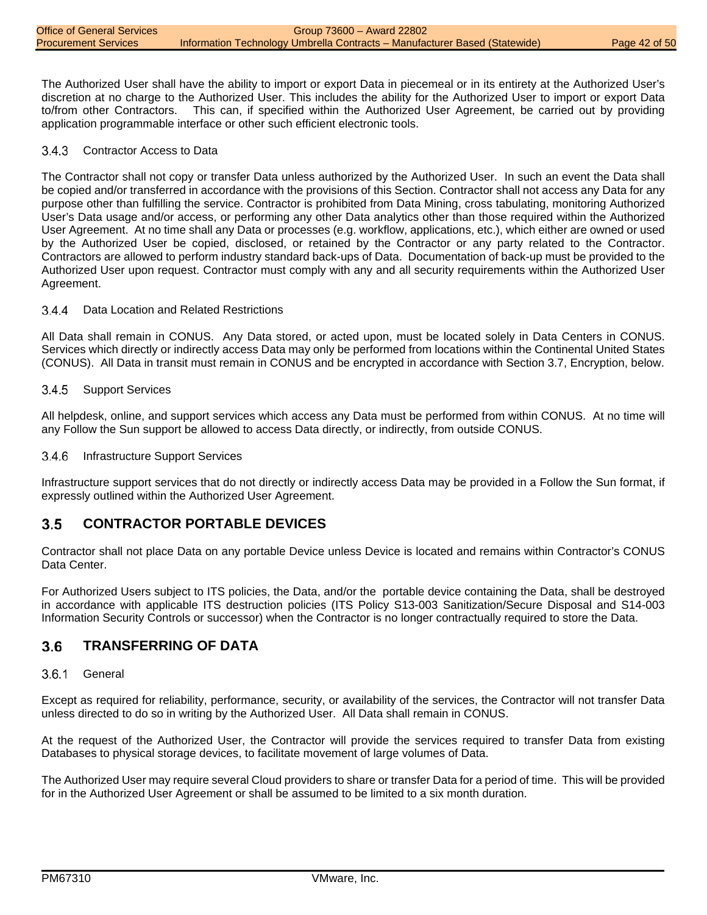The Authorized User shall have the ability to import or export Data in piecemeal or in its entirety at the Authorized User's discretion at no charge to the Authorized User. This includes the ability for the Authorized User to import or export Data to/from other Contractors. This can, if specified within the Authorized User Agreement, be carried out by providing application programmable interface or other such efficient electronic tools.

### 3.4.3 Contractor Access to Data

The Contractor shall not copy or transfer Data unless authorized by the Authorized User. In such an event the Data shall be copied and/or transferred in accordance with the provisions of this Section. Contractor shall not access any Data for any purpose other than fulfilling the service. Contractor is prohibited from Data Mining, cross tabulating, monitoring Authorized User's Data usage and/or access, or performing any other Data analytics other than those required within the Authorized User Agreement. At no time shall any Data or processes (e.g. workflow, applications, etc.), which either are owned or used by the Authorized User be copied, disclosed, or retained by the Contractor or any party related to the Contractor. Contractors are allowed to perform industry standard back-ups of Data. Documentation of back-up must be provided to the Authorized User upon request. Contractor must comply with any and all security requirements within the Authorized User Agreement.

### 3.4.4 Data Location and Related Restrictions

All Data shall remain in CONUS. Any Data stored, or acted upon, must be located solely in Data Centers in CONUS. Services which directly or indirectly access Data may only be performed from locations within the Continental United States (CONUS). All Data in transit must remain in CONUS and be encrypted in accordance with Section 3.7, Encryption, below.

### 3.4.5 Support Services

All helpdesk, online, and support services which access any Data must be performed from within CONUS. At no time will any Follow the Sun support be allowed to access Data directly, or indirectly, from outside CONUS.

### 3.4.6 Infrastructure Support Services

Infrastructure support services that do not directly or indirectly access Data may be provided in a Follow the Sun format, if expressly outlined within the Authorized User Agreement.

## 3.5 CONTRACTOR PORTABLE DEVICES

Contractor shall not place Data on any portable Device unless Device is located and remains within Contractor's CONUS Data Center.

For Authorized Users subject to ITS policies, the Data, and/or the portable device containing the Data, shall be destroyed in accordance with applicable ITS destruction policies (ITS Policy S13-003 Sanitization/Secure Disposal and S14-003 Information Security Controls or successor) when the Contractor is no longer contractually required to store the Data.

## 3.6 TRANSFERRING OF DATA

### 3.6.1 General

Except as required for reliability, performance, security, or availability of the services, the Contractor will not transfer Data unless directed to do so in writing by the Authorized User. All Data shall remain in CONUS.

At the request of the Authorized User, the Contractor will provide the services required to transfer Data from existing Databases to physical storage devices, to facilitate movement of large volumes of Data.

The Authorized User may require several Cloud providers to share or transfer Data for a period of time. This will be provided for in the Authorized User Agreement or shall be assumed to be limited to a six month duration.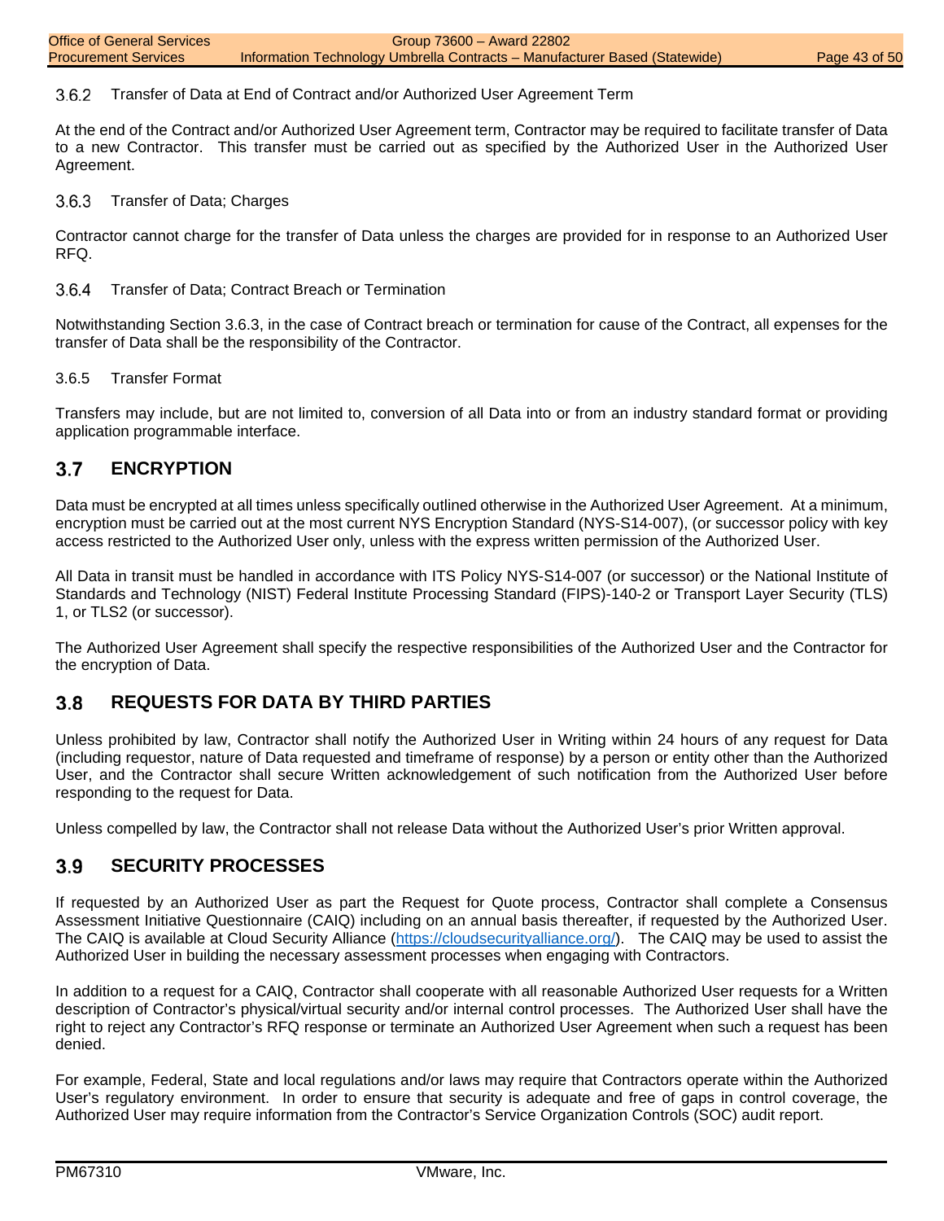### 3.6.2 Transfer of Data at End of Contract and/or Authorized User Agreement Term

At the end of the Contract and/or Authorized User Agreement term, Contractor may be required to facilitate transfer of Data to a new Contractor. This transfer must be carried out as specified by the Authorized User in the Authorized User Agreement.

### 3.6.3 Transfer of Data; Charges

Contractor cannot charge for the transfer of Data unless the charges are provided for in response to an Authorized User RFQ.

### 3.6.4 Transfer of Data; Contract Breach or Termination

Notwithstanding Section 3.6.3, in the case of Contract breach or termination for cause of the Contract, all expenses for the transfer of Data shall be the responsibility of the Contractor.

### 3.6.5 Transfer Format

Transfers may include, but are not limited to, conversion of all Data into or from an industry standard format or providing application programmable interface.

## 3.7 ENCRYPTION

Data must be encrypted at all times unless specifically outlined otherwise in the Authorized User Agreement. At a minimum, encryption must be carried out at the most current NYS Encryption Standard (NYS-S14-007), (or successor policy with key access restricted to the Authorized User only, unless with the express written permission of the Authorized User.

All Data in transit must be handled in accordance with ITS Policy NYS-S14-007 (or successor) or the National Institute of Standards and Technology (NIST) Federal Institute Processing Standard (FIPS)-140-2 or Transport Layer Security (TLS) 1, or TLS2 (or successor).

The Authorized User Agreement shall specify the respective responsibilities of the Authorized User and the Contractor for the encryption of Data.

## 3.8 REQUESTS FOR DATA BY THIRD PARTIES

Unless prohibited by law, Contractor shall notify the Authorized User in Writing within 24 hours of any request for Data (including requestor, nature of Data requested and timeframe of response) by a person or entity other than the Authorized User, and the Contractor shall secure Written acknowledgement of such notification from the Authorized User before responding to the request for Data.

Unless compelled by law, the Contractor shall not release Data without the Authorized User's prior Written approval.

## 3.9 SECURITY PROCESSES

If requested by an Authorized User as part the Request for Quote process, Contractor shall complete a Consensus Assessment Initiative Questionnaire (CAIQ) including on an annual basis thereafter, if requested by the Authorized User. The CAIQ is available at Cloud Security Alliance (https://cloudsecurityalliance.org/). The CAIQ may be used to assist the Authorized User in building the necessary assessment processes when engaging with Contractors.

In addition to a request for a CAIQ, Contractor shall cooperate with all reasonable Authorized User requests for a Written description of Contractor's physical/virtual security and/or internal control processes. The Authorized User shall have the right to reject any Contractor's RFQ response or terminate an Authorized User Agreement when such a request has been denied.

For example, Federal, State and local regulations and/or laws may require that Contractors operate within the Authorized User's regulatory environment. In order to ensure that security is adequate and free of gaps in control coverage, the Authorized User may require information from the Contractor's Service Organization Controls (SOC) audit report.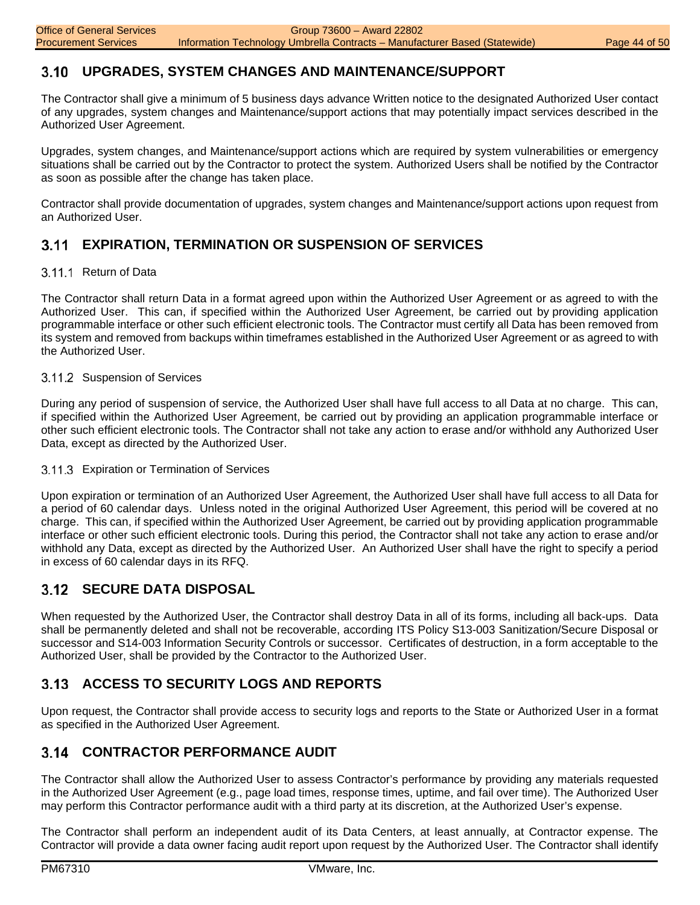## 3.10 UPGRADES, SYSTEM CHANGES AND MAINTENANCE/SUPPORT

The Contractor shall give a minimum of 5 business days advance Written notice to the designated Authorized User contact of any upgrades, system changes and Maintenance/support actions that may potentially impact services described in the Authorized User Agreement.

Upgrades, system changes, and Maintenance/support actions which are required by system vulnerabilities or emergency situations shall be carried out by the Contractor to protect the system. Authorized Users shall be notified by the Contractor as soon as possible after the change has taken place.

Contractor shall provide documentation of upgrades, system changes and Maintenance/support actions upon request from an Authorized User.

## 3.11 EXPIRATION, TERMINATION OR SUSPENSION OF SERVICES

### 3.11.1 Return of Data

The Contractor shall return Data in a format agreed upon within the Authorized User Agreement or as agreed to with the Authorized User. This can, if specified within the Authorized User Agreement, be carried out by providing application programmable interface or other such efficient electronic tools. The Contractor must certify all Data has been removed from its system and removed from backups within timeframes established in the Authorized User Agreement or as agreed to with the Authorized User.

### 3.11.2 Suspension of Services

During any period of suspension of service, the Authorized User shall have full access to all Data at no charge. This can, if specified within the Authorized User Agreement, be carried out by providing an application programmable interface or other such efficient electronic tools. The Contractor shall not take any action to erase and/or withhold any Authorized User Data, except as directed by the Authorized User.

### 3.11.3 Expiration or Termination of Services

Upon expiration or termination of an Authorized User Agreement, the Authorized User shall have full access to all Data for a period of 60 calendar days. Unless noted in the original Authorized User Agreement, this period will be covered at no charge. This can, if specified within the Authorized User Agreement, be carried out by providing application programmable interface or other such efficient electronic tools. During this period, the Contractor shall not take any action to erase and/or withhold any Data, except as directed by the Authorized User. An Authorized User shall have the right to specify a period in excess of 60 calendar days in its RFQ.

## 3.12 SECURE DATA DISPOSAL

When requested by the Authorized User, the Contractor shall destroy Data in all of its forms, including all back-ups. Data shall be permanently deleted and shall not be recoverable, according ITS Policy S13-003 Sanitization/Secure Disposal or successor and S14-003 Information Security Controls or successor. Certificates of destruction, in a form acceptable to the Authorized User, shall be provided by the Contractor to the Authorized User.

## 3.13 ACCESS TO SECURITY LOGS AND REPORTS

Upon request, the Contractor shall provide access to security logs and reports to the State or Authorized User in a format as specified in the Authorized User Agreement.

## 3.14 CONTRACTOR PERFORMANCE AUDIT

The Contractor shall allow the Authorized User to assess Contractor's performance by providing any materials requested in the Authorized User Agreement (e.g., page load times, response times, uptime, and fail over time). The Authorized User may perform this Contractor performance audit with a third party at its discretion, at the Authorized User's expense.

The Contractor shall perform an independent audit of its Data Centers, at least annually, at Contractor expense. The Contractor will provide a data owner facing audit report upon request by the Authorized User. The Contractor shall identify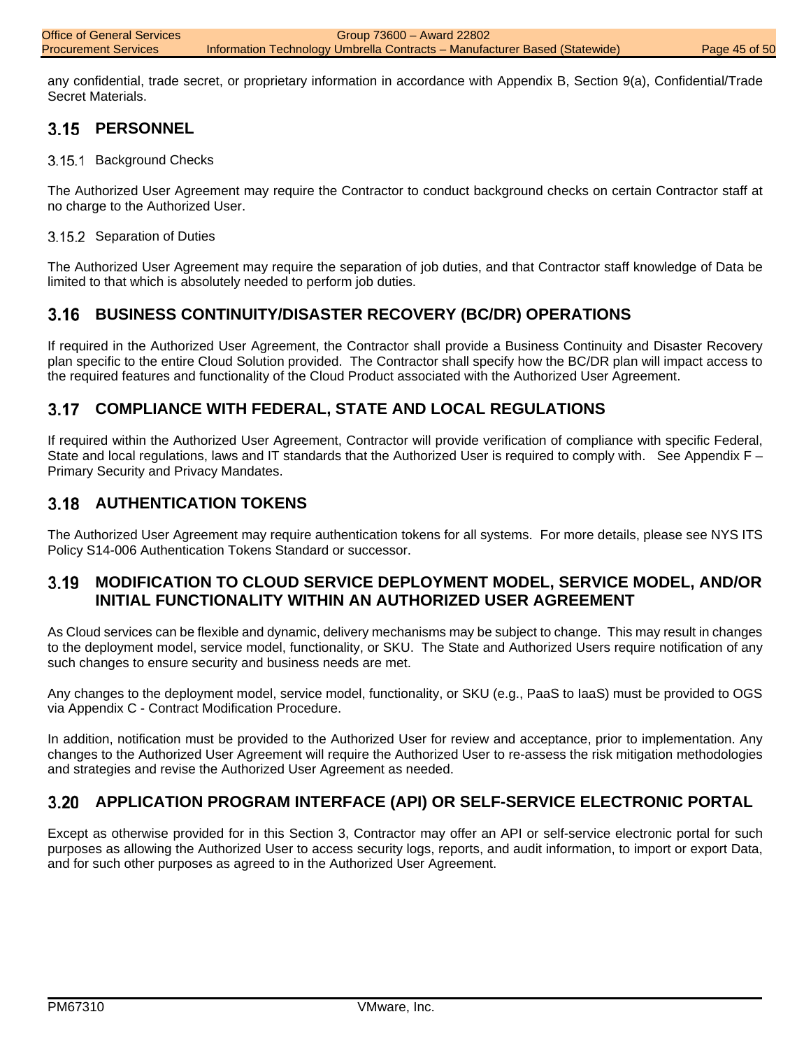any confidential, trade secret, or proprietary information in accordance with Appendix B, Section 9(a), Confidential/Trade Secret Materials.

## 3.15 PERSONNEL

### 3.15.1 Background Checks

The Authorized User Agreement may require the Contractor to conduct background checks on certain Contractor staff at no charge to the Authorized User.

### 3.15.2 Separation of Duties

The Authorized User Agreement may require the separation of job duties, and that Contractor staff knowledge of Data be limited to that which is absolutely needed to perform job duties.

## 3.16 BUSINESS CONTINUITY/DISASTER RECOVERY (BC/DR) OPERATIONS

If required in the Authorized User Agreement, the Contractor shall provide a Business Continuity and Disaster Recovery plan specific to the entire Cloud Solution provided. The Contractor shall specify how the BC/DR plan will impact access to the required features and functionality of the Cloud Product associated with the Authorized User Agreement.

## 3.17 COMPLIANCE WITH FEDERAL, STATE AND LOCAL REGULATIONS

If required within the Authorized User Agreement, Contractor will provide verification of compliance with specific Federal, State and local regulations, laws and IT standards that the Authorized User is required to comply with. See Appendix F – Primary Security and Privacy Mandates.

## 3.18 AUTHENTICATION TOKENS

The Authorized User Agreement may require authentication tokens for all systems. For more details, please see NYS ITS Policy S14-006 Authentication Tokens Standard or successor.

## 3.19 MODIFICATION TO CLOUD SERVICE DEPLOYMENT MODEL, SERVICE MODEL, AND/OR INITIAL FUNCTIONALITY WITHIN AN AUTHORIZED USER AGREEMENT

As Cloud services can be flexible and dynamic, delivery mechanisms may be subject to change. This may result in changes to the deployment model, service model, functionality, or SKU. The State and Authorized Users require notification of any such changes to ensure security and business needs are met.

Any changes to the deployment model, service model, functionality, or SKU (e.g., PaaS to IaaS) must be provided to OGS via Appendix C - Contract Modification Procedure.

In addition, notification must be provided to the Authorized User for review and acceptance, prior to implementation. Any changes to the Authorized User Agreement will require the Authorized User to re-assess the risk mitigation methodologies and strategies and revise the Authorized User Agreement as needed.

## 3.20 APPLICATION PROGRAM INTERFACE (API) OR SELF-SERVICE ELECTRONIC PORTAL

Except as otherwise provided for in this Section 3, Contractor may offer an API or self-service electronic portal for such purposes as allowing the Authorized User to access security logs, reports, and audit information, to import or export Data, and for such other purposes as agreed to in the Authorized User Agreement.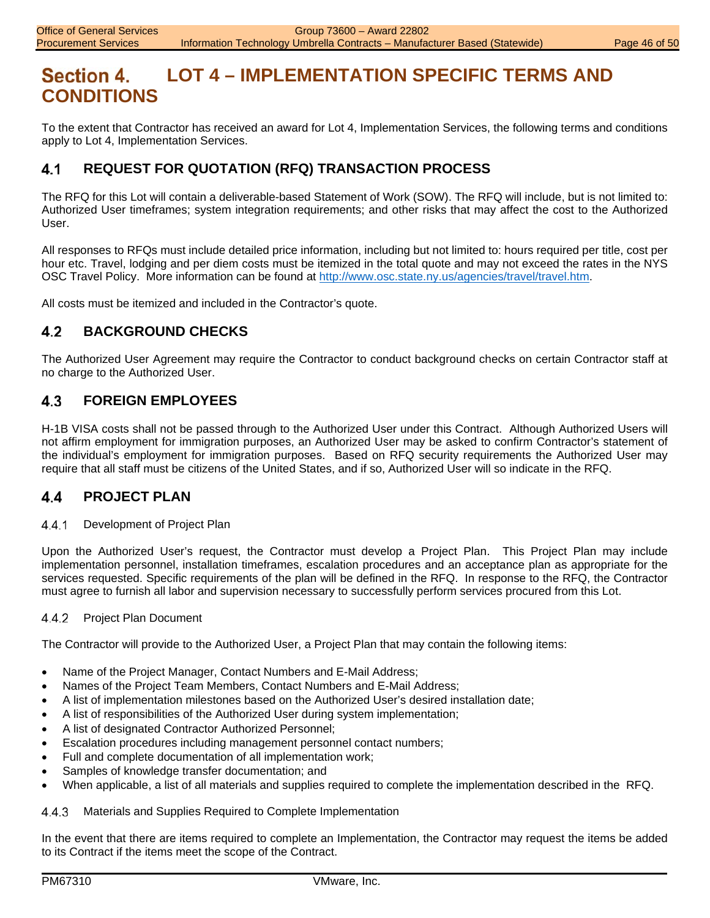# Section 4. LOT 4 – IMPLEMENTATION SPECIFIC TERMS AND CONDITIONS

To the extent that Contractor has received an award for Lot 4, Implementation Services, the following terms and conditions apply to Lot 4, Implementation Services.

## 4.1 REQUEST FOR QUOTATION (RFQ) TRANSACTION PROCESS

The RFQ for this Lot will contain a deliverable-based Statement of Work (SOW). The RFQ will include, but is not limited to: Authorized User timeframes; system integration requirements; and other risks that may affect the cost to the Authorized User.

All responses to RFQs must include detailed price information, including but not limited to: hours required per title, cost per hour etc. Travel, lodging and per diem costs must be itemized in the total quote and may not exceed the rates in the NYS OSC Travel Policy. More information can be found at http://www.osc.state.ny.us/agencies/travel/travel.htm.

All costs must be itemized and included in the Contractor's quote.

## 4.2 BACKGROUND CHECKS

The Authorized User Agreement may require the Contractor to conduct background checks on certain Contractor staff at no charge to the Authorized User.

## 4.3 FOREIGN EMPLOYEES

H-1B VISA costs shall not be passed through to the Authorized User under this Contract. Although Authorized Users will not affirm employment for immigration purposes, an Authorized User may be asked to confirm Contractor's statement of the individual's employment for immigration purposes. Based on RFQ security requirements the Authorized User may require that all staff must be citizens of the United States, and if so, Authorized User will so indicate in the RFQ.

## 4.4 PROJECT PLAN

### 4.4.1 Development of Project Plan

Upon the Authorized User's request, the Contractor must develop a Project Plan. This Project Plan may include implementation personnel, installation timeframes, escalation procedures and an acceptance plan as appropriate for the services requested. Specific requirements of the plan will be defined in the RFQ. In response to the RFQ, the Contractor must agree to furnish all labor and supervision necessary to successfully perform services procured from this Lot.

### 4.4.2 Project Plan Document

The Contractor will provide to the Authorized User, a Project Plan that may contain the following items:

- Name of the Project Manager, Contact Numbers and E-Mail Address;
- Names of the Project Team Members, Contact Numbers and E-Mail Address;
- A list of implementation milestones based on the Authorized User's desired installation date;
- A list of responsibilities of the Authorized User during system implementation;
- A list of designated Contractor Authorized Personnel;
- Escalation procedures including management personnel contact numbers;
- Full and complete documentation of all implementation work;
- Samples of knowledge transfer documentation; and
- When applicable, a list of all materials and supplies required to complete the implementation described in the RFQ.

### 4.4.3 Materials and Supplies Required to Complete Implementation

In the event that there are items required to complete an Implementation, the Contractor may request the items be added to its Contract if the items meet the scope of the Contract.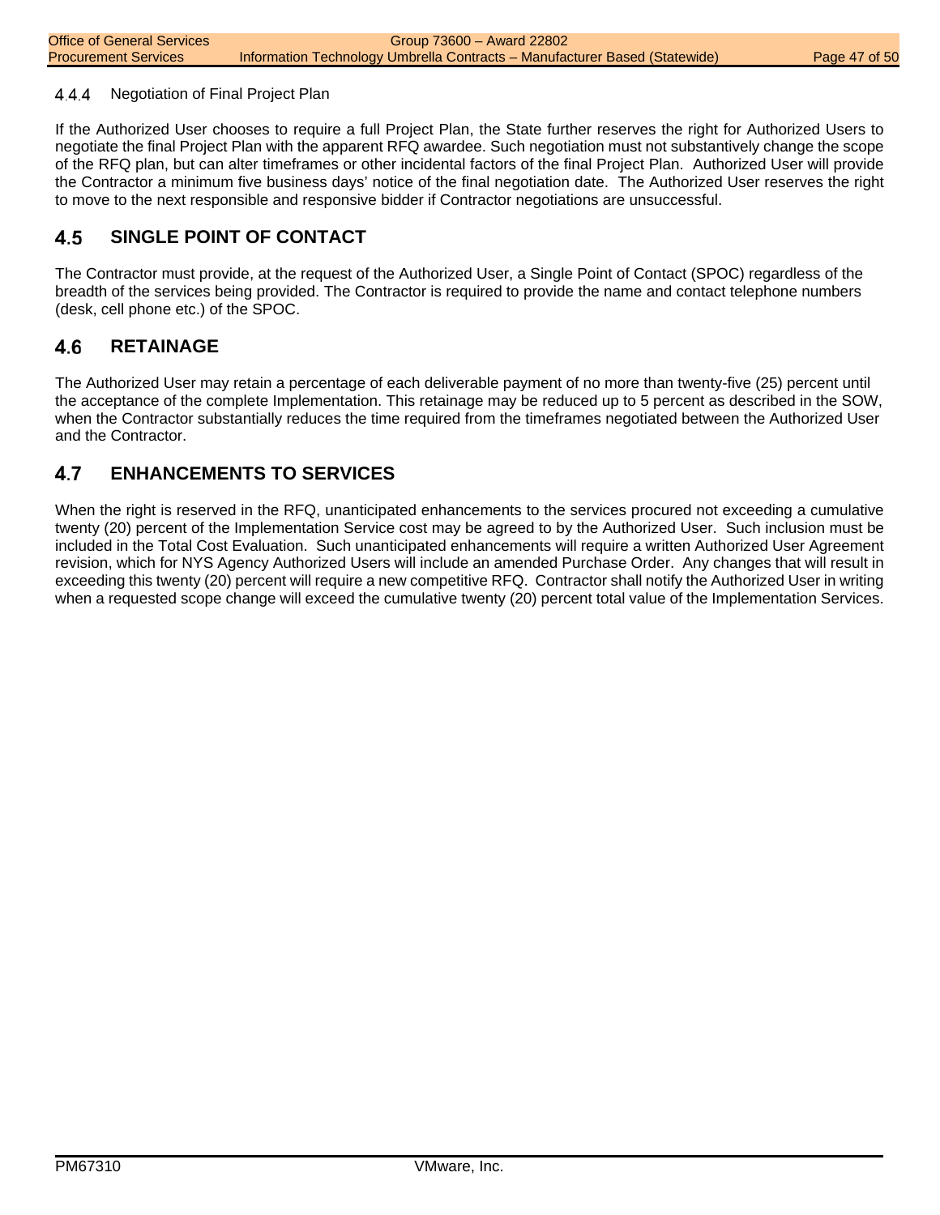### 4.4.4 Negotiation of Final Project Plan

If the Authorized User chooses to require a full Project Plan, the State further reserves the right for Authorized Users to negotiate the final Project Plan with the apparent RFQ awardee. Such negotiation must not substantively change the scope of the RFQ plan, but can alter timeframes or other incidental factors of the final Project Plan. Authorized User will provide the Contractor a minimum five business days' notice of the final negotiation date. The Authorized User reserves the right to move to the next responsible and responsive bidder if Contractor negotiations are unsuccessful.

## 4.5 SINGLE POINT OF CONTACT

The Contractor must provide, at the request of the Authorized User, a Single Point of Contact (SPOC) regardless of the breadth of the services being provided. The Contractor is required to provide the name and contact telephone numbers (desk, cell phone etc.) of the SPOC.

## 4.6 RETAINAGE

The Authorized User may retain a percentage of each deliverable payment of no more than twenty-five (25) percent until the acceptance of the complete Implementation. This retainage may be reduced up to 5 percent as described in the SOW, when the Contractor substantially reduces the time required from the timeframes negotiated between the Authorized User and the Contractor.

## 4.7 ENHANCEMENTS TO SERVICES

When the right is reserved in the RFQ, unanticipated enhancements to the services procured not exceeding a cumulative twenty (20) percent of the Implementation Service cost may be agreed to by the Authorized User. Such inclusion must be included in the Total Cost Evaluation. Such unanticipated enhancements will require a written Authorized User Agreement revision, which for NYS Agency Authorized Users will include an amended Purchase Order. Any changes that will result in exceeding this twenty (20) percent will require a new competitive RFQ. Contractor shall notify the Authorized User in writing when a requested scope change will exceed the cumulative twenty (20) percent total value of the Implementation Services.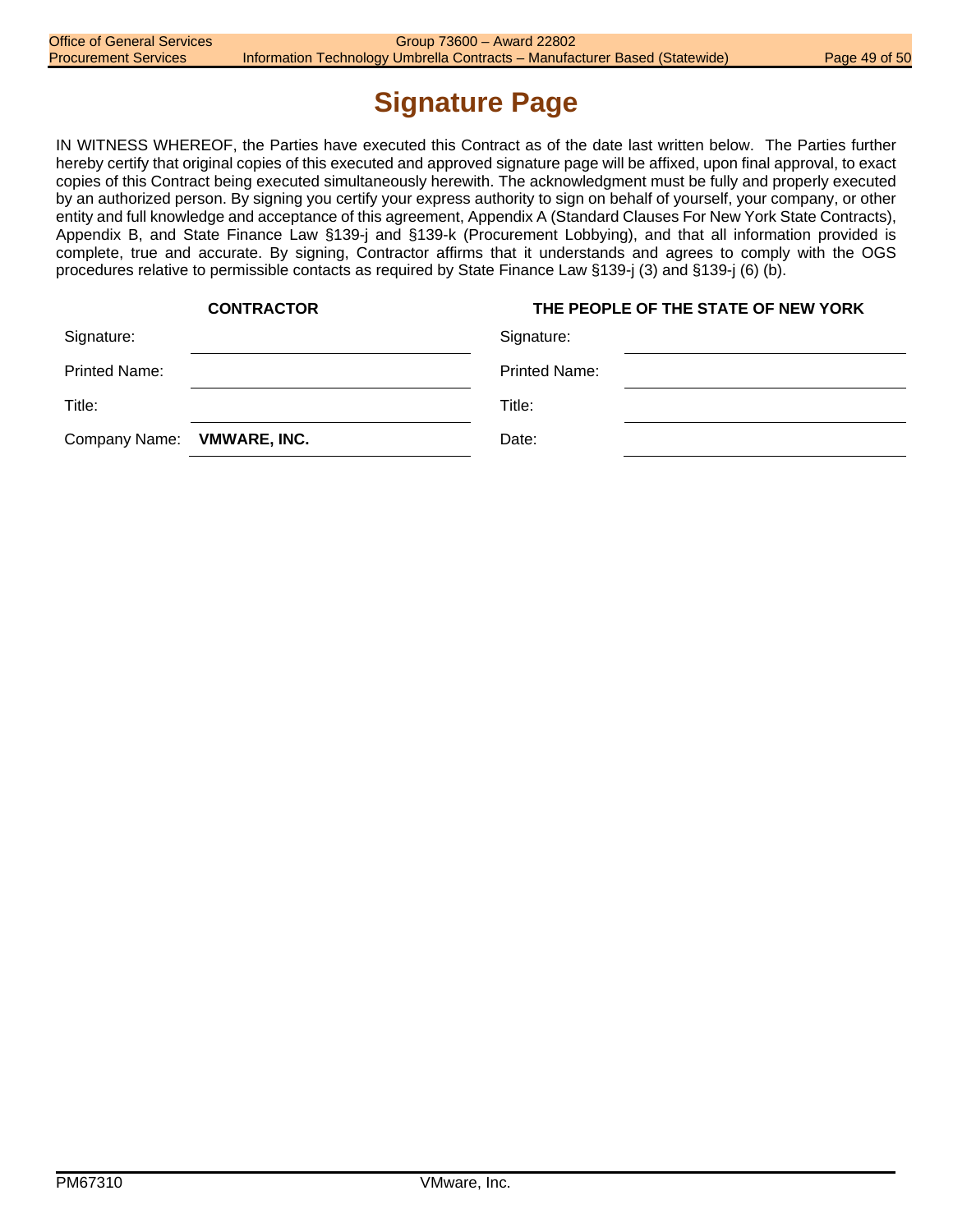# Signature Page

IN WITNESS WHEREOF, the Parties have executed this Contract as of the date last written below. The Parties further hereby certify that original copies of this executed and approved signature page will be affixed, upon final approval, to exact copies of this Contract being executed simultaneously herewith. The acknowledgment must be fully and properly executed by an authorized person. By signing you certify your express authority to sign on behalf of yourself, your company, or other entity and full knowledge and acceptance of this agreement, Appendix A (Standard Clauses For New York State Contracts), Appendix B, and State Finance Law §139-j and §139-k (Procurement Lobbying), and that all information provided is complete, true and accurate. By signing, Contractor affirms that it understands and agrees to comply with the OGS procedures relative to permissible contacts as required by State Finance Law §139-j (3) and §139-j (6) (b).

| **CONTRACTOR** | | **THE PEOPLE OF THE STATE OF NEW YORK** | |
|---|---|---|---|
| Signature: | | Signature: | |
| Printed Name: | | Printed Name: | |
| Title: | | Title: | |
| Company Name: | **VMWARE, INC.** | Date: | |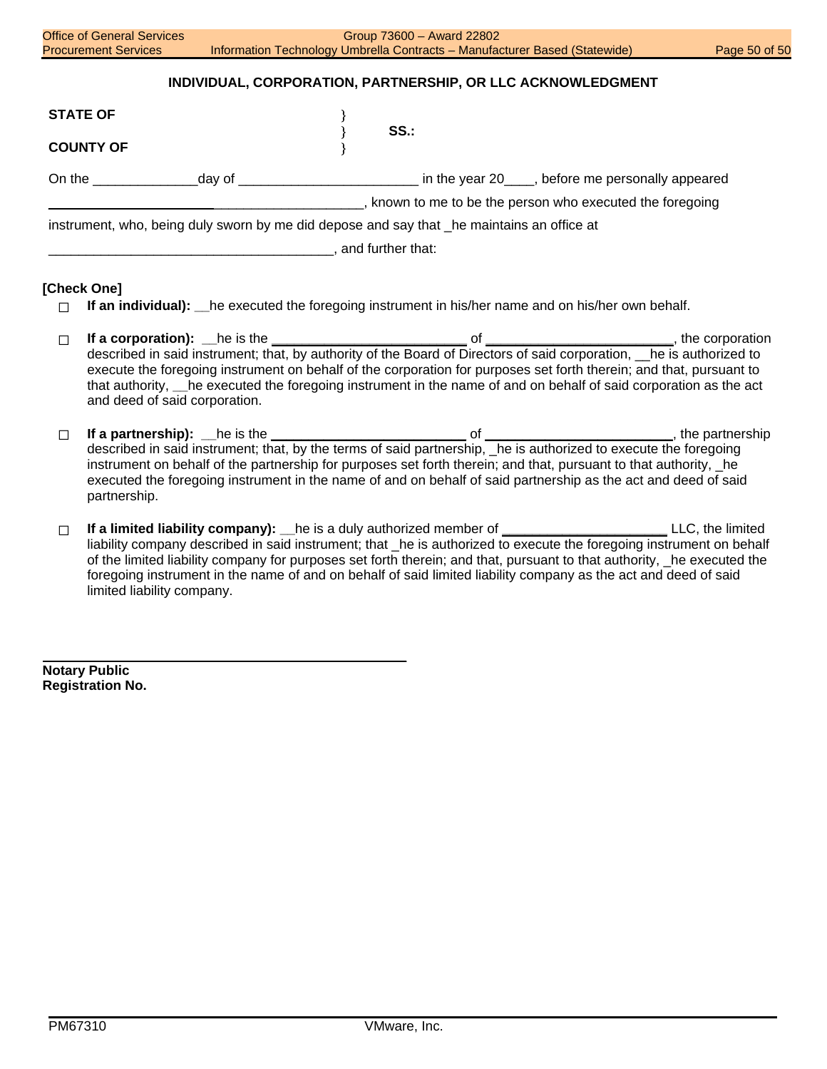**INDIVIDUAL, CORPORATION, PARTNERSHIP, OR LLC ACKNOWLEDGMENT**

**STATE OF** }
} **SS.:**
**COUNTY OF** }

On the ______________day of _________________________ in the year 20____, before me personally appeared __________________________________________, known to me to be the person who executed the foregoing instrument, who, being duly sworn by me did depose and say that _he maintains an office at _______________________________________, and further that:

**[Check One]**

- ☐ **If an individual):** __he executed the foregoing instrument in his/her name and on his/her own behalf.

- ☐ **If a corporation):** __he is the __________________________ of ________________________, the corporation described in said instrument; that, by authority of the Board of Directors of said corporation, __he is authorized to execute the foregoing instrument on behalf of the corporation for purposes set forth therein; and that, pursuant to that authority, __he executed the foregoing instrument in the name of and on behalf of said corporation as the act and deed of said corporation.

- ☐ **If a partnership):** __he is the __________________________ of ________________________, the partnership described in said instrument; that, by the terms of said partnership, _he is authorized to execute the foregoing instrument on behalf of the partnership for purposes set forth therein; and that, pursuant to that authority, _he executed the foregoing instrument in the name of and on behalf of said partnership as the act and deed of said partnership.

- ☐ **If a limited liability company):** __he is a duly authorized member of ______________________ LLC, the limited liability company described in said instrument; that _he is authorized to execute the foregoing instrument on behalf of the limited liability company for purposes set forth therein; and that, pursuant to that authority, _he executed the foregoing instrument in the name of and on behalf of said limited liability company as the act and deed of said limited liability company.

______________________________________________

**Notary Public**
**Registration No.**